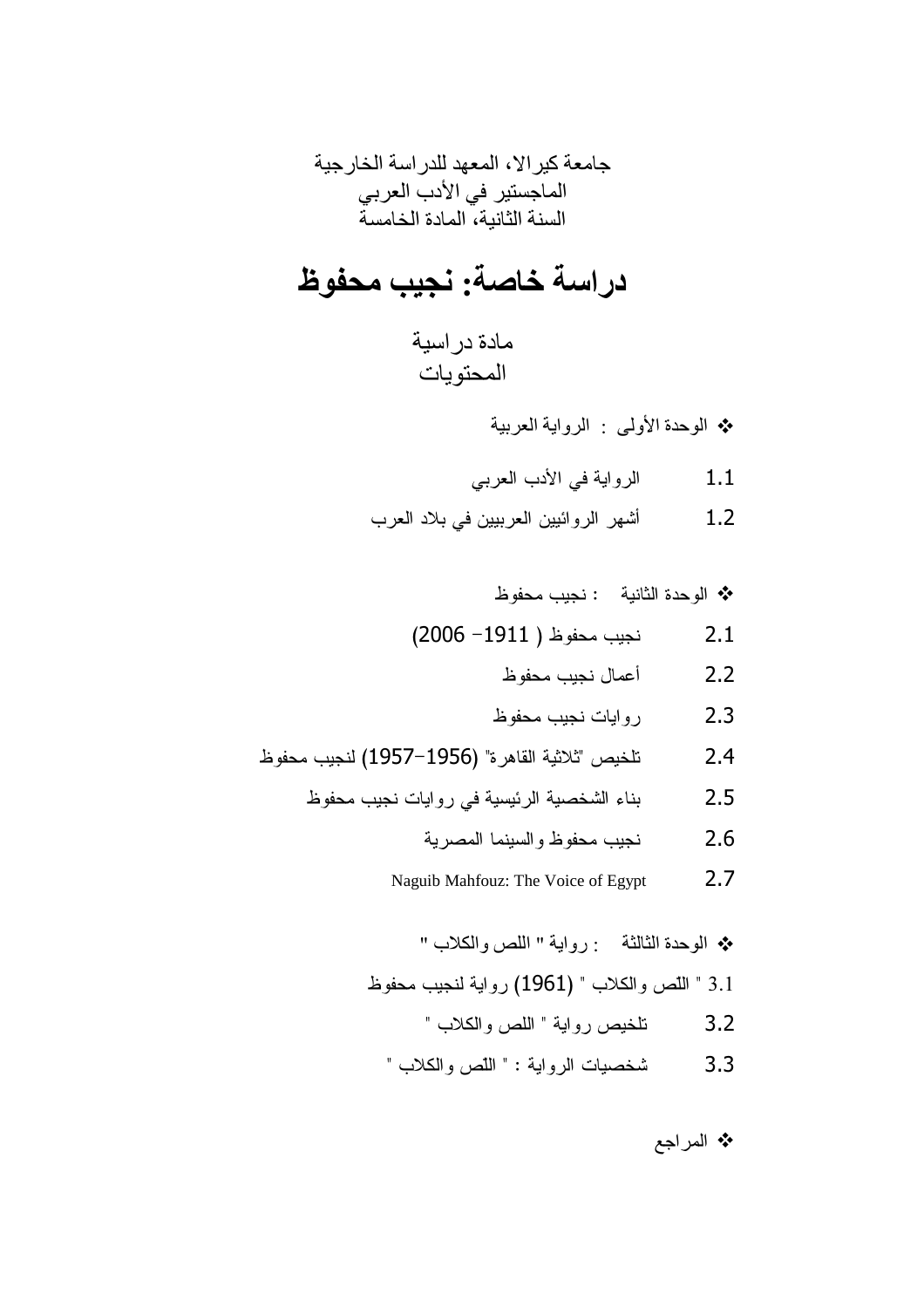جامعة كيرالا، المعهد للدراسة الخارجية
الماجستير في الأدب العربي
السنة الثانية، المادة الخامسة

# دراسة خاصة: نجيب محفوظ

مادة دراسية
المحتويات

❖ الوحدة الأولى : الرواية العربية

1.1 الرواية في الأدب العربي

1.2 أشهر الروائيين العربيين في بلاد العرب

❖ الوحدة الثانية : نجيب محفوظ

2.1 نجيب محفوظ ( 1911- 2006)

2.2 أعمال نجيب محفوظ

2.3 روايات نجيب محفوظ

2.4 تلخيص "ثلاثية القاهرة" (1956-1957) لنجيب محفوظ

2.5 بناء الشخصية الرئيسية في روايات نجيب محفوظ

2.6 نجيب محفوظ والسينما المصرية

2.7 Naguib Mahfouz: The Voice of Egypt

❖ الوحدة الثالثة : رواية " اللص والكلاب "

3.1 " اللّص والكلاب " (1961) رواية لنجيب محفوظ

3.2 تلخيص رواية " اللص والكلاب "

3.3 شخصيات الرواية : " اللّص والكلاب "

❖ المراجع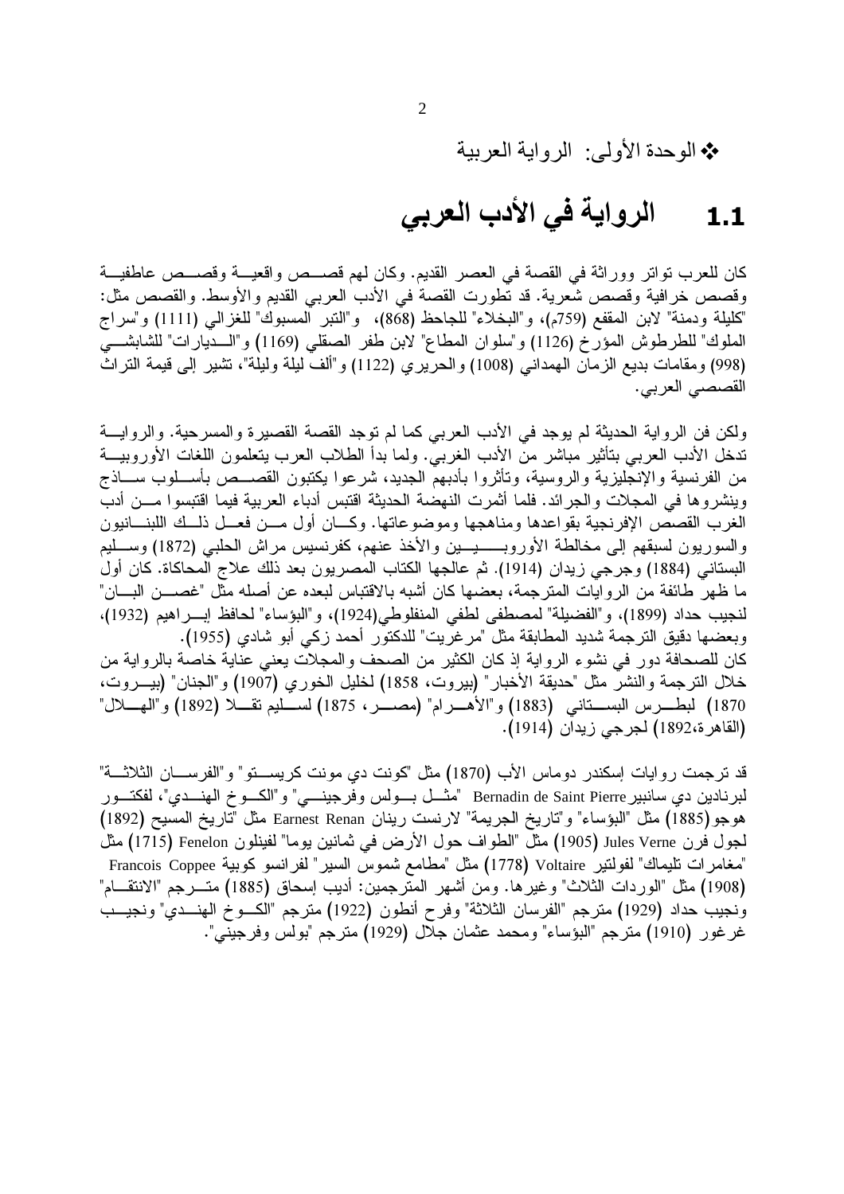❖ الوحدة الأولى: الرواية العربية

## 1.1 الرواية في الأدب العربي

كان للعرب تواتر ووراثة في القصة في العصر القديم. وكان لهم قصص واقعية وقصص عاطفية وقصص خرافية وقصص شعرية. قد تطورت القصة في الأدب العربي القديم والأوسط. والقصص مثل: "كليلة ودمنة" لابن المقفع (759م)، و"البخلاء" للجاحظ (868)، و"التبر المسبوك" للغزالي (1111) و"سراج الملوك" للطرطوش المؤرخ (1126) و"سلوان المطاع" لابن ظفر الصقلي (1169) و"الديارات" للشابشي (998) ومقامات بديع الزمان الهمداني (1008) والحريري (1122) و"ألف ليلة وليلة"، تشير إلى قيمة التراث القصصي العربي.

ولكن فن الرواية الحديثة لم يوجد في الأدب العربي كما لم توجد القصة القصيرة والمسرحية. والرواية تدخل الأدب العربي بتأثير مباشر من الأدب الغربي. ولما بدأ الطلاب العرب يتعلمون اللغات الأوروبية من الفرنسية والإنجليزية والروسية، وتأثروا بأدبهم الجديد، شرعوا يكتبون القصص بأسلوب ساذج وينشروها في المجلات والجرائد. فلما أثمرت النهضة الحديثة اقتبس أدباء العربية فيما اقتبسوا من أدب الغرب القصص الإفرنجية بقواعدها ومناهجها وموضوعاتها. وكان أول من فعل ذلك اللبنانيون والسوريون لسبقهم إلى مخالطة الأوروبيين والأخذ عنهم، كفرنسيس مراش الحلبي (1872) وسليم البستاني (1884) وجرجي زيدان (1914). ثم عالجها الكتاب المصريون بعد ذلك علاج المحاكاة. كان أول ما ظهر طائفة من الروايات المترجمة، بعضها كان أشبه بالاقتباس لبعده عن أصله مثل "غصن البان" لنجيب حداد (1899)، و"الفضيلة" لمصطفى لطفي المنفلوطي(1924)، و"البؤساء" لحافظ إبراهيم (1932)، وبعضها دقيق الترجمة شديد المطابقة مثل "مرغريت" للدكتور أحمد زكي أبو شادي (1955).
كان للصحافة دور في نشوء الرواية إذ كان الكثير من الصحف والمجلات يعني عناية خاصة بالرواية من خلال الترجمة والنشر مثل "حديقة الأخبار" (بيروت، 1858) لخليل الخوري (1907) و"الجنان" (بيروت، 1870) لبطرس البستاني (1883) و"الأهرام" (مصر، 1875) لسليم تقلا (1892) و"الهلال" (القاهرة،1892) لجرجي زيدان (1914).

قد ترجمت روايات إسكندر دوماس الأب (1870) مثل "كونت دي مونت كريستو" و"الفرسان الثلاثة" لبرنادين دي سانبير Bernadin de Saint Pierre "مثل بولس وفرجيني" و"الكوخ الهندي"، لفكتور هوجو(1885) مثل "البؤساء" و"تاريخ الجريمة" لارنست رينان Earnest Renan مثل "تاريخ المسيح (1892) لجول فرن Jules Verne (1905) مثل "الطواف حول الأرض في ثمانين يوما" لفينلون Fenelon (1715) مثل "مغامرات تليماك" لفولتير Voltaire (1778) مثل "مطامع شموس السير" لفرانسو كوبية Francois Coppee (1908) مثل "الوردات الثلاث" وغيرها. ومن أشهر المترجمين: أديب إسحاق (1885) مترجم "الانتقام" ونجيب حداد (1929) مترجم "الفرسان الثلاثة" وفرح أنطون (1922) مترجم "الكوخ الهندي" ونجيب غرغور (1910) مترجم "البؤساء" ومحمد عثمان جلال (1929) مترجم "بولس وفرجيني".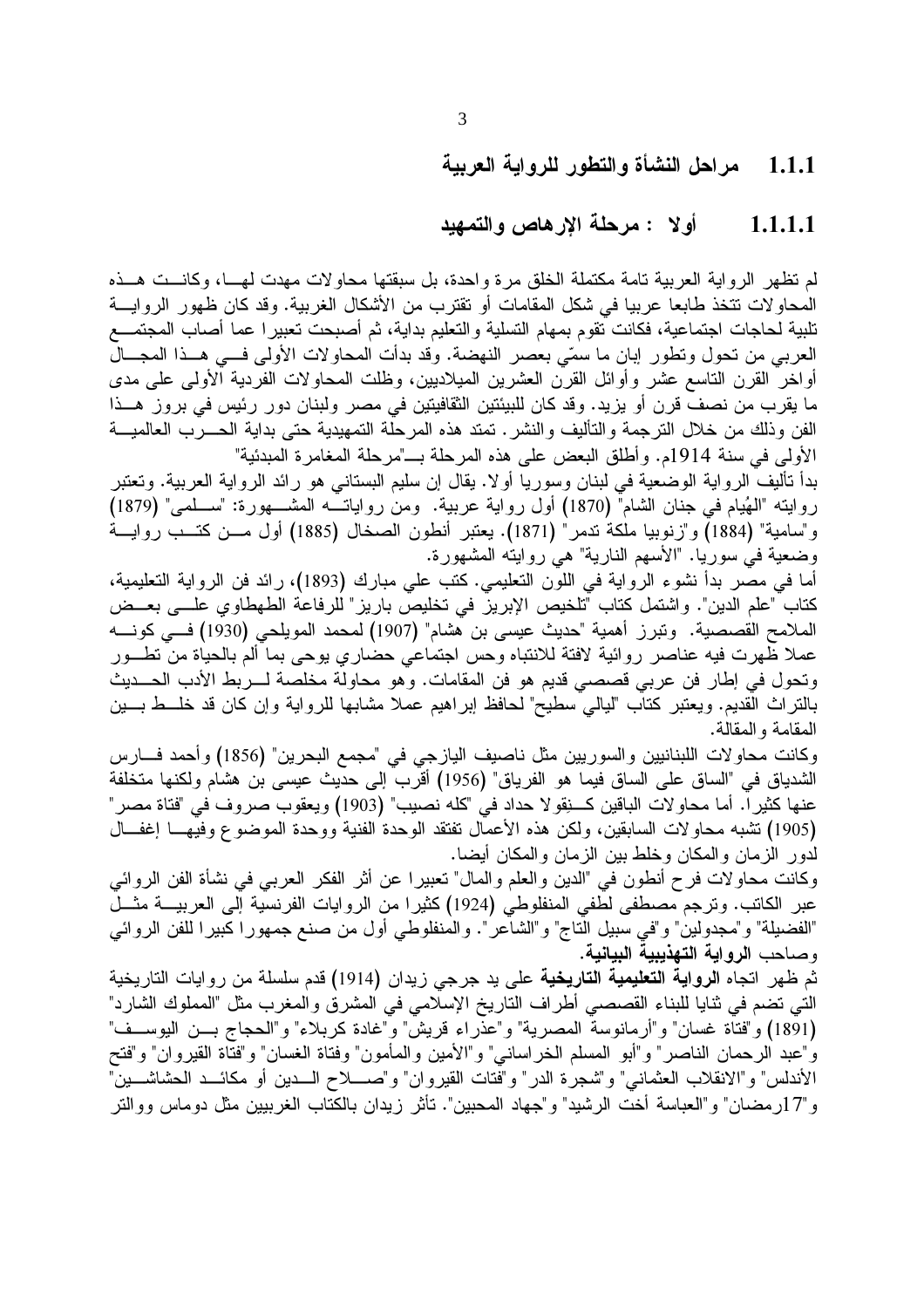### 1.1.1 مراحل النشأة والتطور للرواية العربية

#### 1.1.1.1 أولا : مرحلة الإرهاص والتمهيد

لم تظهر الرواية العربية تامة مكتملة الخلق مرة واحدة، بل سبقتها محاولات مهدت لهـا، وكانـت هـذه المحاولات تتخذ طابعا عربيا في شكل المقامات أو تقترب من الأشكال الغربية. وقد كان ظهور الروايـة تلبية لحاجات اجتماعية، فكانت تقوم بمهام التسلية والتعليم بداية، ثم أصبحت تعبيرا عما أصاب المجتمـع العربي من تحول وتطور إبان ما سمّي بعصر النهضة. وقد بدأت المحاولات الأولى فـي هـذا المجـال أواخر القرن التاسع عشر وأوائل القرن العشرين الميلاديين، وظلت المحاولات الفردية الأولى على مدى ما يقرب من نصف قرن أو يزيد. وقد كان للبيئتين الثقافيتين في مصر ولبنان دور رئيس في بروز هـذا الفن وذلك من خلال الترجمة والتأليف والنشر. تمتد هذه المرحلة التمهيدية حتى بداية الحـرب العالميـة الأولى في سنة 1914م. وأطلق البعض على هذه المرحلة بـ"مرحلة المغامرة المبدئية"

بدأ تأليف الرواية الوضعية في لبنان وسوريا أولا. يقال إن سليم البستاني هو رائد الرواية العربية. وتعتبر روايته "الهُيام في جنان الشام" (1870) أول رواية عربية. ومن رواياتـه المشـهورة: "سـلمى" (1879) و"سامية" (1884) و"زنوبيا ملكة تدمر" (1871). يعتبر أنطون الصخال (1885) أول مـن كتـب روايـة وضعية في سوريا. "الأسهم النارية" هي روايته المشهورة.

أما في مصر بدأ نشوء الرواية في اللون التعليمي. كتب علي مبارك (1893)، رائد فن الرواية التعليمية، كتاب "علم الدين". واشتمل كتاب "تلخيص الإبريز في تخليص باريز" للرفاعة الطهطاوي علـى بعـض الملامح القصصية. وتبرز أهمية "حديث عيسى بن هشام" (1907) لمحمد المويلحي (1930) فـي كونـه عملا ظهرت فيه عناصر روائية لافتة للانتباه وحس اجتماعي حضاري يوحى بما ألم بالحياة من تطـور وتحول في إطار فن عربي قصصي قديم هو فن المقامات. وهو محاولة مخلصة لـربط الأدب الحـديث بالتراث القديم. ويعتبر كتاب "ليالي سطيح" لحافظ إبراهيم عملا مشابها للرواية وإن كان قد خلـط بـين المقامة والمقالة.

وكانت محاولات اللبنانيين والسوريين مثل ناصيف اليازجي في "مجمع البحرين" (1856) وأحمد فـارس الشدياق في "الساق على الساق فيما هو الفرياق" (1956) أقرب إلى حديث عيسى بن هشام ولكنها متخلفة عنها كثيرا. أما محاولات الباقين كـنِقولا حداد في "كله نصيب" (1903) ويعقوب صروف في "فتاة مصر" (1905) تشبه محاولات السابقين، ولكن هذه الأعمال تفتقد الوحدة الفنية ووحدة الموضوع وفيهـا إغفـال لدور الزمان والمكان وخلط بين الزمان والمكان أيضا.

وكانت محاولات فرح أنطون في "الدين والعلم والمال" تعبيرا عن أثر الفكر العربي في نشأة الفن الروائي عبر الكاتب. وترجم مصطفى لطفي المنفلوطي (1924) كثيرا من الروايات الفرنسية إلى العربيـة مثـل "الفضيلة" و"مجدولين" و"في سبيل التاج" و"الشاعر". والمنفلوطي أول من صنع جمهورا كبيرا للفن الروائي وصاحب **الرواية التهذيبية البيانية**.

ثم ظهر اتجاه **الرواية التعليمية التاريخية** على يد جرجي زيدان (1914) قدم سلسلة من روايات التاريخية التي تضم في ثنايا للبناء القصصي أطراف التاريخ الإسلامي في المشرق والمغرب مثل "المملوك الشارد" (1891) و"فتاة غسان" و"أرمانوسة المصرية" و"عذراء قريش" و"غادة كربلاء" و"الحجاج بـن اليوسـف" و"عبد الرحمان الناصر" و"أبو المسلم الخراساني" و"الأمين والمأمون" وفتاة الغسان" و"فتاة القيروان" و"فتح الأندلس" و"الانقلاب العثماني" و"شجرة الدر" و"فتات القيروان" و"صـلاح الـدين أو مكائـد الحشاشـين" و"17رمضان" و"العباسة أخت الرشيد" و"جهاد المحبين". تأثر زيدان بالكتاب الغربيين مثل دوماس ووالتر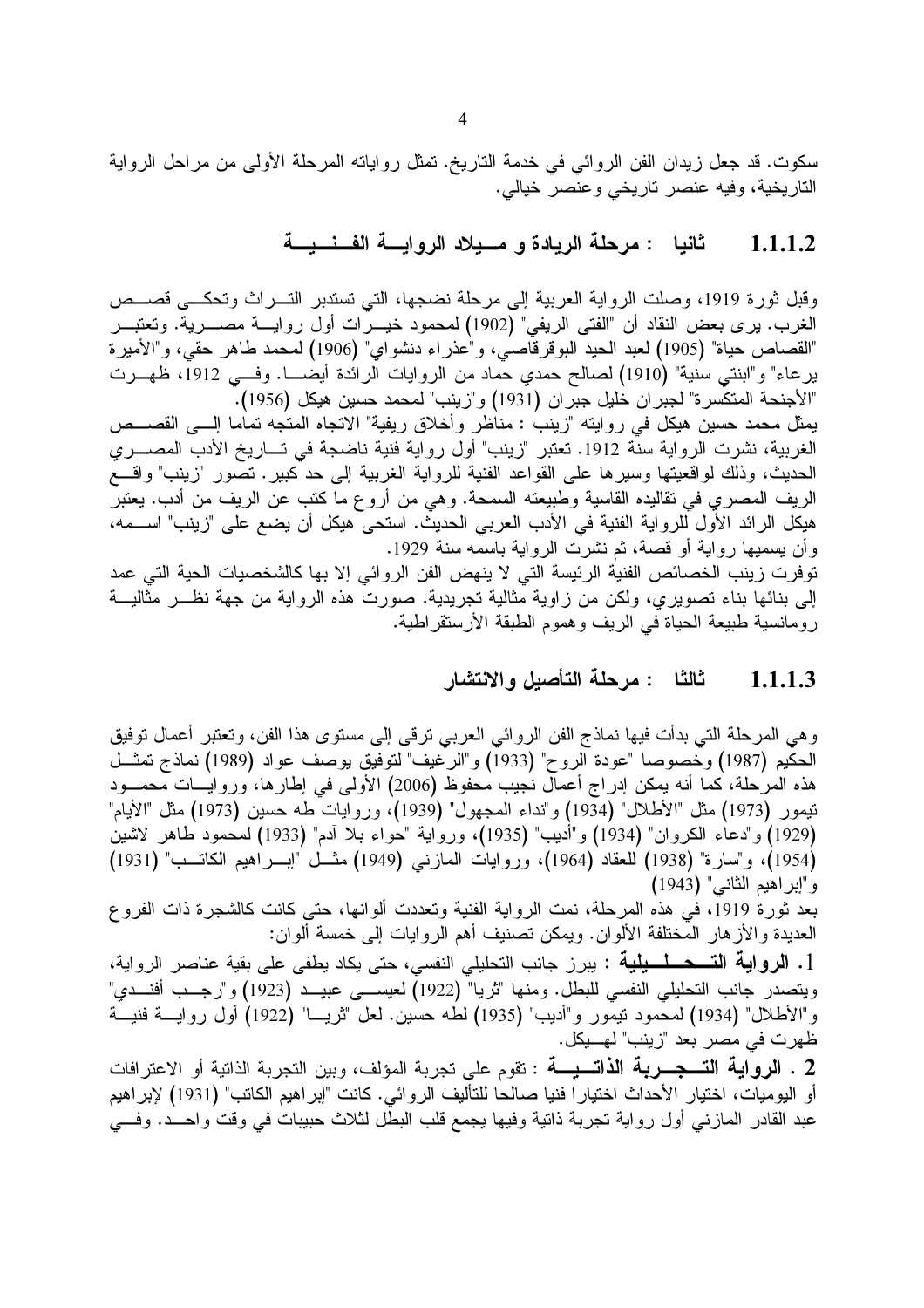سكوت. قد جعل زيدان الفن الروائي في خدمة التاريخ. تمثل رواياته المرحلة الأولى من مراحل الرواية التاريخية، وفيه عنصر تاريخي وعنصر خيالي.

### 1.1.1.2 ثانيا : مرحلة الريادة و ميلاد الرواية الفنية

وقبل ثورة 1919، وصلت الرواية العربية إلى مرحلة نضجها، التي تستدبر التراث وتحكي قصص الغرب. يرى بعض النقاد أن "الفتى الريفي" (1902) لمحمود خيرات أول رواية مصرية. وتعتبر "القصاص حياة" (1905) لعبد الحيد البوقرقاصي، و"عذراء دنشواي" (1906) لمحمد طاهر حقي، و"الأميرة يرعاء" و"ابنتي سنية" (1910) لصالح حمدي حماد من الروايات الرائدة أيضا. وفي 1912، ظهرت "الأجنحة المتكسرة" لجبران خليل جبران (1931) و"زينب" لمحمد حسين هيكل (1956).

يمثل محمد حسين هيكل في روايته "زينب : مناظر وأخلاق ريفية" الاتجاه المتجه تماما إلى القصص الغربية، نشرت الرواية سنة 1912. تعتبر "زينب" أول رواية فنية ناضجة في تاريخ الأدب المصري الحديث، وذلك لواقعيتها وسيرها على القواعد الفنية للرواية الغربية إلى حد كبير. تصور "زينب" واقع الريف المصري في تقاليده القاسية وطبيعته السمحة. وهي من أروع ما كتب عن الريف من أدب. يعتبر هيكل الرائد الأول للرواية الفنية في الأدب العربي الحديث. استحى هيكل أن يضع على "زينب" اسمه، وأن يسميها رواية أو قصة، ثم نشرت الرواية باسمه سنة 1929.

توفرت زينب الخصائص الفنية الرئيسة التي لا ينهض الفن الروائي إلا بها كالشخصيات الحية التي عمد إلى بنائها بناء تصويري، ولكن من زاوية مثالية تجريدية. صورت هذه الرواية من جهة نظر مثالية رومانسية طبيعة الحياة في الريف وهموم الطبقة الأرستقراطية.

### 1.1.1.3 ثالثا : مرحلة التأصيل والانتشار

وهي المرحلة التي بدأت فيها نماذج الفن الروائي العربي ترقى إلى مستوى هذا الفن، وتعتبر أعمال توفيق الحكيم (1987) وخصوصا "عودة الروح" (1933) و"الرغيف" لتوفيق يوصف عواد (1989) نماذج تمثل هذه المرحلة، كما أنه يمكن إدراج أعمال نجيب محفوظ (2006) الأولى في إطارها، وروايات محمود تيمور (1973) مثل "الأطلال" (1934) و"نداء المجهول" (1939)، وروايات طه حسين (1973) مثل "الأيام" (1929) و"دعاء الكروان" (1934) و"أديب" (1935)، ورواية "حواء بلا آدم" (1933) لمحمود طاهر لاشين (1954)، و"سارة" (1938) للعقاد (1964)، وروايات المازني (1949) مثل "إبراهيم الكاتب" (1931) و"إبراهيم الثاني" (1943)

بعد ثورة 1919، في هذه المرحلة، نمت الرواية الفنية وتعددت ألوانها، حتى كانت كالشجرة ذات الفروع العديدة والأزهار المختلفة الألوان. ويمكن تصنيف أهم الروايات إلى خمسة ألوان:

1. **الرواية التحليلية** : يبرز جانب التحليلي النفسي، حتى يكاد يطغى على بقية عناصر الرواية، ويتصدر جانب التحليلي النفسي للبطل. ومنها "ثريا" (1922) لعيسى عبيد (1923) و"رجب أفندي" و"الأطلال" (1934) لمحمود تيمور و"أديب" (1935) لطه حسين. لعل "ثريا" (1922) أول رواية فنية ظهرت في مصر بعد "زينب" لهيكل.

2. **الرواية التجربة الذاتية** : تقوم على تجربة المؤلف، وبين التجربة الذاتية أو الاعترافات أو اليوميات، اختيار الأحداث اختيارا فنيا صالحا للتأليف الروائي. كانت "إبراهيم الكاتب" (1931) لإبراهيم عبد القادر المازني أول رواية تجربة ذاتية وفيها يجمع قلب البطل لثلاث حبيبات في وقت واحد. وفي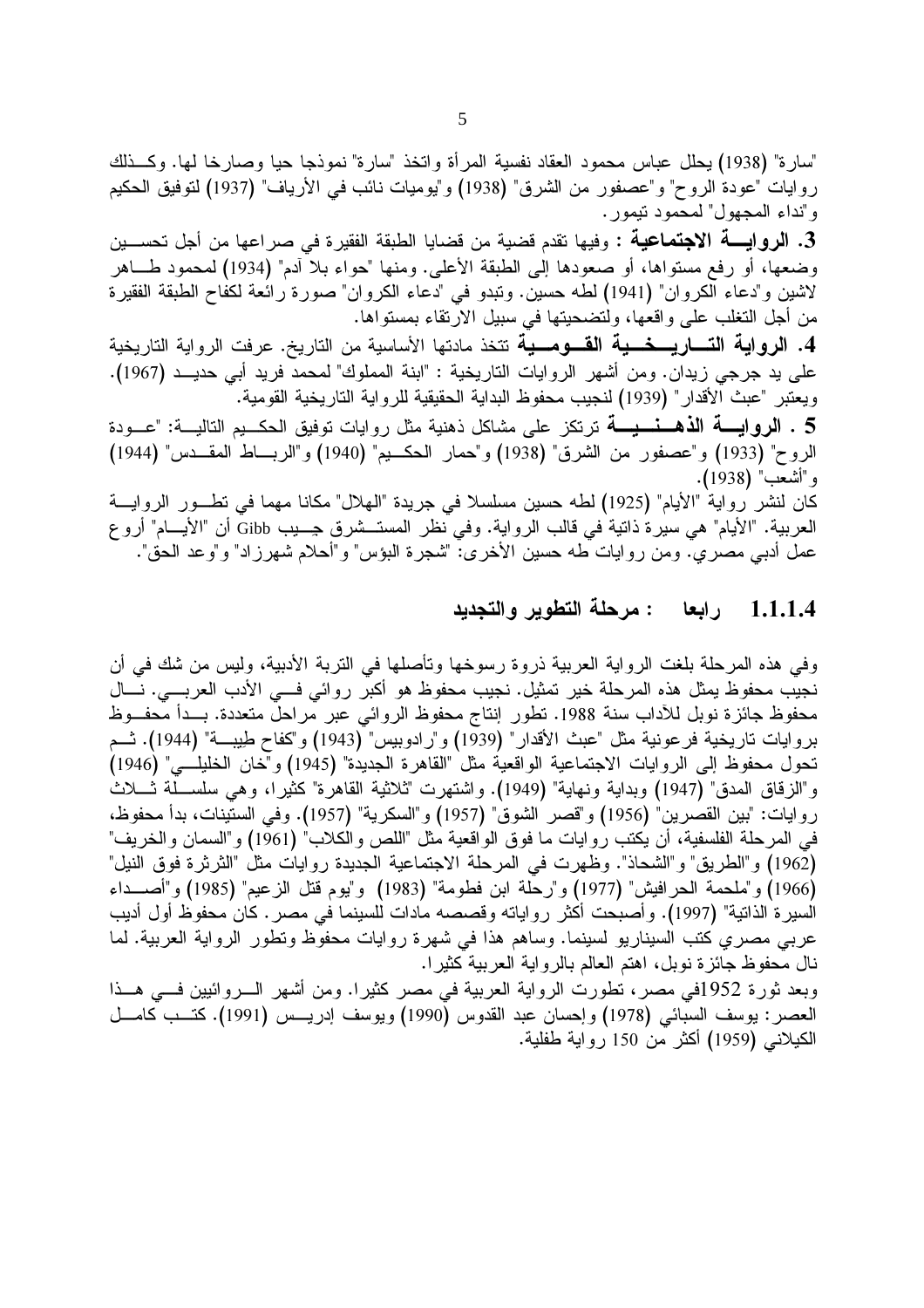"سارة" (1938) يحلل عباس محمود العقاد نفسية المرأة واتخذ "سارة" نموذجا حيا وصارخا لها. وكـذلك روايات "عودة الروح" و"عصفور من الشرق" (1938) و"يوميات نائب في الأرياف" (1937) لتوفيق الحكيم و"نداء المجهول" لمحمود تيمور.

**3. الروايـــة الاجتماعية** : وفيها تقدم قضية من قضايا الطبقة الفقيرة في صراعها من أجل تحسين وضعها، أو رفع مستواها، أو صعودها إلى الطبقة الأعلى. ومنها "حواء بلا آدم" (1934) لمحمود طاهر لاشين و"دعاء الكروان" (1941) لطه حسين. وتبدو في "دعاء الكروان" صورة رائعة لكفاح الطبقة الفقيرة من أجل التغلب على واقعها، ولتضحيتها في سبيل الارتقاء بمستواها.

**4. الرواية التـاريـخـية القـومـية** تتخذ مادتها الأساسية من التاريخ. عرفت الرواية التاريخية على يد جرجي زيدان. ومن أشهر الروايات التاريخية : "ابنة المملوك" لمحمد فريد أبي حديد (1967). ويعتبر "عبث الأقدار" (1939) لنجيب محفوظ البداية الحقيقية للرواية التاريخية القومية.

**5 . الروايـة الذهـنـيـة** ترتكز على مشاكل ذهنية مثل روايات توفيق الحكيم التالية: "عودة الروح" (1933) و"عصفور من الشرق" (1938) و"حمار الحكيم" (1940) و"الرباط المقدس" (1944) و"أشعب" (1938).

كان لنشر رواية "الأيام" (1925) لطه حسين مسلسلا في جريدة "الهلال" مكانا مهما في تطور الرواية العربية. "الأيام" هي سيرة ذاتية في قالب الرواية. وفي نظر المستشرق جيب Gibb أن "الأيام" أروع عمل أدبي مصري. ومن روايات طه حسين الأخرى: "شجرة البؤس" و"أحلام شهرزاد" و"وعد الحق".

### 1.1.1.4 رابعا : مرحلة التطوير والتجديد

وفي هذه المرحلة بلغت الرواية العربية ذروة رسوخها وتأصلها في التربة الأدبية، وليس من شك في أن نجيب محفوظ يمثل هذه المرحلة خير تمثيل. نجيب محفوظ هو أكبر روائي في الأدب العربي. نال محفوظ جائزة نوبل للآداب سنة 1988. تطور إنتاج محفوظ الروائي عبر مراحل متعددة. بدأ محفوظ بروايات تاريخية فرعونية مثل "عبث الأقدار" (1939) و"رادوبيس" (1943) و"كفاح طيبة" (1944). ثم تحول محفوظ إلى الروايات الاجتماعية الواقعية مثل "القاهرة الجديدة" (1945) و"خان الخليلي" (1946) و"الزقاق المدق" (1947) وبداية ونهاية" (1949). واشتهرت "ثلاثية القاهرة" كثيرا، وهي سلسلة ثلاث روايات: "بين القصرين" (1956) و"قصر الشوق" (1957) و"السكرية" (1957). وفي الستينات، بدأ محفوظ، في المرحلة الفلسفية، أن يكتب روايات ما فوق الواقعية مثل "اللص والكلاب" (1961) و"السمان والخريف" (1962) و"الطريق" و"الشحاذ". وظهرت في المرحلة الاجتماعية الجديدة روايات مثل "الثرثرة فوق النيل" (1966) و"ملحمة الحرافيش" (1977) و"رحلة ابن فطومة" (1983) و"يوم قتل الزعيم" (1985) و"أصداء السيرة الذاتية" (1997). وأصبحت أكثر رواياته وقصصه مادات للسينما في مصر. كان محفوظ أول أديب عربي مصري كتب السيناريو لسينما. وساهم هذا في شهرة روايات محفوظ وتطور الرواية العربية. لما نال محفوظ جائزة نوبل، اهتم العالم بالرواية العربية كثيرا.

وبعد ثورة 1952في مصر، تطورت الرواية العربية في مصر كثيرا. ومن أشهر الروائيين في هذا العصر: يوسف السباعي (1978) وإحسان عبد القدوس (1990) ويوسف إدريس (1991). كتب كامل الكيلاني (1959) أكثر من 150 رواية طفلية.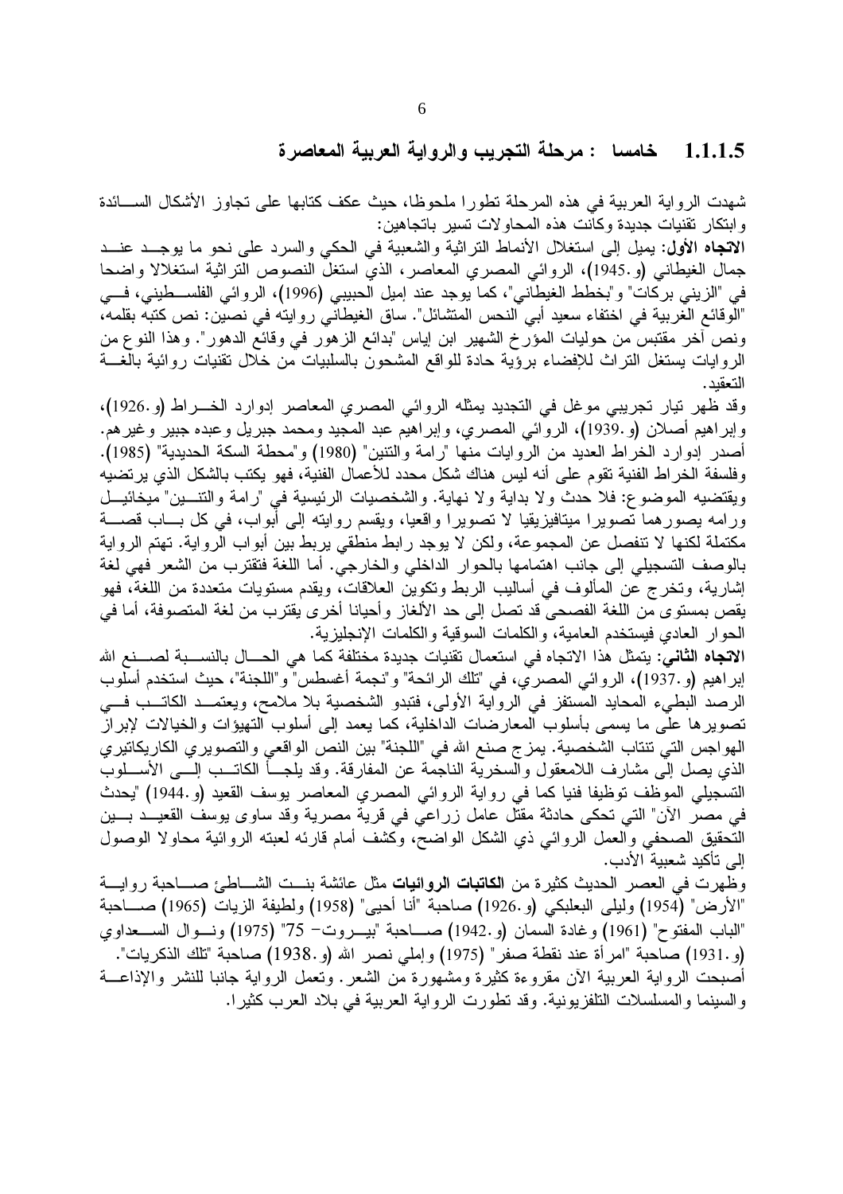### 1.1.1.5 خامسا : مرحلة التجريب والرواية العربية المعاصرة

شهدت الرواية العربية في هذه المرحلة تطورا ملحوظا، حيث عكف كتابها على تجاوز الأشكال السائدة وابتكار تقنيات جديدة وكانت هذه المحاولات تسير باتجاهين:

**الاتجاه الأول**: يميل إلى استغلال الأنماط التراثية والشعبية في الحكي والسرد على نحو ما يوجد عند جمال الغيطاني (و.1945)، الروائي المصري المعاصر، الذي استغل النصوص التراثية استغلالا واضحا في "الزيني بركات" و"بخطط الغيطاني"، كما يوجد عند إميل الحبيبي (1996)، الروائي الفلسطيني، في "الوقائع الغريبة في اختفاء سعيد أبي النحس المتشائل". ساق الغيطاني روايته في نصين: نص كتبه بقلمه، ونص آخر مقتبس من حوليات المؤرخ الشهير ابن إياس "بدائع الزهور في وقائع الدهور". وهذا النوع من الروايات يستغل التراث للإفضاء برؤية حادة للواقع المشحون بالسلبيات من خلال تقنيات روائية بالغة التعقيد.

وقد ظهر تيار تجريبي موغل في التجديد يمثله الروائي المصري المعاصر إدوارد الخراط (و.1926)، وإبراهيم أصلان (و.1939)، الروائي المصري، وإبراهيم عبد المجيد ومحمد جبريل وعبده جبير وغيرهم. أصدر إدوارد الخراط العديد من الروايات منها "رامة والتنين" (1980) و"محطة السكة الحديدية" (1985). وفلسفة الخراط الفنية تقوم على أنه ليس هناك شكل محدد للأعمال الفنية، فهو يكتب بالشكل الذي يرتضيه ويقتضيه الموضوع: فلا حدث ولا بداية ولا نهاية. والشخصيات الرئيسية في "رامة والتنين" ميخائيل ورامه يصورهما تصويرا ميتافيزيقيا لا تصويرا واقعيا، ويقسم روايته إلى أبواب، في كل باب قصة مكتملة لكنها لا تنفصل عن المجموعة، ولكن لا يوجد رابط منطقي يربط بين أبواب الرواية. تهتم الرواية بالوصف التسجيلي إلى جانب اهتمامها بالحوار الداخلي والخارجي. أما اللغة فتقترب من الشعر فهي لغة إشارية، وتخرج عن المألوف في أساليب الربط وتكوين العلاقات، ويقدم مستويات متعددة من اللغة، فهو يقص بمستوى من اللغة الفصحى قد تصل إلى حد الألغاز وأحيانا أخرى يقترب من لغة المتصوفة، أما في الحوار العادي فيستخدم العامية، والكلمات السوقية والكلمات الإنجليزية.

**الاتجاه الثاني**: يتمثل هذا الاتجاه في استعمال تقنيات جديدة مختلفة كما هي الحال بالنسبة لصنع الله إبراهيم (و.1937)، الروائي المصري، في "تلك الرائحة" و"نجمة أغسطس" و"اللجنة"، حيث استخدم أسلوب الرصد البطيء المحايد المستفز في الرواية الأولى، فتبدو الشخصية بلا ملامح، ويعتمد الكاتب في تصويرها على ما يسمى بأسلوب المعارضات الداخلية، كما يعمد إلى أسلوب التهيؤات والخيالات لإبراز الهواجس التي تنتاب الشخصية. يمزج صنع الله في "اللجنة" بين النص الواقعي والتصويري الكاريكاتيري الذي يصل إلى مشارف اللامعقول والسخرية الناجمة عن المفارقة. وقد يلجأ الكاتب إلى الأسلوب التسجيلي الموظف توظيفا فنيا كما في رواية الروائي المصري المعاصر يوسف القعيد (و.1944) "يحدث في مصر الآن" التي تحكي حادثة مقتل عامل زراعي في قرية مصرية وقد ساوى يوسف القعيد بين التحقيق الصحفي والعمل الروائي ذي الشكل الواضح، وكشف أمام قارئه لعبته الروائية محاولا الوصول إلى تأكيد شعبية الأدب.

وظهرت في العصر الحديث كثيرة من **الكاتبات الروائيات** مثل عائشة بنت الشاطئ صاحبة رواية "الأرض" (1954) وليلى البعلبكي (و.1926) صاحبة "أنا أحيي" (1958) ولطيفة الزيات (1965) صاحبة "الباب المفتوح" (1961) وغادة السمان (و.1942) صاحبة "بيروت- 75" (1975) ونوال السعداوي (و.1931) صاحبة "امرأة عند نقطة صفر" (1975) وإملي نصر الله (و.1938) صاحبة "تلك الذكريات".

أصبحت الرواية العربية الآن مقروءة كثيرة ومشهورة من الشعر. وتعمل الرواية جانبا للنشر والإذاعة والسينما والمسلسلات التلفزيونية. وقد تطورت الرواية العربية في بلاد العرب كثيرا.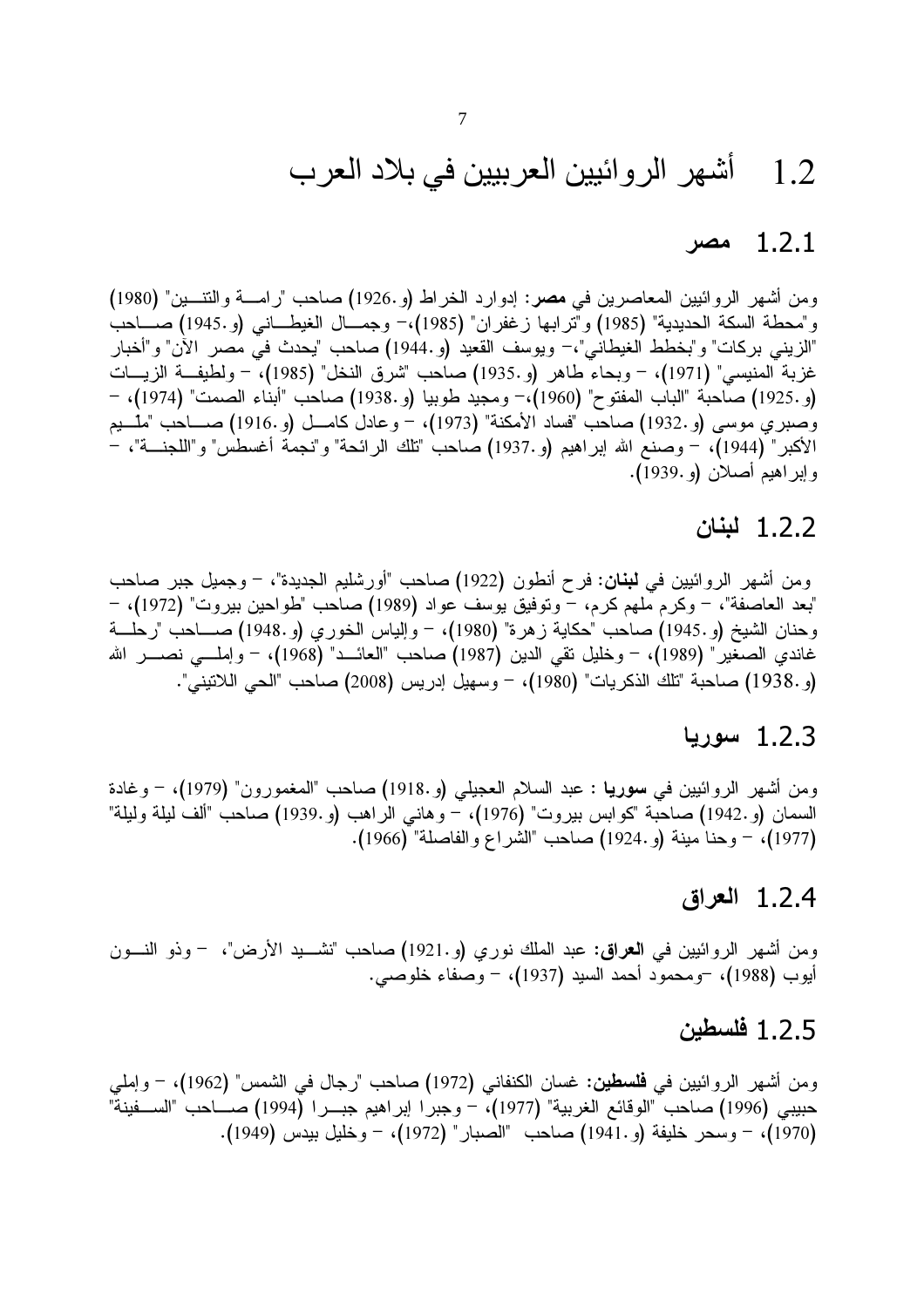## 1.2 أشهر الروائيين العربيين في بلاد العرب

### 1.2.1 مصر

ومن أشهر الروائيين المعاصرين في **مصر**: إدوارد الخراط (و.1926) صاحب "رامة والتنين" (1980) و"محطة السكة الحديدية" (1985) و"ترابها زغفران" (1985)،– وجمال الغيطاني (و.1945) صاحب "الزيني بركات" و"بخطط الغيطاني"،– ويوسف القعيد (و.1944) صاحب "يحدث في مصر الآن" و"أخبار غزبة المنيسي" (1971)، – وبحاء طاهر (و.1935) صاحب "شرق النخل" (1985)، – ولطيفة الزيات (و.1925) صاحبة "الباب المفتوح" (1960)،– ومجيد طوبيا (و.1938) صاحب "أبناء الصمت" (1974)، – وصبري موسى (و.1932) صاحب "فساد الأمكنة" (1973)، – وعادل كامل (و.1916) صاحب "ملّيم الأكبر" (1944)، – وصنع الله إبراهيم (و.1937) صاحب "تلك الرائحة" و"نجمة أغسطس" و"اللجنة"، – وإبراهيم أصلان (و.1939).

### 1.2.2 لبنان

ومن أشهر الروائيين في **لبنان**: فرح أنطون (1922) صاحب "أورشليم الجديدة"، – وجميل جبر صاحب "بعد العاصفة"، – وكرم ملهم كرم، – وتوفيق يوسف عواد (1989) صاحب "طواحين بيروت" (1972)، – وحنان الشيخ (و.1945) صاحب "حكاية زهرة" (1980)، – وإلياس الخوري (و.1948) صاحب "رحلة غاندي الصغير" (1989)، – وخليل تقي الدين (1987) صاحب "العائد" (1968)، – وإملي نصر الله (و.1938) صاحبة "تلك الذكريات" (1980)، – وسهيل إدريس (2008) صاحب "الحي اللاتيني".

### 1.2.3 سوريا

ومن أشهر الروائيين في **سوريا** : عبد السلام العجيلي (و.1918) صاحب "المغمورون" (1979)، – وغادة السمان (و.1942) صاحبة "كوابس بيروت" (1976)، – وهاني الراهب (و.1939) صاحب "ألف ليلة وليلة" (1977)، – وحنا مينة (و.1924) صاحب "الشراع والفاصلة" (1966).

### 1.2.4 العراق

ومن أشهر الروائيين في **العراق:** عبد الملك نوري (و.1921) صاحب "نشيد الأرض"، – وذو النون أيوب (1988)، –ومحمود أحمد السيد (1937)، – وصفاء خلوصي.

### 1.2.5 فلسطين

ومن أشهر الروائيين في **فلسطين:** غسان الكنفاني (1972) صاحب "رجال في الشمس" (1962)، – وإملي حبيبي (1996) صاحب "الوقائع الغربية" (1977)، – وجبرا إبراهيم جبرا (1994) صاحب "السفينة" (1970)، – وسحر خليفة (و.1941) صاحب "الصبار" (1972)، – وخليل بيدس (1949).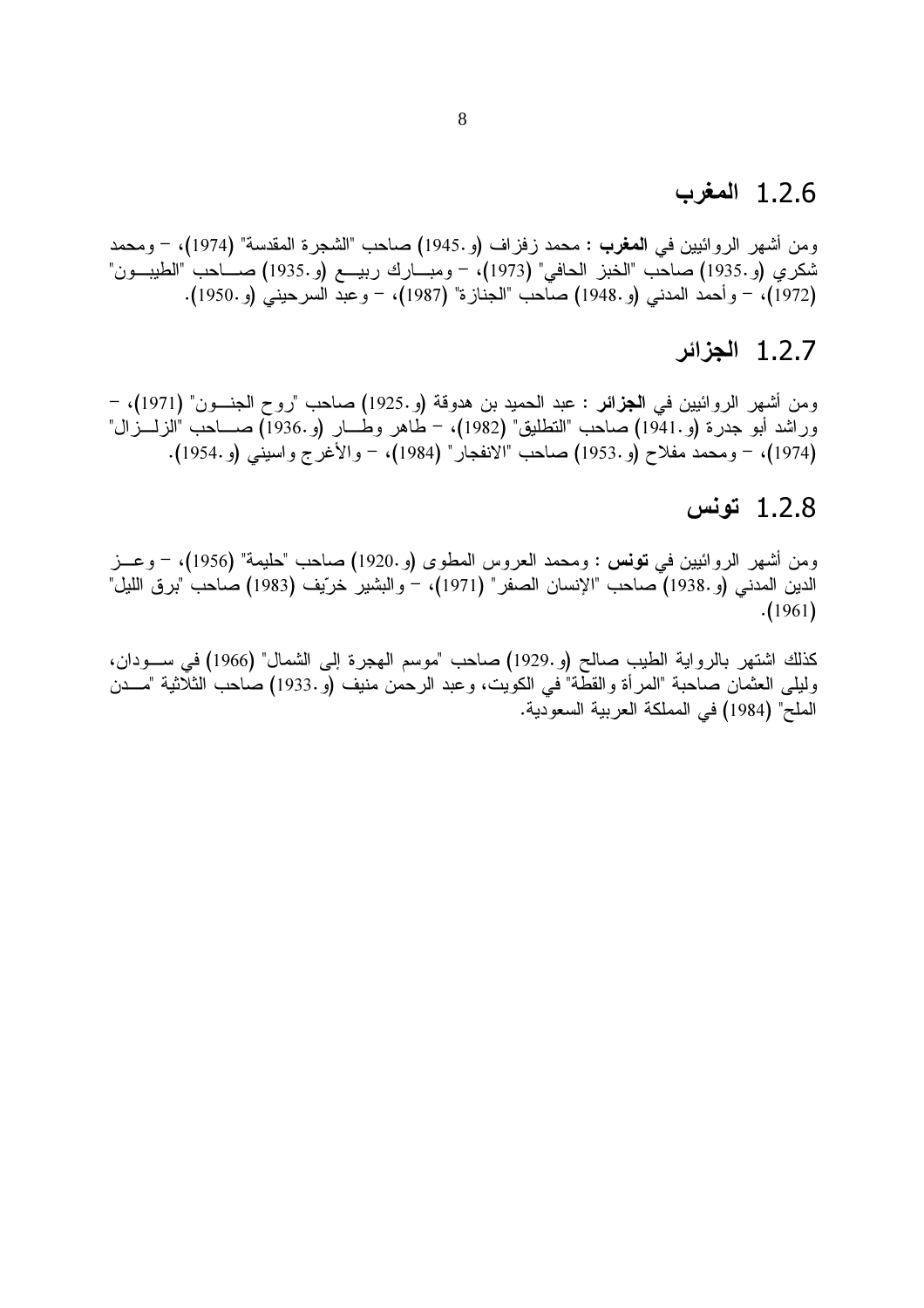### 1.2.6 المغرب

ومن أشهر الروائيين في **المغرب** : محمد زفزاف (و.1945) صاحب "الشجرة المقدسة" (1974)، – ومحمد شكري (و.1935) صاحب "الخبز الحافي" (1973)، – ومبارك ربيع (و.1935) صاحب "الطيبون" (1972)، – وأحمد المدني (و.1948) صاحب "الجنازة" (1987)، – وعبد السرحيني (و.1950).

### 1.2.7 الجزائر

ومن أشهر الروائيين في **الجزائر** : عبد الحميد بن هدوقة (و.1925) صاحب "روح الجنون" (1971)، – وراشد أبو جدرة (و.1941) صاحب "التطليق" (1982)، – طاهر وطار (و.1936) صاحب "الزلزال" (1974)، – ومحمد مفلاح (و.1953) صاحب "الانفجار" (1984)، – والأغرج واسيني (و.1954).

### 1.2.8 تونس

ومن أشهر الروائيين في **تونس** : ومحمد العروس المطوى (و.1920) صاحب "حليمة" (1956)، – وعز الدين المدني (و.1938) صاحب "الإنسان الصفر" (1971)، – والبشير خرّيف (1983) صاحب "برق الليل" (1961).

كذلك اشتهر بالرواية الطيب صالح (و.1929) صاحب "موسم الهجرة إلى الشمال" (1966) في سودان، وليلى العثمان صاحبة "المرأة والقطة" في الكويت، وعبد الرحمن منيف (و.1933) صاحب الثلاثية "مدن الملح" (1984) في المملكة العربية السعودية.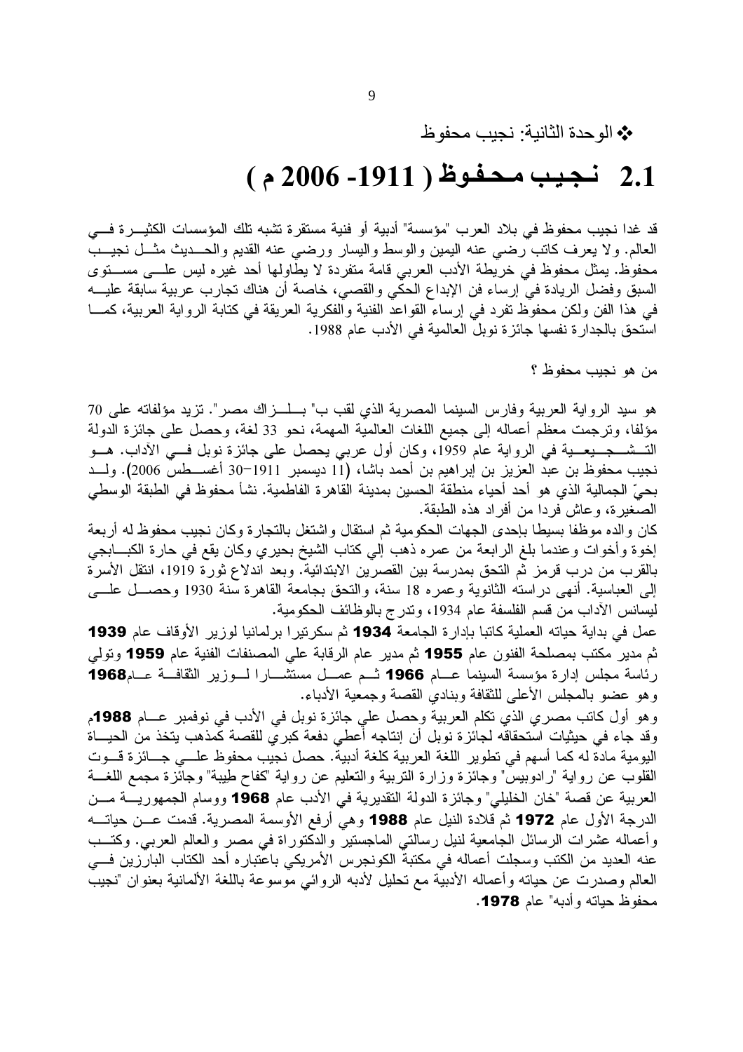❖ الوحدة الثانية: نجيب محفوظ

## 2.1 نجيب محفوظ ( 1911- 2006 م )

قد غدا نجيب محفوظ في بلاد العرب "مؤسسة" أدبية أو فنية مستقرة تشبه تلك المؤسسات الكثيرة في العالم. ولا يعرف كاتب رضي عنه اليمين والوسط واليسار ورضي عنه القديم والحديث مثل نجيب محفوظ. يمثل محفوظ في خريطة الأدب العربي قامة متفردة لا يطاولها أحد غيره ليس على مستوى السبق وفضل الريادة في إرساء فن الإبداع الحكي والقصي، خاصة أن هناك تجارب عربية سابقة عليه في هذا الفن ولكن محفوظ تفرد في إرساء القواعد الفنية والفكرية العريقة في كتابة الرواية العربية، كما استحق بالجدارة نفسها جائزة نوبل العالمية في الأدب عام 1988.

من هو نجيب محفوظ ؟

هو سيد الرواية العربية وفارس السينما المصرية الذي لقب ب" بلزاك مصر". تزيد مؤلفاته على 70 مؤلفا، وترجمت معظم أعماله إلى جميع اللغات العالمية المهمة، نحو 33 لغة، وحصل على جائزة الدولة التشجيعية في الرواية عام 1959، وكان أول عربي يحصل على جائزة نوبل في الآداب. هو نجيب محفوظ بن عبد العزيز بن إبراهيم بن أحمد باشا، (11 ديسمبر 1911–30 أغسطس 2006). ولد بحيّ الجمالية الذي هو أحد أحياء منطقة الحسين بمدينة القاهرة الفاطمية. نشأ محفوظ في الطبقة الوسطي الصغيرة، وعاش فردا من أفراد هذه الطبقة.
كان والده موظفا بسيطا بإحدى الجهات الحكومية ثم استقال واشتغل بالتجارة وكان نجيب محفوظ له أربعة إخوة وأخوات وعندما بلغ الرابعة من عمره ذهب إلي كتاب الشيخ بحيري وكان يقع في حارة الكبابجي بالقرب من درب قرمز ثم التحق بمدرسة بين القصرين الابتدائية. وبعد اندلاع ثورة 1919، انتقل الأسرة إلى العباسية. أنهى دراسته الثانوية وعمره 18 سنة، والتحق بجامعة القاهرة سنة 1930 وحصل على ليسانس الآداب من قسم الفلسفة عام 1934، وتدرج بالوظائف الحكومية.
عمل في بداية حياته العملية كاتبا بإدارة الجامعة **1934** ثم سكرتيرا برلمانيا لوزير الأوقاف عام **1939** ثم مدير مكتب بمصلحة الفنون عام **1955** ثم مدير عام الرقابة علي المصنفات الفنية عام **1959** وتولي رئاسة مجلس إدارة مؤسسة السينما عام **1966** ثم عمل مستشارا لوزير الثقافة عام**1968** وهو عضو بالمجلس الأعلى للثقافة وبنادي القصة وجمعية الأدباء.
وهو أول كاتب مصري الذي تكلم العربية وحصل علي جائزة نوبل في الأدب في نوفمبر عام **1988**م وقد جاء في حيثيات استحقاقه لجائزة نوبل أن إنتاجه أعطي دفعة كبري للقصة كمذهب يتخذ من الحياة اليومية مادة له كما أسهم في تطوير اللغة العربية كلغة أدبية. حصل نجيب محفوظ علي جائزة قوت القلوب عن رواية "رادوبيس" وجائزة وزارة التربية والتعليم عن رواية "كفاح طيبة" وجائزة مجمع اللغة العربية عن قصة "خان الخليلي" وجائزة الدولة التقديرية في الأدب عام **1968** ووسام الجمهورية من الدرجة الأول عام **1972** ثم قلادة النيل عام **1988** وهي أرفع الأوسمة المصرية. قدمت عن حياته وأعماله عشرات الرسائل الجامعية لنيل رسالتي الماجستير والدكتوراة في مصر والعالم العربي. وكتب عنه العديد من الكتب وسجلت أعماله في مكتبة الكونجرس الأمريكي باعتباره أحد الكتاب البارزين في العالم وصدرت عن حياته وأعماله الأدبية مع تحليل لأدبه الروائي موسوعة باللغة الألمانية بعنوان "نجيب محفوظ حياته وأدبه" عام **1978**.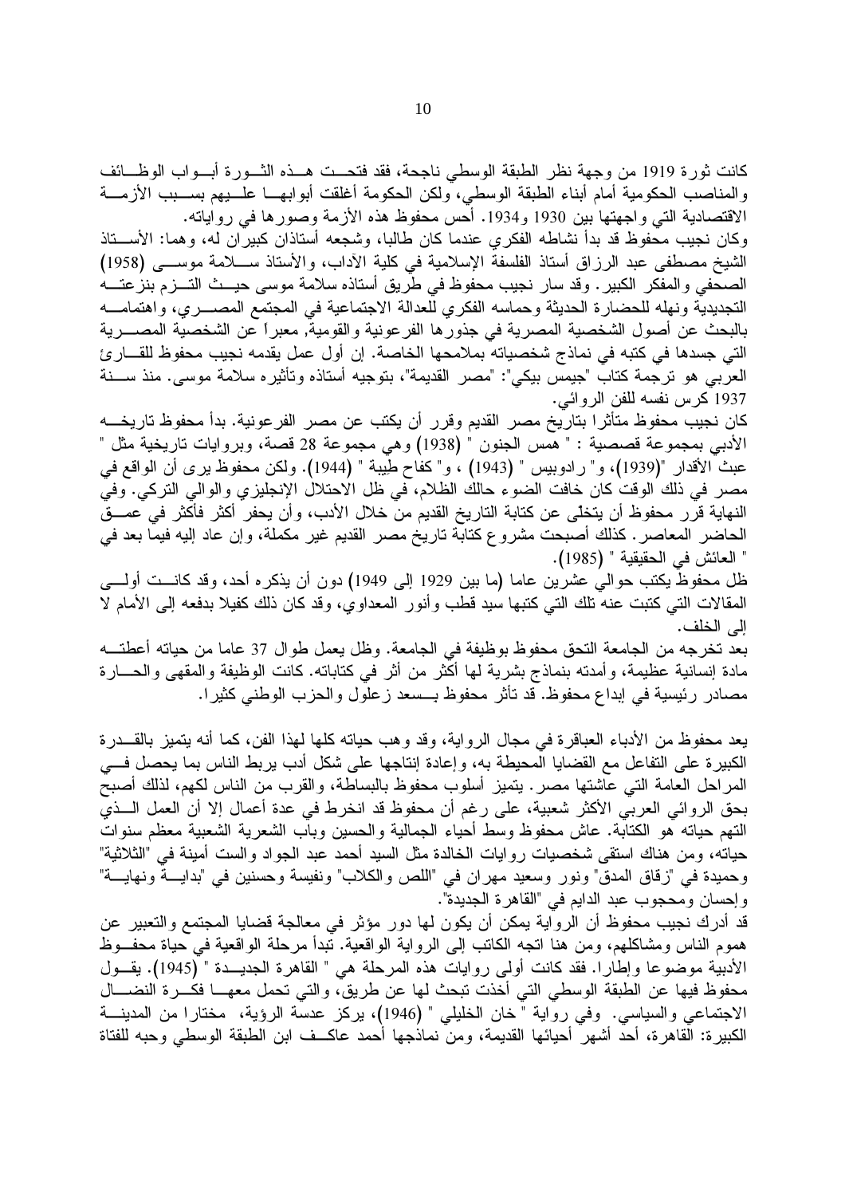كانت ثورة 1919 من وجهة نظر الطبقة الوسطى ناجحة، فقد فتحت هذه الثورة أبواب الوظائف والمناصب الحكومية أمام أبناء الطبقة الوسطى، ولكن الحكومة أغلقت أبوابها عليهم بسبب الأزمة الاقتصادية التي واجهتها بين 1930 و1934. أحس محفوظ هذه الأزمة وصورها في رواياته.

وكان نجيب محفوظ قد بدأ نشاطه الفكري عندما كان طالبا، وشجعه أستاذان كبيران له، وهما: الأستاذ الشيخ مصطفى عبد الرزاق أستاذ الفلسفة الإسلامية في كلية الآداب، والأستاذ سلامة موسى (1958) الصحفي والمفكر الكبير. وقد سار نجيب محفوظ في طريق أستاذه سلامة موسى حيث التزم بنزعته التجديدية ونهله للحضارة الحديثة وحماسه الفكري للعدالة الاجتماعية في المجتمع المصري، واهتمامه بالبحث عن أصول الشخصية المصرية في جذورها الفرعونية والقومية, معبراً عن الشخصية المصرية التي جسدها في كتبه في نماذج شخصياته بملامحها الخاصة. إن أول عمل يقدمه نجيب محفوظ للقارئ العربي هو ترجمة كتاب "جيمس بيكي": "مصر القديمة"، بتوجيه أستاذه وتأثيره سلامة موسى. منذ سنة 1937 كرس نفسه للفن الروائي.

كان نجيب محفوظ متأثرا بتاريخ مصر القديم وقرر أن يكتب عن مصر الفرعونية. بدأ محفوظ تاريخه الأدبي بمجموعة قصصية : " همس الجنون " (1938) وهي مجموعة 28 قصة، وبروايات تاريخية مثل " عبث الأقدار "(1939)، و" رادوبيس " (1943) ، و" كفاح طيبة " (1944). ولكن محفوظ يرى أن الواقع في مصر في ذلك الوقت كان خافت الضوء حالك الظلام، في ظل الاحتلال الإنجليزي والوالي التركي. وفي النهاية قرر محفوظ أن يتخلى عن كتابة التاريخ القديم من خلال الأدب، وأن يحفر أكثر فأكثر في عمق الحاضر المعاصر. كذلك أصبحت مشروع كتابة تاريخ مصر القديم غير مكملة، وإن عاد إليه فيما بعد في " العائش في الحقيقية " (1985).

ظل محفوظ يكتب حوالي عشرين عاما (ما بين 1929 إلى 1949) دون أن يذكره أحد، وقد كانت أولى المقالات التي كتبت عنه تلك التي كتبها سيد قطب وأنور المعداوي، وقد كان ذلك كفيلا بدفعه إلى الأمام لا إلى الخلف.

بعد تخرجه من الجامعة التحق محفوظ بوظيفة في الجامعة. وظل يعمل طوال 37 عاما من حياته أعطته مادة إنسانية عظيمة، وأمدته بنماذج بشرية لها أكثر من أثر في كتاباته. كانت الوظيفة والمقهى والحارة مصادر رئيسية في إبداع محفوظ. قد تأثر محفوظ بسعد زغلول والحزب الوطني كثيرا.

يعد محفوظ من الأدباء العباقرة في مجال الرواية، وقد وهب حياته كلها لهذا الفن، كما أنه يتميز بالقدرة الكبيرة على التفاعل مع القضايا المحيطة به، وإعادة إنتاجها على شكل أدب يربط الناس بما يحصل في المراحل العامة التي عاشتها مصر. يتميز أسلوب محفوظ بالبساطة، والقرب من الناس لكهم، لذلك أصبح بحق الروائي العربي الأكثر شعبية، على رغم أن محفوظ قد انخرط في عدة أعمال إلا أن العمل الذي التهم حياته هو الكتابة. عاش محفوظ وسط أحياء الجمالية والحسين وباب الشعرية الشعبية معظم سنوات حياته، ومن هناك استقى شخصيات روايات الخالدة مثل السيد أحمد عبد الجواد والست أمينة في "الثلاثية" وحميدة في "زقاق المدق" ونور وسعيد مهران في "اللص والكلاب" ونفيسة وحسنين في "بداية ونهاية" وإحسان ومحجوب عبد الدايم في "القاهرة الجديدة".

قد أدرك نجيب محفوظ أن الرواية يمكن أن يكون لها دور مؤثر في معالجة قضايا المجتمع والتعبير عن هموم الناس ومشاكلهم، ومن هنا اتجه الكاتب إلى الرواية الواقعية. تبدأ مرحلة الواقعية في حياة محفوظ الأدبية موضوعا وإطارا. فقد كانت أولى روايات هذه المرحلة هي " القاهرة الجديدة " (1945). يقول محفوظ فيها عن الطبقة الوسطى التي أخذت تبحث لها عن طريق، والتي تحمل معها فكرة النضال الاجتماعي والسياسي. وفي رواية " خان الخليلي " (1946)، يركز عدسة الرؤية، مختارا من المدينة الكبيرة: القاهرة، أحد أشهر أحيائها القديمة، ومن نماذجها أحمد عاكف ابن الطبقة الوسطى وحبه للفتاة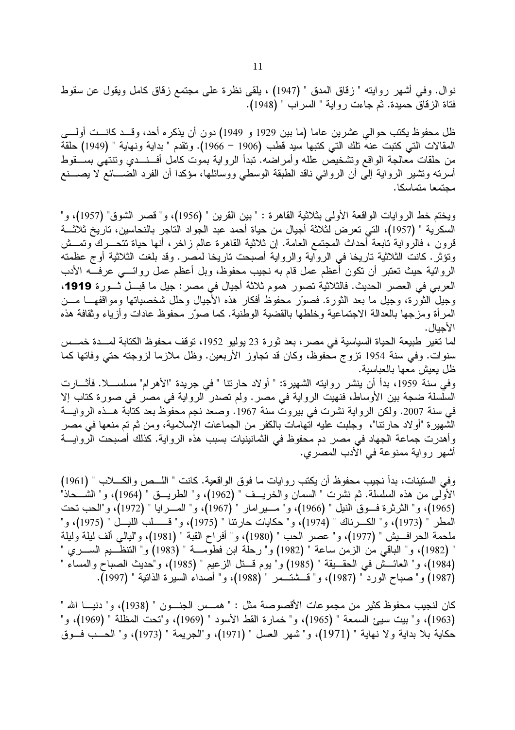نوال. وفي أشهر روايته " زقاق المدق " (1947) ، يلقى نظرة على مجتمع زقاق كامل ويقول عن سقوط فتاة الزقاق حميدة. ثم جاءت رواية " السراب " (1948).

ظل محفوظ يكتب حوالي عشرين عاما (ما بين 1929 و 1949) دون أن يذكره أحد، وقد كانت أولى المقالات التي كتبت عنه تلك التي كتبها سيد قطب (1906 – 1966). وتقدم " بداية ونهاية " (1949) حلقة من حلقات معالجة الواقع وتشخيص علله وأمراضه. تبدأ الرواية بموت كامل أفندي وتنتهي بسقوط أسرته وتشير الرواية إلى أن الروائي ناقد الطبقة الوسطي ووسائلها، مؤكدا أن الفرد الضائع لا يصنع مجتمعا متماسكا.

ويختم خط الروايات الواقعة الأولى بثلاثية القاهرة : " بين القرين " (1956)، و" قصر الشوق" (1957)، و" السكرية " (1957)، التي تعرض لثلاثة أجيال من حياة أحمد عبد الجواد التاجر بالنحاسين، تاريخ ثلاثة قرون ، فالرواية تابعة أحداث المجتمع العامة. إن ثلاثية القاهرة عالم زاخر، أنها حياة تتحرك وتمس وتؤثر. كانت الثلاثية تاريخا في الرواية والرواية أصبحت تاريخا لمصر. وقد بلغت الثلاثية أوج عظمته الروائية حيث تعتبر أن تكون أعظم عمل قام به نجيب محفوظ، وبل أعظم عمل روائي عرفه الأدب العربي في العصر الحديث. فالثلاثية تصور هموم ثلاثة أجيال في مصر: جيل ما قبل ثورة **1919**، وجيل الثورة، وجيل ما بعد الثورة. فصوّر محفوظ أفكار هذه الأجيال وحلل شخصياتها ومواقفها من المرأة ومزجها بالعدالة الاجتماعية وخلطها بالقضية الوطنية. كما صوّر محفوظ عادات وأزياء وثقافة هذه الأجيال.

لما تغير طبيعة الحياة السياسية في مصر، بعد ثورة 23 يوليو 1952، توقف محفوظ الكتابة لمدة خمس سنوات. وفي سنة 1954 تزوج محفوظ، وكان قد تجاوز الأربعين. وظل ملازما لزوجته حتي وفاتها كما ظل يعيش معها بالعباسية.

وفي سنة 1959، بدأ أن ينشر روايته الشهيرة: " أولاد حارتنا " في جريدة "الأهرام" مسلسلا. فأثارت السلسلة ضجة بين الأوساط، فنهيت الرواية في مصر. ولم تصدر الرواية في مصر في صورة كتاب إلا في سنة 2007. ولكن الرواية نشرت في بيروت سنة 1967. وصعد نجم محفوظ بعد كتابة هذه الرواية الشهيرة "أولاد حارتنا"، وجلبت عليه اتهامات بالكفر من الجماعات الإسلامية، ومن ثم تم منعها في مصر وأهدرت جماعة الجهاد في مصر دم محفوظ في الثمانينيات بسبب هذه الرواية. كذلك أصبحت الرواية أشهر رواية ممنوعة في الأدب المصري.

وفي الستينات، بدأ نجيب محفوظ أن يكتب روايات ما فوق الواقعية. كانت " اللص والكلاب " (1961) الأولى من هذه السلسلة. ثم نشرت " السمان والخريف " (1962)، و" الطريق " (1964)، و" الشحاذ" (1965)، و" الثرثرة فوق النيل " (1966)، و" ميرامار " (1967)، و" المرايا " (1972)، و"الحب تحت المطر " (1973)، و" الكرناك " (1974)، و" حكايات حارتنا " (1975)، و" قلب الليل " (1975)، و" ملحمة الحرافيش " (1977)، و" عصر الحب " (1980)، و" أفراح القبة " (1981)، و"ليالي ألف ليلة وليلة " (1982)، و" الباقي من الزمن ساعة " (1982) و" رحلة ابن فطومة " (1983) و" التنظيم السري " (1984)، و" العائش في الحقيقة " (1985) و" يوم قتل الزعيم " (1985)، و"حديث الصباح والمساء " (1987) و" صباح الورد " (1987)، و" قشتمر " (1988)، و" أصداء السيرة الذاتية " (1997).

كان لنجيب محفوظ كثير من مجموعات الأقصوصة مثل : " همس الجنون " (1938)، و" دنيا الله " (1963)، و" بيت سيئ السمعة " (1965)، و" خمارة القط الأسود " (1969)، و"تحت المظلة " (1969)، و" حكاية بلا بداية ولا نهاية " (1971)، و" شهر العسل " (1971)، و"الجريمة " (1973)، و" الحب فوق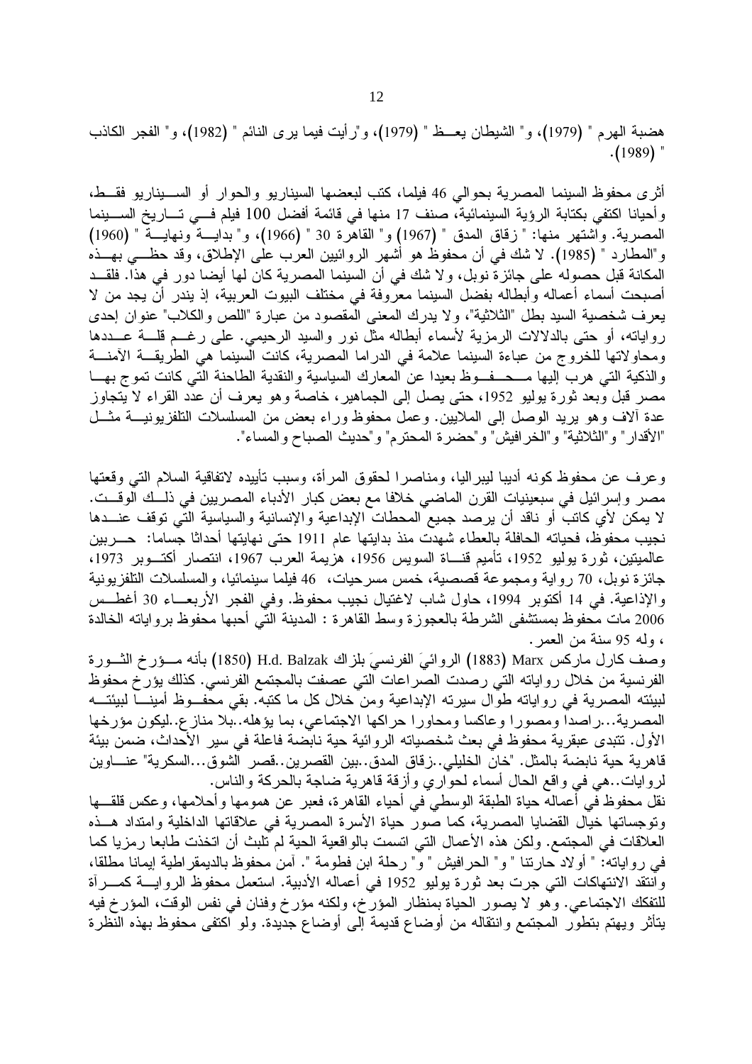هضبة الهرم " (1979)، و" الشيطان يعـظ " (1979)، و"رأيت فيما يرى النائم " (1982)، و" الفجر الكاذب " (1989).

أثرى محفوظ السينما المصرية بحوالي 46 فيلما، كتب لبعضها السيناريو والحوار أو السيناريو فقط، وأحيانا اكتفي بكتابة الرؤية السينمائية، صنف 17 منها في قائمة أفضل 100 فيلم في تاريخ السينما المصرية. واشتهر منها: " زقاق المدق " (1967) و" القاهرة 30 " (1966)، و" بداية ونهاية " (1960) و"المطارد " (1985). لا شك في أن محفوظ هو أشهر الروائيين العرب على الإطلاق، وقد حظي بهذه المكانة قبل حصوله على جائزة نوبل، ولا شك في أن السينما المصرية كان لها أيضا دور في هذا. فلقد أصبحت أسماء أعماله وأبطاله بفضل السينما معروفة في مختلف البيوت العربية، إذ يندر أن يجد من لا يعرف شخصية السيد بطل "الثلاثية"، ولا يدرك المعنى المقصود من عبارة "اللص والكلاب" عنوان إحدى رواياته، أو حتى بالدلالات الرمزية لأسماء أبطاله مثل نور والسيد الرحيمي. على رغم قلة عددها ومحاولاتها للخروج من عباءة السينما علامة في الدراما المصرية، كانت السينما هي الطريقة الآمنة والذكية التي هرب إليها محفوظ بعيدا عن المعارك السياسية والنقدية الطاحنة التي كانت تموج بها مصر قبل وبعد ثورة يوليو 1952، حتى يصل إلى الجماهير، خاصة وهو يعرف أن عدد القراء لا يتجاوز عدة آلاف وهو يريد الوصل إلى الملايين. وعمل محفوظ وراء بعض من المسلسلات التلفزيونية مثل "الأقدار" و"الثلاثية" و"الخرافيش" و"حضرة المحترم" و"حديث الصباح والمساء".

وعرف عن محفوظ كونه أديبا ليبراليا، ومناصرا لحقوق المرأة، وسبب تأييده لاتفاقية السلام التي وقعتها مصر وإسرائيل في سبعينيات القرن الماضي خلافا مع بعض كبار الأدباء المصريين في ذلك الوقت. لا يمكن لأي كاتب أو ناقد أن يرصد جميع المحطات الإبداعية والإنسانية والسياسية التي توقف عندها نجيب محفوظ، فحياته الحافلة بالعطاء شهدت منذ بدايتها عام 1911 حتى نهايتها أحداثا جساما: حربين عالميتين، ثورة يوليو 1952، تأميم قناة السويس 1956، هزيمة العرب 1967، انتصار أكتوبر 1973، جائزة نوبل، 70 رواية ومجموعة قصصية، خمس مسرحيات، 46 فيلما سينمائيا، والمسلسلات التلفزيونية والإذاعية. في 14 أكتوبر 1994، حاول شاب لاغتيال نجيب محفوظ. وفي الفجر الأربعاء 30 أغطس 2006 مات محفوظ بمستشفى الشرطة بالعجوزة وسط القاهرة : المدينة التي أحبها محفوظ برواياته الخالدة ، وله 95 سنة من العمر.

وصف كارل ماركس Marx (1883) الروائيَ الفرنسيَ بلزاك H.d. Balzak (1850) بأنه مؤرخ الثورة الفرنسية من خلال رواياته التي رصدت الصراعات التي عصفت بالمجتمع الفرنسي. كذلك يؤرخ محفوظ لبيئته المصرية في رواياته طوال سيرته الإبداعية ومن خلال كل ما كتبه. بقي محفوظ أمينا لبيئته المصرية...راصدا ومصورا وعاكسا ومحاورا حراكها الاجتماعي، بما يؤهله..بلا منازع..ليكون مؤرخها الأول. تتبدى عبقرية محفوظ في بعث شخصياته الروائية حية نابضة فاعلة في سير الأحداث، ضمن بيئة قاهرية حية نابضة بالمثل. "خان الخليلي..زقاق المدق..بين القصرين..قصر الشوق...السكرية" عناوين لروايات..هي في واقع الحال أسماء لحواري وأزقة قاهرية ضاجة بالحركة والناس.

نقل محفوظ في أعماله حياة الطبقة الوسطي في أحياء القاهرة، فعبر عن همومها وأحلامها، وعكس قلقها وتوجساتها خيال القضايا المصرية، كما صور حياة الأسرة المصرية في علاقاتها الداخلية وامتداد هذه العلاقات في المجتمع. ولكن هذه الأعمال التي اتسمت بالواقعية الحية لم تلبث أن اتخذت طابعا رمزيا كما في رواياته: " أولاد حارتنا " و" الحرافيش " و" رحلة ابن فطومة ". آمن محفوظ بالديمقراطية إيمانا مطلقا، وانتقد الانتهاكات التي جرت بعد ثورة يوليو 1952 في أعماله الأدبية. استعمل محفوظ الرواية كمرآة للتفكك الاجتماعي. وهو لا يصور الحياة بمنظار المؤرخ، ولكنه مؤرخ وفنان في نفس الوقت، المؤرخ فيه يتأثر ويهتم بتطور المجتمع وانتقاله من أوضاع قديمة إلى أوضاع جديدة. ولو اكتفى محفوظ بهذه النظرة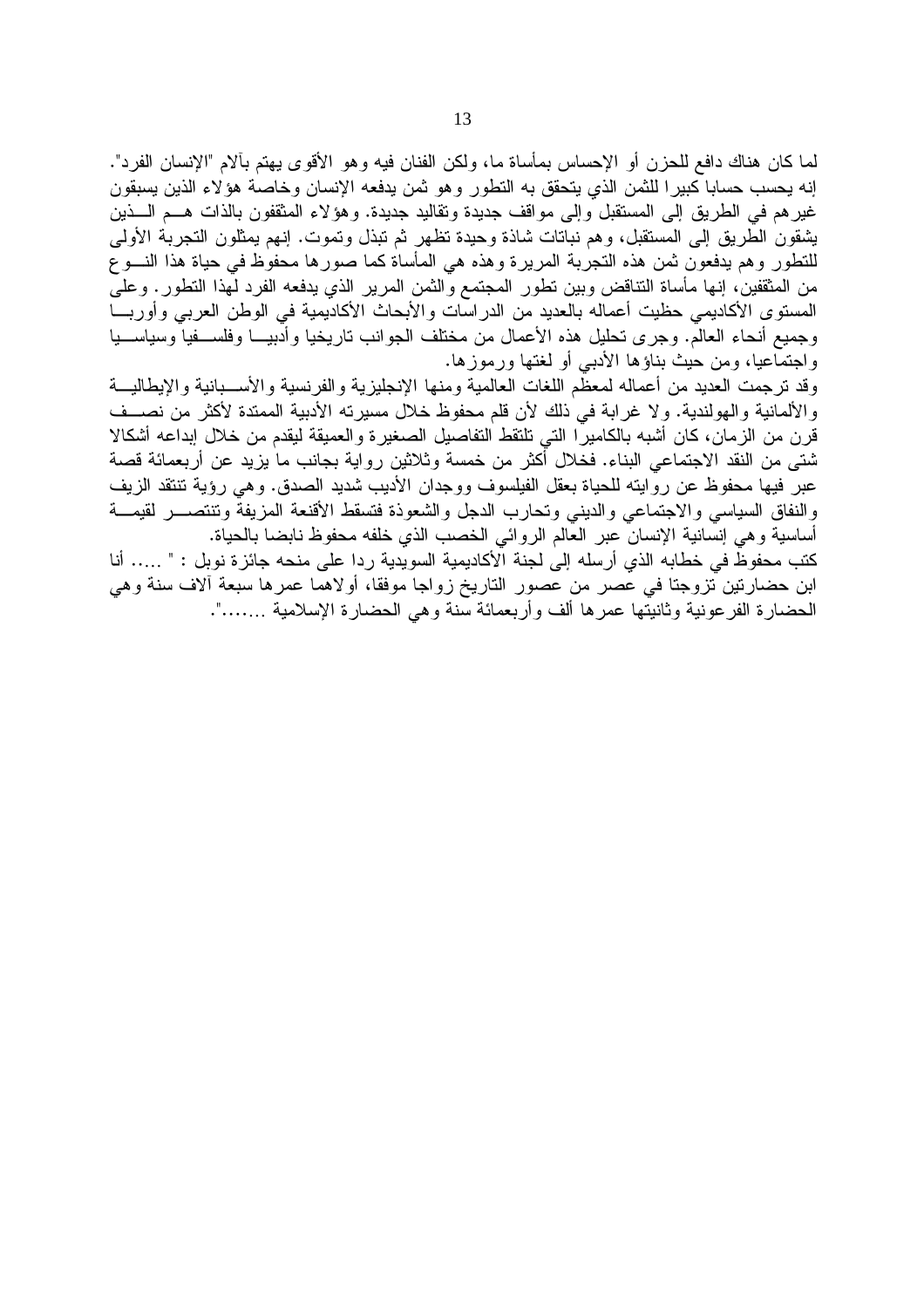لما كان هناك دافع للحزن أو الإحساس بمأساة ما، ولكن الفنان فيه وهو الأقوى يهتم بآلام "الإنسان الفرد". إنه يحسب حسابا كبيرا للثمن الذي يتحقق به التطور وهو ثمن يدفعه الإنسان وخاصة هؤلاء الذين يسبقون غيرهم في الطريق إلى المستقبل وإلى مواقف جديدة وتقاليد جديدة. وهؤلاء المثقفون بالذات هم الذين يشقون الطريق إلى المستقبل، وهم نباتات شاذة وحيدة تظهر ثم تبذل وتموت. إنهم يمثلون التجربة الأولى للتطور وهم يدفعون ثمن هذه التجربة المريرة وهذه هي المأساة كما صورها محفوظ في حياة هذا النوع من المثقفين، إنها مأساة التناقض وبين تطور المجتمع والثمن المرير الذي يدفعه الفرد لهذا التطور. وعلى المستوى الأكاديمي حظيت أعماله بالعديد من الدراسات والأبحاث الأكاديمية في الوطن العربي وأوربا وجميع أنحاء العالم. وجرى تحليل هذه الأعمال من مختلف الجوانب تاريخيا وأدبيا وفلسفيا وسياسيا واجتماعيا، ومن حيث بناؤها الأدبي أو لغتها ورموزها.

وقد ترجمت العديد من أعماله لمعظم اللغات العالمية ومنها الإنجليزية والفرنسية والأسبانية والإيطالية والألمانية والهولندية. ولا غرابة في ذلك لأن قلم محفوظ خلال مسيرته الأدبية الممتدة لأكثر من نصف قرن من الزمان، كان أشبه بالكاميرا التي تلتقط التفاصيل الصغيرة والعميقة ليقدم من خلال إبداعه أشكالا شتى من النقد الاجتماعي البناء. فخلال أكثر من خمسة وثلاثين رواية بجانب ما يزيد عن أربعمائة قصة عبر فيها محفوظ عن روايته للحياة بعقل الفيلسوف ووجدان الأديب شديد الصدق. وهي رؤية تنتقد الزيف والنفاق السياسي والاجتماعي والديني وتحارب الدجل والشعوذة فتسقط الأقنعة المزيفة وتنتصر لقيمة أساسية وهي إنسانية الإنسان عبر العالم الروائي الخصب الذي خلفه محفوظ نابضا بالحياة.

كتب محفوظ في خطابه الذي أرسله إلى لجنة الأكاديمية السويدية ردا على منحه جائزة نوبل : " ..... أنا ابن حضارتين تزوجتا في عصر من عصور التاريخ زواجا موفقا، أولاهما عمرها سبعة آلاف سنة وهي الحضارة الفرعونية وثانيتها عمرها ألف وأربعمائة سنة وهي الحضارة الإسلامية .......".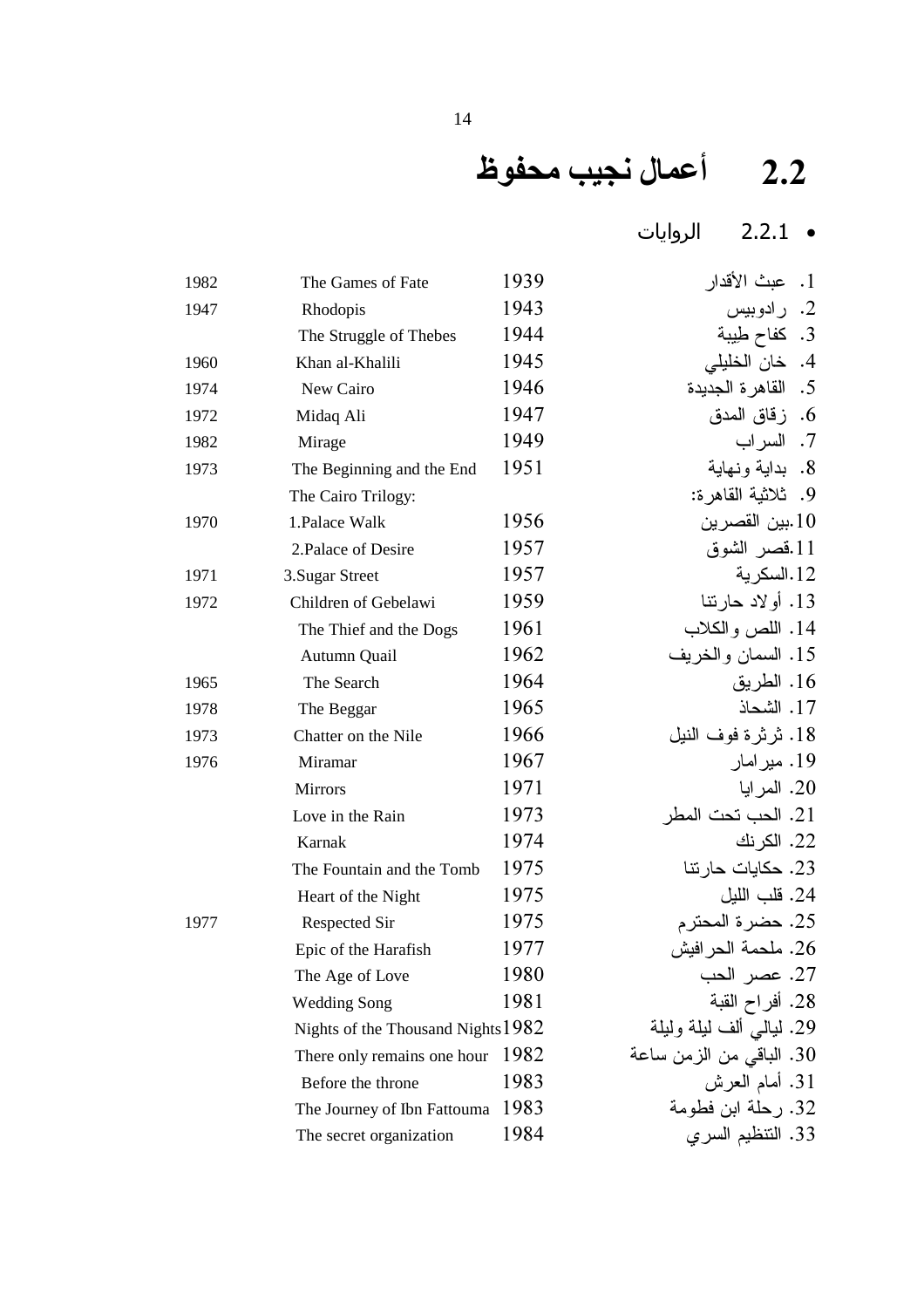## 2.2 أعمال نجيب محفوظ

- 2.2.1 الروايات

| | | | |
|---|---|---|---|
| 1982 | The Games of Fate | 1939 | 1. عبث الأقدار |
| 1947 | Rhodopis | 1943 | 2. رادوبيس |
| | The Struggle of Thebes | 1944 | 3. كفاح طيبة |
| 1960 | Khan al-Khalili | 1945 | 4. خان الخليلي |
| 1974 | New Cairo | 1946 | 5. القاهرة الجديدة |
| 1972 | Midaq Ali | 1947 | 6. زقاق المدق |
| 1982 | Mirage | 1949 | 7. السراب |
| 1973 | The Beginning and the End | 1951 | 8. بداية ونهاية |
| | The Cairo Trilogy: | | 9. ثلاثية القاهرة: |
| 1970 | 1.Palace Walk | 1956 | 10.بين القصرين |
| | 2.Palace of Desire | 1957 | 11.قصر الشوق |
| 1971 | 3.Sugar Street | 1957 | 12.السكرية |
| 1972 | Children of Gebelawi | 1959 | 13. أولاد حارتنا |
| | The Thief and the Dogs | 1961 | 14. اللص والكلاب |
| | Autumn Quail | 1962 | 15. السمان والخريف |
| 1965 | The Search | 1964 | 16. الطريق |
| 1978 | The Beggar | 1965 | 17. الشحاذ |
| 1973 | Chatter on the Nile | 1966 | 18. ثرثرة فوف النيل |
| 1976 | Miramar | 1967 | 19. ميرامار |
| | Mirrors | 1971 | 20. المرايا |
| | Love in the Rain | 1973 | 21. الحب تحت المطر |
| | Karnak | 1974 | 22. الكرنك |
| | The Fountain and the Tomb | 1975 | 23. حكايات حارتنا |
| | Heart of the Night | 1975 | 24. قلب الليل |
| 1977 | Respected Sir | 1975 | 25. حضرة المحترم |
| | Epic of the Harafish | 1977 | 26. ملحمة الحرافيش |
| | The Age of Love | 1980 | 27. عصر الحب |
| | Wedding Song | 1981 | 28. أفراح القبة |
| | Nights of the Thousand Nights | 1982 | 29. ليالي ألف ليلة وليلة |
| | There only remains one hour | 1982 | 30. الباقي من الزمن ساعة |
| | Before the throne | 1983 | 31. أمام العرش |
| | The Journey of Ibn Fattouma | 1983 | 32. رحلة ابن فطومة |
| | The secret organization | 1984 | 33. التنظيم السري |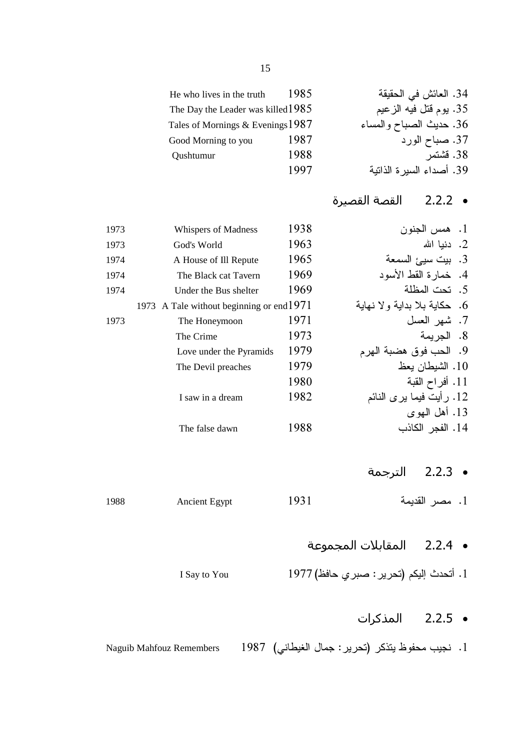| | English title | Year | Arabic title |
|---|---|---|---|
| | He who lives in the truth | 1985 | 34. العائش في الحقيقة |
| | The Day the Leader was killed | 1985 | 35. يوم قتل فيه الزعيم |
| | Tales of Mornings & Evenings | 1987 | 36. حديث الصباح والمساء |
| | Good Morning to you | 1987 | 37. صباح الورد |
| | Qushtumur | 1988 | 38. قشتمر |
| | | 1997 | 39. أصداء السيرة الذاتية |

## 2.2.2 القصة القصيرة

| Translation year | English title | Year | Arabic title |
|---|---|---|---|
| 1973 | Whispers of Madness | 1938 | 1. همس الجنون |
| 1973 | God's World | 1963 | 2. دنيا الله |
| 1974 | A House of Ill Repute | 1965 | 3. بيت سيئ السمعة |
| 1974 | The Black cat Tavern | 1969 | 4. خمارة القط الأسود |
| 1974 | Under the Bus shelter | 1969 | 5. تحت المظلة |
| 1973 | A Tale without beginning or end | 1971 | 6. حكاية بلا بداية ولا نهاية |
| 1973 | The Honeymoon | 1971 | 7. شهر العسل |
| | The Crime | 1973 | 8. الجريمة |
| | Love under the Pyramids | 1979 | 9. الحب فوق هضبة الهرم |
| | The Devil preaches | 1979 | 10. الشيطان يعظ |
| | | 1980 | 11. أفراح القبة |
| | I saw in a dream | 1982 | 12. رأيت فيما يرى النائم |
| | | | 13. أهل الهوى |
| | The false dawn | 1988 | 14. الفجر الكاذب |

## 2.2.3 الترجمة

| Translation year | English title | Year | Arabic title |
|---|---|---|---|
| 1988 | Ancient Egypt | 1931 | 1. مصر القديمة |

## 2.2.4 المقابلات المجموعة

1. أتحدث إليكم (تحرير: صبري حافظ) 1977 — I Say to You

## 2.2.5 المذكرات

1. نجيب محفوظ يتذكر (تحرير: جمال الغيطاني) 1987 — Naguib Mahfouz Remembers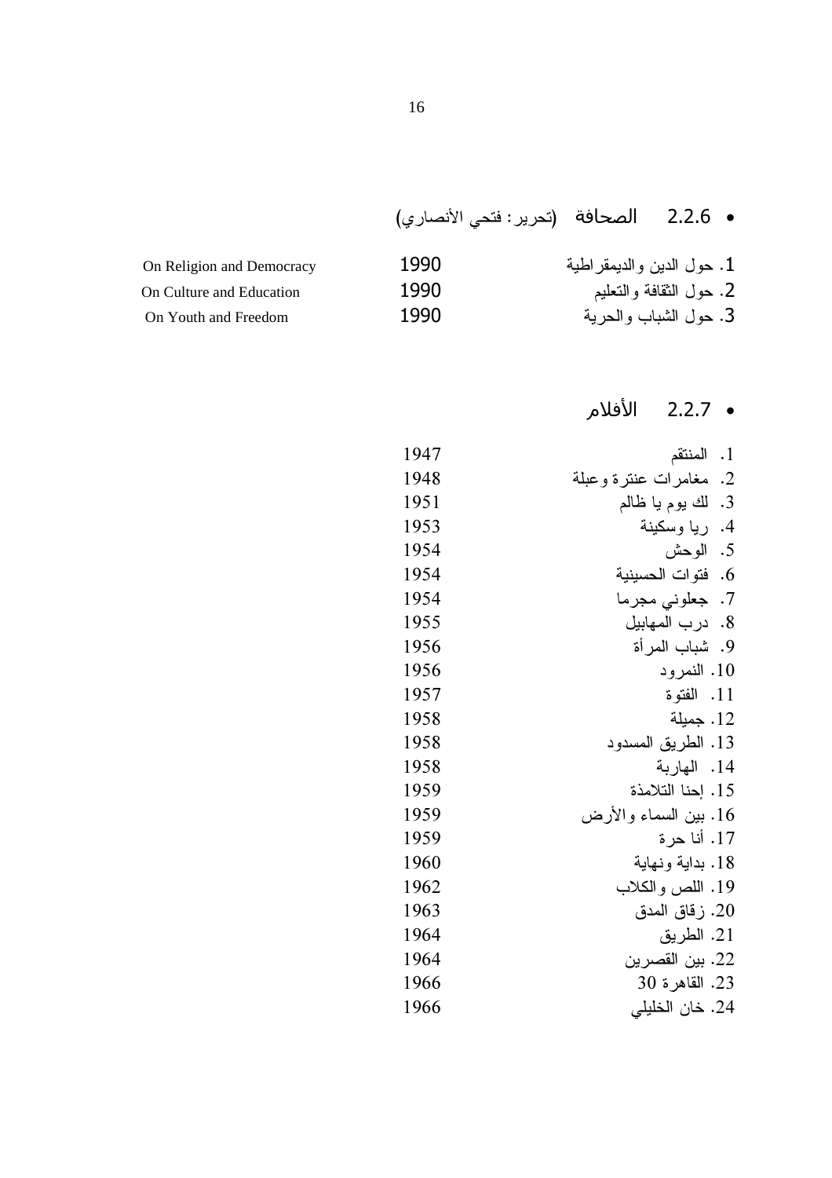- 2.2.6 الصحافة (تحرير: فتحي الأنصاري)

| | | |
|---|---|---|
| 1. حول الدين والديمقراطية | 1990 | On Religion and Democracy |
| 2. حول الثقافة والتعليم | 1990 | On Culture and Education |
| 3. حول الشباب والحرية | 1990 | On Youth and Freedom |

- 2.2.7 الأفلام

| | |
|---|---|
| 1. المنتقم | 1947 |
| 2. مغامرات عنترة وعبلة | 1948 |
| 3. لك يوم يا ظالم | 1951 |
| 4. ريا وسكينة | 1953 |
| 5. الوحش | 1954 |
| 6. فتوات الحسينية | 1954 |
| 7. جعلوني مجرما | 1954 |
| 8. درب المهابيل | 1955 |
| 9. شباب المرأة | 1956 |
| 10. النمرود | 1956 |
| 11. الفتوة | 1957 |
| 12. جميلة | 1958 |
| 13. الطريق المسدود | 1958 |
| 14. الهاربة | 1958 |
| 15. إحنا التلامذة | 1959 |
| 16. بين السماء والأرض | 1959 |
| 17. أنا حرة | 1959 |
| 18. بداية ونهاية | 1960 |
| 19. اللص والكلاب | 1962 |
| 20. زقاق المدق | 1963 |
| 21. الطريق | 1964 |
| 22. بين القصرين | 1964 |
| 23. القاهرة 30 | 1966 |
| 24. خان الخليلي | 1966 |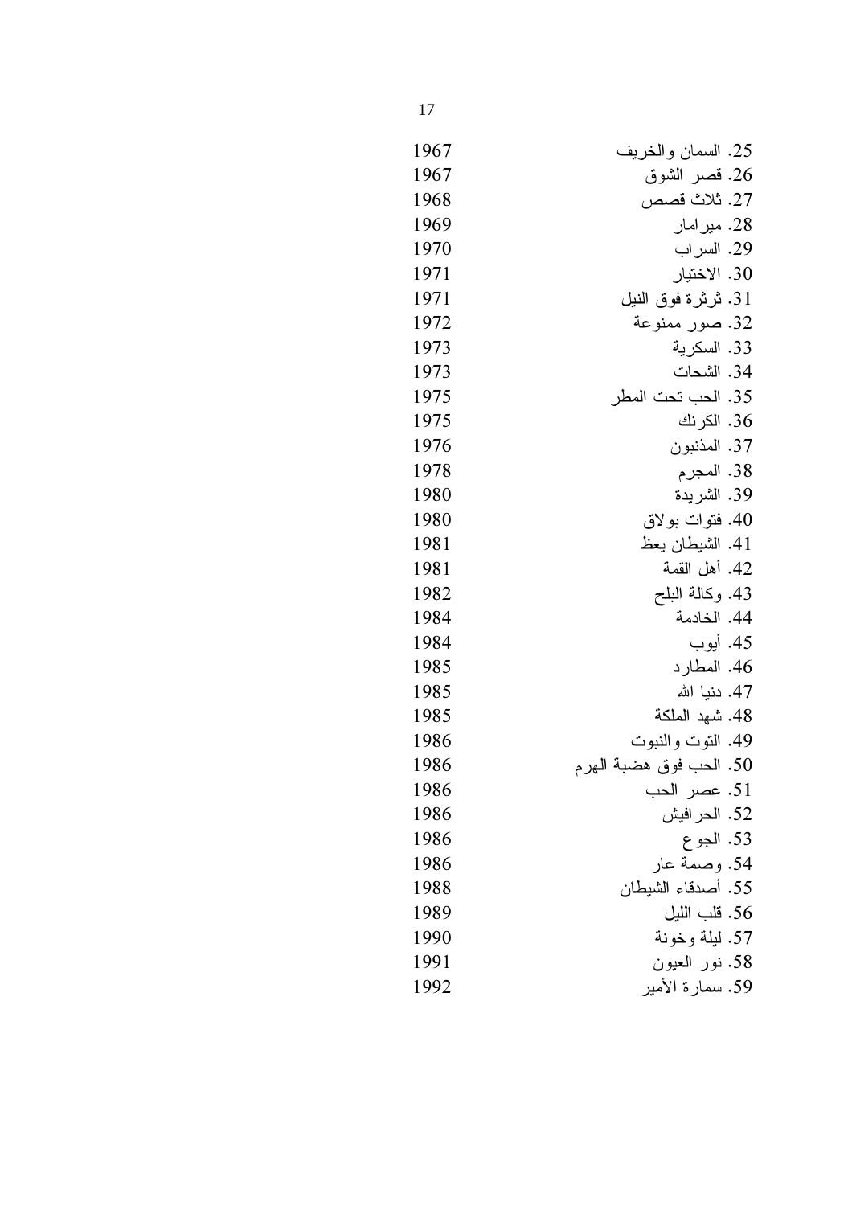25. السمان والخريف 1967
26. قصر الشوق 1967
27. ثلاث قصص 1968
28. ميرامار 1969
29. السراب 1970
30. الاختيار 1971
31. ثرثرة فوق النيل 1971
32. صور ممنوعة 1972
33. السكرية 1973
34. الشحات 1973
35. الحب تحت المطر 1975
36. الكرنك 1975
37. المذنبون 1976
38. المجرم 1978
39. الشريدة 1980
40. فتوات بولاق 1980
41. الشيطان يعظ 1981
42. أهل القمة 1981
43. وكالة البلح 1982
44. الخادمة 1984
45. أيوب 1984
46. المطارد 1985
47. دنيا الله 1985
48. شهد الملكة 1985
49. التوت والنبوت 1986
50. الحب فوق هضبة الهرم 1986
51. عصر الحب 1986
52. الحرافيش 1986
53. الجوع 1986
54. وصمة عار 1986
55. أصدقاء الشيطان 1988
56. قلب الليل 1989
57. ليلة وخونة 1990
58. نور العيون 1991
59. سمارة الأمير 1992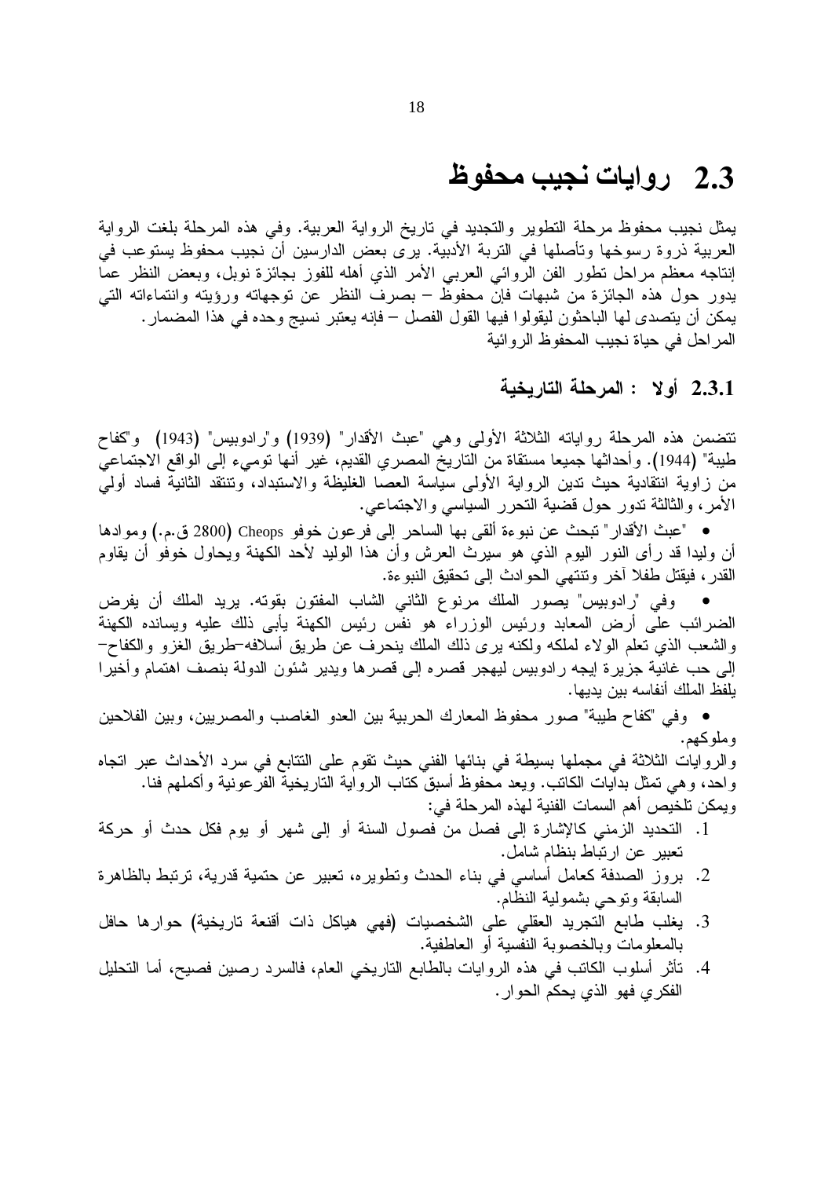## 2.3 روايات نجيب محفوظ

يمثل نجيب محفوظ مرحلة التطوير والتجديد في تاريخ الرواية العربية. وفي هذه المرحلة بلغت الرواية العربية ذروة رسوخها وتأصلها في التربة الأدبية. يرى بعض الدارسين أن نجيب محفوظ يستوعب في إنتاجه معظم مراحل تطور الفن الروائي العربي الأمر الذي أهله للفوز بجائزة نوبل، وبعض النظر عما يدور حول هذه الجائزة من شبهات فإن محفوظ – بصرف النظر عن توجهاته ورؤيته وانتماءاته التي يمكن أن يتصدى لها الباحثون ليقولوا فيها القول الفصل – فإنه يعتبر نسيج وحده في هذا المضمار.
المراحل في حياة نجيب المحفوظ الروائية

### 2.3.1 أولا : المرحلة التاريخية

تتضمن هذه المرحلة رواياته الثلاثة الأولى وهي "عبث الأقدار" (1939) و"رادوبيس" (1943) و"كفاح طيبة" (1944). وأحداثها جميعا مستقاة من التاريخ المصري القديم، غير أنها تومىء إلى الواقع الاجتماعي من زاوية انتقادية حيث تدين الرواية الأولى سياسة العصا الغليظة والاستبداد، وتنتقد الثانية فساد أولي الأمر، والثالثة تدور حول قضية التحرر السياسي والاجتماعي.

- "عبث الأقدار" تبحث عن نبوءة ألقى بها الساحر إلى فرعون خوفو Cheops (2800 ق.م.) وموادها أن وليدا قد رأى النور اليوم الذي هو سيرث العرش وأن هذا الوليد لأحد الكهنة ويحاول خوفو أن يقاوم القدر، فيقتل طفلا آخر وتنتهي الحوادث إلى تحقيق النبوءة.
- وفي "رادوبيس" يصور الملك مرنوع الثاني الشاب المفتون بقوته. يريد الملك أن يفرض الضرائب على أرض المعابد ورئيس الوزراء هو نفس رئيس الكهنة يأبى ذلك عليه ويسانده الكهنة والشعب الذي تعلم الولاء لملكه ولكنه يرى ذلك الملك ينحرف عن طريق أسلافه–طريق الغزو والكفاح– إلى حب غانية جزيرة إيجه رادوبيس ليهجر قصره إلى قصرها ويدير شئون الدولة بنصف اهتمام وأخيرا يلفظ الملك أنفاسه بين يديها.
- وفي "كفاح طيبة" صور محفوظ المعارك الحربية بين العدو الغاصب والمصريين، وبين الفلاحين وملوكهم.

والروايات الثلاثة في مجملها بسيطة في بنائها الفني حيث تقوم على التتابع في سرد الأحداث عبر اتجاه واحد، وهي تمثل بدايات الكاتب. ويعد محفوظ أسبق كتاب الرواية التاريخية الفرعونية وأكملهم فنا.
ويمكن تلخيص أهم السمات الفنية لهذه المرحلة في:

1. التحديد الزمني كالإشارة إلى فصل من فصول السنة أو إلى شهر أو يوم فكل حدث أو حركة تعبير عن ارتباط بنظام شامل.
2. بروز الصدفة كعامل أساسي في بناء الحدث وتطويره، تعبير عن حتمية قدرية، ترتبط بالظاهرة السابقة وتوحي بشمولية النظام.
3. يغلب طابع التجريد العقلي على الشخصيات (فهي هياكل ذات أقنعة تاريخية) حوارها حافل بالمعلومات وبالخصوبة النفسية أو العاطفية.
4. تأثر أسلوب الكاتب في هذه الروايات بالطابع التاريخي العام، فالسرد رصين فصيح، أما التحليل الفكري فهو الذي يحكم الحوار.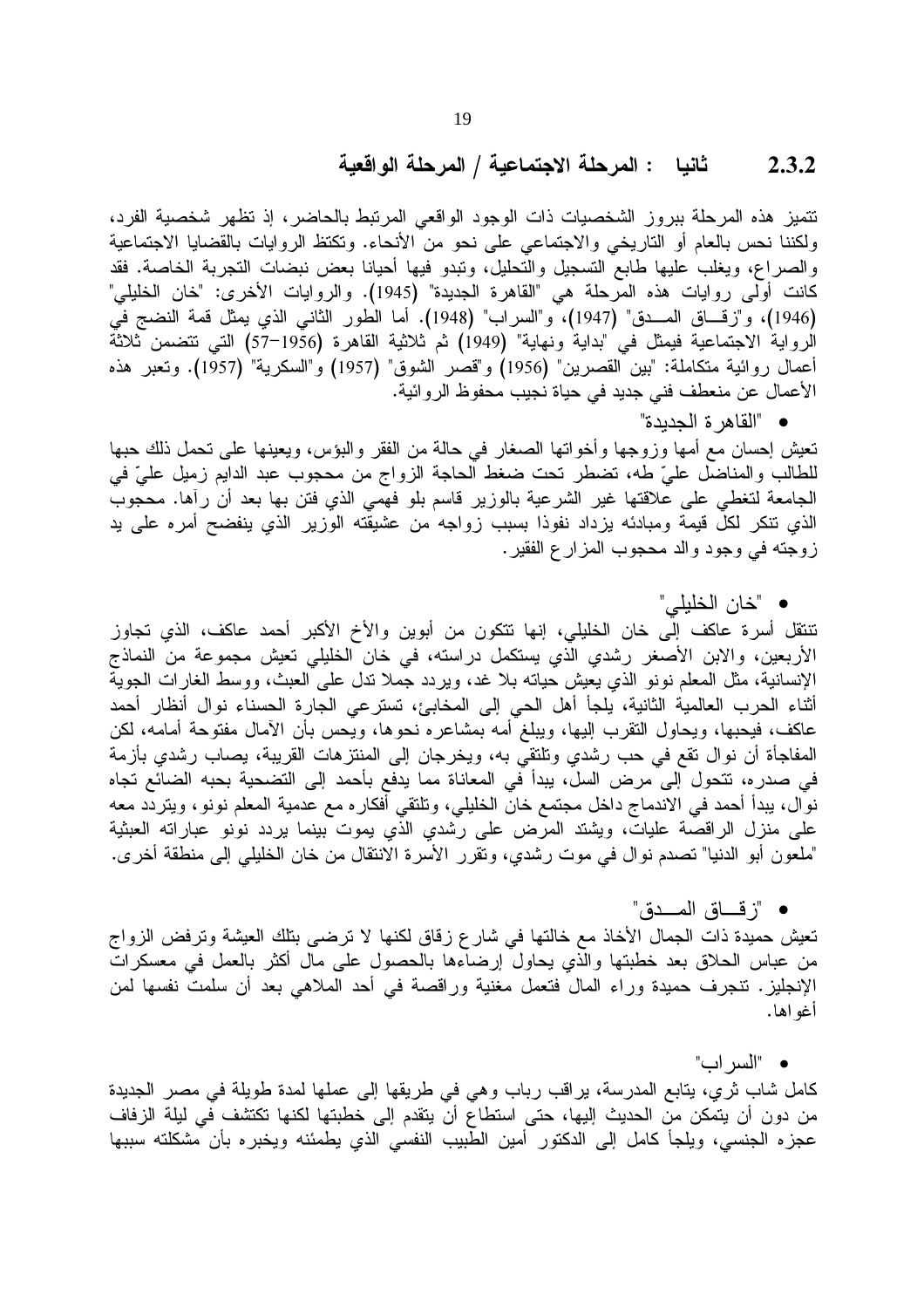### 2.3.2 ثانيا : المرحلة الاجتماعية / المرحلة الواقعية

تتميز هذه المرحلة ببروز الشخصيات ذات الوجود الواقعي المرتبط بالحاضر، إذ تظهر شخصية الفرد، ولكننا نحس بالعام أو التاريخي والاجتماعي على نحو من الأنحاء. وتكتظ الروايات بالقضايا الاجتماعية والصراع، ويغلب عليها طابع التسجيل والتحليل، وتبدو فيها أحيانا بعض نبضات التجربة الخاصة. فقد كانت أولى روايات هذه المرحلة هي "القاهرة الجديدة" (1945). والروايات الأخرى: "خان الخليلي" (1946)، و"زقـــاق المـــدق" (1947)، و"السراب" (1948). أما الطور الثاني الذي يمثل قمة النضج في الرواية الاجتماعية فيمثل في "بداية ونهاية" (1949) ثم ثلاثية القاهرة (1956–57) التي تتضمن ثلاثة أعمال روائية متكاملة: "بين القصرين" (1956) و"قصر الشوق" (1957) و"السكرية" (1957). وتعبر هذه الأعمال عن منعطف فني جديد في حياة نجيب محفوظ الروائية.

- "القاهرة الجديدة"

تعيش إحسان مع أمها وزوجها وأخواتها الصغار في حالة من الفقر والبؤس، ويعينها على تحمل ذلك حبها للطالب والمناضل عليّ طه، تضطر تحت ضغط الحاجة الزواج من محجوب عبد الدايم زميل عليّ في الجامعة لتغطي على علاقتها غير الشرعية بالوزير قاسم بلو فهمي الذي فتن بها بعد أن رآها. محجوب الذي تنكر لكل قيمة ومبادئه يزداد نفوذا بسبب زواجه من عشيقته الوزير الذي ينفضح أمره على يد زوجته في وجود والد محجوب المزارع الفقير.

- "خان الخليلي"

تنتقل أسرة عاكف إلى خان الخليلي، إنها تتكون من أبوين والأخ الأكبر أحمد عاكف، الذي تجاوز الأربعين، والابن الأصغر رشدي الذي يستكمل دراسته، في خان الخليلي تعيش مجموعة من النماذج الإنسانية، مثل المعلم نونو الذي يعيش حياته بلا غد، ويردد جملا تدل على العبث، ووسط الغارات الجوية أثناء الحرب العالمية الثانية، يلجأ أهل الحي إلى المخابئ، تسترعي الجارة الحسناء نوال أنظار أحمد عاكف، فيحبها، ويحاول التقرب إليها، ويبلغ أمه بمشاعره نحوها، ويحس بأن الآمال مفتوحة أمامه، لكن المفاجأة أن نوال تقع في حب رشدي وتلتقي به، ويخرجان إلى المنتزهات القريبة، يصاب رشدي بأزمة في صدره، تتحول إلى مرض السل، يبدأ في المعاناة مما يدفع بأحمد إلى التضحية بحبه الضائع تجاه نوال، يبدأ أحمد في الاندماج داخل مجتمع خان الخليلي، وتلتقي أفكاره مع عدمية المعلم نونو، ويتردد معه على منزل الراقصة عليات، ويشتد المرض على رشدي الذي يموت بينما يردد نونو عباراته العبثية "ملعون أبو الدنيا" تصدم نوال في موت رشدي، وتقرر الأسرة الانتقال من خان الخليلي إلى منطقة أخرى.

- "زقـــاق المـــدق"

تعيش حميدة ذات الجمال الأخاذ مع خالتها في شارع زقاق لكنها لا ترضى بتلك العيشة وترفض الزواج من عباس الحلاق بعد خطبتها والذي يحاول إرضاءها بالحصول على مال أكثر بالعمل في معسكرات الإنجليز. تنجرف حميدة وراء المال فتعمل مغنية وراقصة في أحد الملاهي بعد أن سلمت نفسها لمن أغواها.

- "السراب"

كامل شاب ثري، يتابع المدرسة، يراقب رباب وهي في طريقها إلى عملها لمدة طويلة في مصر الجديدة من دون أن يتمكن من الحديث إليها، حتى استطاع أن يتقدم إلى خطبتها لكنها تكتشف في ليلة الزفاف عجزه الجنسي، ويلجأ كامل إلى الدكتور أمين الطبيب النفسي الذي يطمئنه ويخبره بأن مشكلته سببها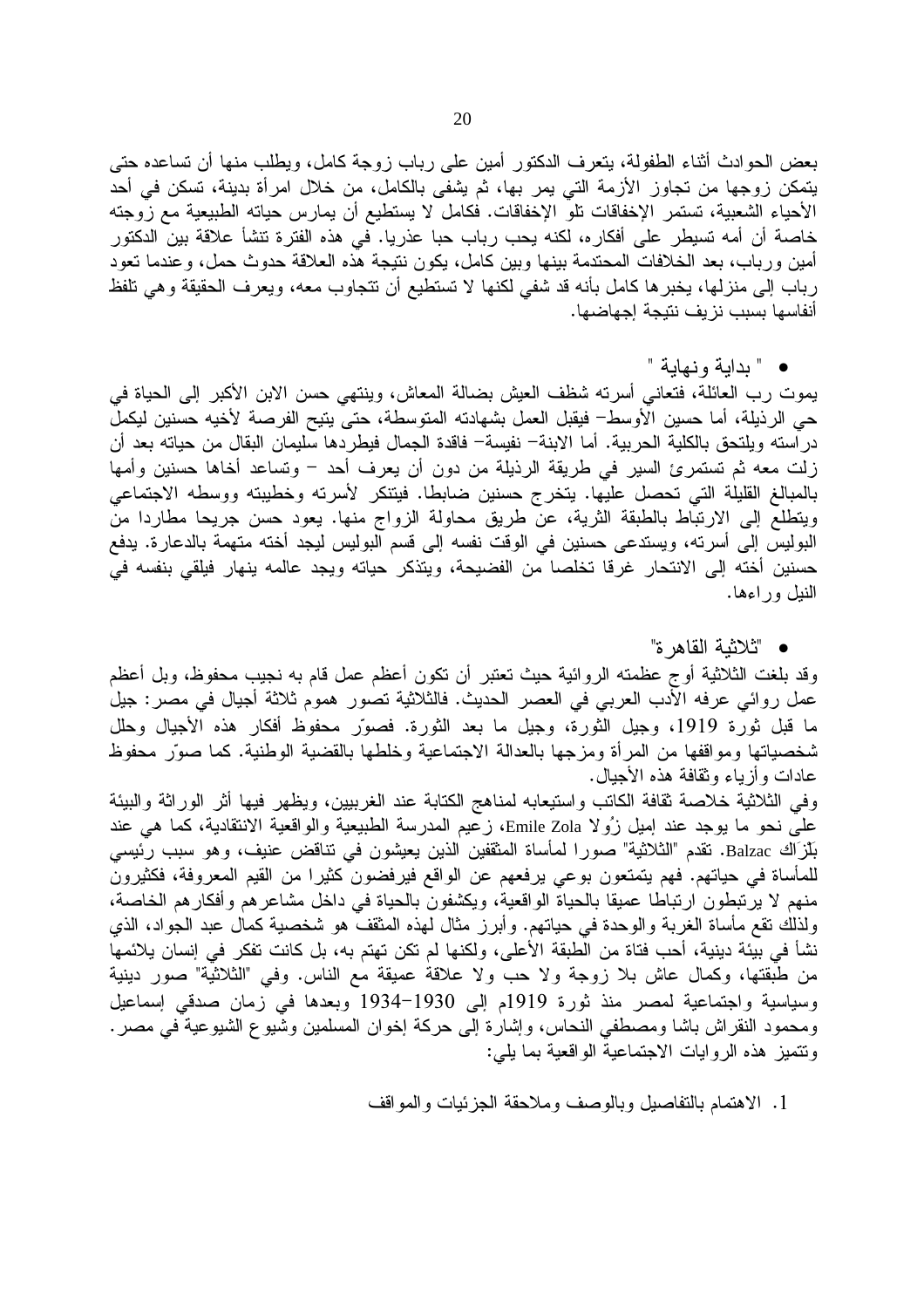بعض الحوادث أثناء الطفولة، يتعرف الدكتور أمين على رباب زوجة كامل، ويطلب منها أن تساعده حتى يتمكن زوجها من تجاوز الأزمة التي يمر بها، ثم يشفى بالكامل، من خلال امرأة بدينة، تسكن في أحد الأحياء الشعبية، تستمر الإخفاقات تلو الإخفاقات. فكامل لا يستطيع أن يمارس حياته الطبيعية مع زوجته خاصة أن أمه تسيطر على أفكاره، لكنه يحب رباب حبا عذريا. في هذه الفترة تنشأ علاقة بين الدكتور أمين ورباب، بعد الخلافات المحتدمة بينها وبين كامل، يكون نتيجة هذه العلاقة حدوث حمل، وعندما تعود رباب إلى منزلها، يخبرها كامل بأنه قد شفي لكنها لا تستطيع أن تتجاوب معه، ويعرف الحقيقة وهي تلفظ أنفاسها بسبب نزيف نتيجة إجهاضها.

- " بداية ونهاية "

يموت رب العائلة، فتعاني أسرته شظف العيش بضالة المعاش، وينتهي حسن الابن الأكبر إلى الحياة في حي الرذيلة، أما حسين الأوسط- فيقبل العمل بشهادته المتوسطة، حتى يتيح الفرصة لأخيه حسنين ليكمل دراسته ويلتحق بالكلية الحربية. أما الابنة- نفيسة- فاقدة الجمال فيطردها سليمان البقال من حياته بعد أن زلت معه ثم تستمرئ السير في طريقة الرذيلة من دون أن يعرف أحد – وتساعد أخاها حسنين وأمها بالمبالغ القليلة التي تحصل عليها. يتخرج حسنين ضابطا. فيتنكر لأسرته وخطيبته ووسطه الاجتماعي ويتطلع إلى الارتباط بالطبقة الثرية، عن طريق محاولة الزواج منها. يعود حسن جريحا مطاردا من البوليس إلى أسرته، ويستدعى حسنين في الوقت نفسه إلى قسم البوليس ليجد أخته متهمة بالدعارة. يدفع حسنين أخته إلى الانتحار غرقا تخلصا من الفضيحة، ويتذكر حياته ويجد عالمه ينهار فيلقي بنفسه في النيل وراءها.

- "ثلاثية القاهرة"

وقد بلغت الثلاثية أوج عظمته الروائية حيث تعتبر أن تكون أعظم عمل قام به نجيب محفوظ، وبل أعظم عمل روائي عرفه الأدب العربي في العصر الحديث. فالثلاثية تصور هموم ثلاثة أجيال في مصر: جيل ما قبل ثورة 1919، وجيل الثورة، وجيل ما بعد الثورة. فصوّر محفوظ أفكار هذه الأجيال وحلل شخصياتها ومواقفها من المرأة ومزجها بالعدالة الاجتماعية وخلطها بالقضية الوطنية. كما صوّر محفوظ عادات وأزياء وثقافة هذه الأجيال.

وفي الثلاثية خلاصة ثقافة الكاتب واستيعابه لمناهج الكتابة عند الغربيين، ويظهر فيها أثر الوراثة والبيئة على نحو ما يوجد عند إميل زُولا Emile Zola، زعيم المدرسة الطبيعية والواقعية الانتقادية، كما هي عند بَلْزَاك Balzac. تقدم "الثلاثية" صورا لمأساة المثقفين الذين يعيشون في تناقض عنيف، وهو سبب رئيسي للمأساة في حياتهم. فهم يتمتعون بوعي يرفعهم عن الواقع فيرفضون كثيرا من القيم المعروفة، فكثيرون منهم لا يرتبطون ارتباطا عميقا بالحياة الواقعية، ويكشفون بالحياة في داخل مشاعرهم وأفكارهم الخاصة، ولذلك تقع مأساة الغربة والوحدة في حياتهم. وأبرز مثال لهذه المثقف هو شخصية كمال عبد الجواد، الذي نشأ في بيئة دينية، أحب فتاة من الطبقة الأعلى، ولكنها لم تكن تهتم به، بل كانت تفكر في إنسان يلائمها من طبقتها، وكمال عاش بلا زوجة ولا حب ولا علاقة عميقة مع الناس. وفي "الثلاثية" صور دينية وسياسية واجتماعية لمصر منذ ثورة 1919م إلى 1930-1934 وبعدها في زمان صدقي إسماعيل ومحمود النقراش باشا ومصطفي النحاس، وإشارة إلى حركة إخوان المسلمين وشيوع الشيوعية في مصر. وتتميز هذه الروايات الاجتماعية الواقعية بما يلي:

1. الاهتمام بالتفاصيل وبالوصف وملاحقة الجزئيات والمواقف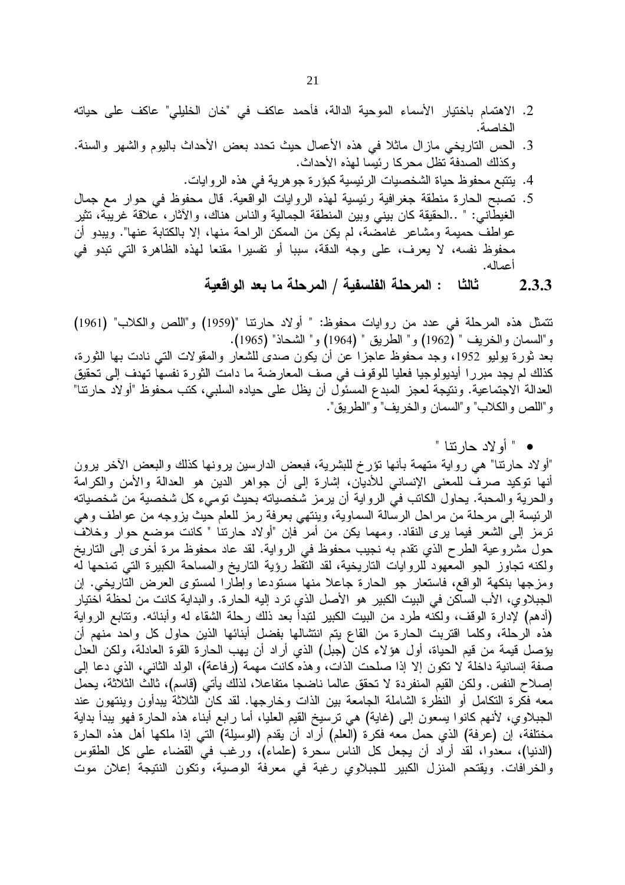2. الاهتمام باختيار الأسماء الموحية الدالة، فأحمد عاكف في "خان الخليلي" عاكف على حياته الخاصة.
3. الحس التاريخي مازال ماثلا في هذه الأعمال حيث تحدد بعض الأحداث باليوم والشهر والسنة. وكذلك الصدفة تظل محركا رئيسا لهذه الأحداث.
4. يتتبع محفوظ حياة الشخصيات الرئيسية كبؤرة جوهرية في هذه الروايات.
5. تصبح الحارة منطقة جغرافية رئيسية لهذه الروايات الواقعية. قال محفوظ في حوار مع جمال الغيطاني: " ..الحقيقة كان بيني وبين المنطقة الجمالية والناس هناك، والآثار، علاقة غريبة، تثير عواطف حميمة ومشاعر غامضة، لم يكن من الممكن الراحة منها، إلا بالكتابة عنها". ويبدو أن محفوظ نفسه، لا يعرف، على وجه الدقة، سببا أو تفسيرا مقنعا لهذه الظاهرة التي تبدو في أعماله.

### 2.3.3 ثالثا : المرحلة الفلسفية / المرحلة ما بعد الواقعية

تتمثل هذه المرحلة في عدد من روايات محفوظ: " أولاد حارتنا "(1959) و"اللص والكلاب" (1961) و"السمان والخريف " (1962) و" الطريق " (1964) و" الشحاذ" (1965).
بعد ثورة يوليو 1952، وجد محفوظ عاجزا عن أن يكون صدى للشعار والمقولات التي نادت بها الثورة، كذلك لم يجد مبررا أيديولوجيا فعليا للوقوف في صف المعارضة ما دامت الثورة نفسها تهدف إلى تحقيق العدالة الاجتماعية. ونتيجة لعجز المبدع المسئول أن يظل على حياده السلبي، كتب محفوظ "أولاد حارتنا" و"اللص والكلاب" و"السمان والخريف" و"الطريق".

- " أولاد حارتنا "

"أولاد حارتنا" هي رواية متهمة بأنها تؤرخ للبشرية، فبعض الدارسين يرونها كذلك والبعض الآخر يرون أنها توكيد صرف للمعنى الإنساني للأديان، إشارة إلى أن جواهر الدين هو العدالة والأمن والكرامة والحرية والمحبة. يحاول الكاتب في الرواية أن يرمز شخصياته بحيث تومىء كل شخصية من شخصياته الرئيسة إلى مرحلة من مراحل الرسالة السماوية، وينتهي بعرفة رمز للعلم حيث يزوجه من عواطف وهي ترمز إلى الشعر فيما يرى النقاد. ومهما يكن من أمر فإن "أولاد حارتنا " كانت موضع حوار وخلاف حول مشروعية الطرح الذي تقدم به نجيب محفوظ في الرواية. لقد عاد محفوظ مرة أخرى إلى التاريخ ولكنه تجاوز الجو المعهود للروايات التاريخية، لقد التقط رؤية التاريخ والمساحة الكبيرة التي تمنحها له ومزجها بنكهة الواقع، فاستعار جو الحارة جاعلا منها مستودعا وإطارا لمستوى العرض التاريخي. إن الجبلاوي، الأب الساكن في البيت الكبير هو الأصل الذي ترد إليه الحارة. والبداية كانت من لحظة اختيار (أدهم) لإدارة الوقف، ولكنه طرد من البيت الكبير لتبدأ بعد ذلك رحلة الشقاء له وأبنائه. وتتابع الرواية هذه الرحلة، وكلما اقتربت الحارة من القاع يتم انتشالها بفضل أبنائها الذين حاول كل واحد منهم أن يؤصل قيمة من قيم الحياة، أول هؤلاء كان (جبل) الذي أراد أن يهب الحارة القوة العادلة، ولكن العدل صفة إنسانية داخلة لا تكون إلا إذا صلحت الذات، وهذه كانت مهمة (رفاعة)، الولد الثاني، الذي دعا إلى إصلاح النفس. ولكن القيم المنفردة لا تحقق عالما ناضجا متفاعلا، لذلك يأتي (قاسم)، ثالث الثلاثة، يحمل معه فكرة التكامل أو النظرة الشاملة الجامعة بين الذات وخارجها. لقد كان الثلاثة يبدأون وينتهون عند الجبلاوي، لأنهم كانوا يسعون إلى (غاية) هي ترسيخ القيم العليا، أما رابع أبناء هذه الحارة فهو يبدأ بداية مختلفة، إن (عرفة) الذي حمل معه فكرة (العلم) أراد أن يقدم (الوسيلة) التي إذا ملكها أهل هذه الحارة (الدنيا)، سعدوا، لقد أراد أن يجعل كل الناس سحرة (علماء)، ورغب في القضاء على كل الطقوس والخرافات. ويقتحم المنزل الكبير للجبلاوي رغبة في معرفة الوصية، وتكون النتيجة إعلان موت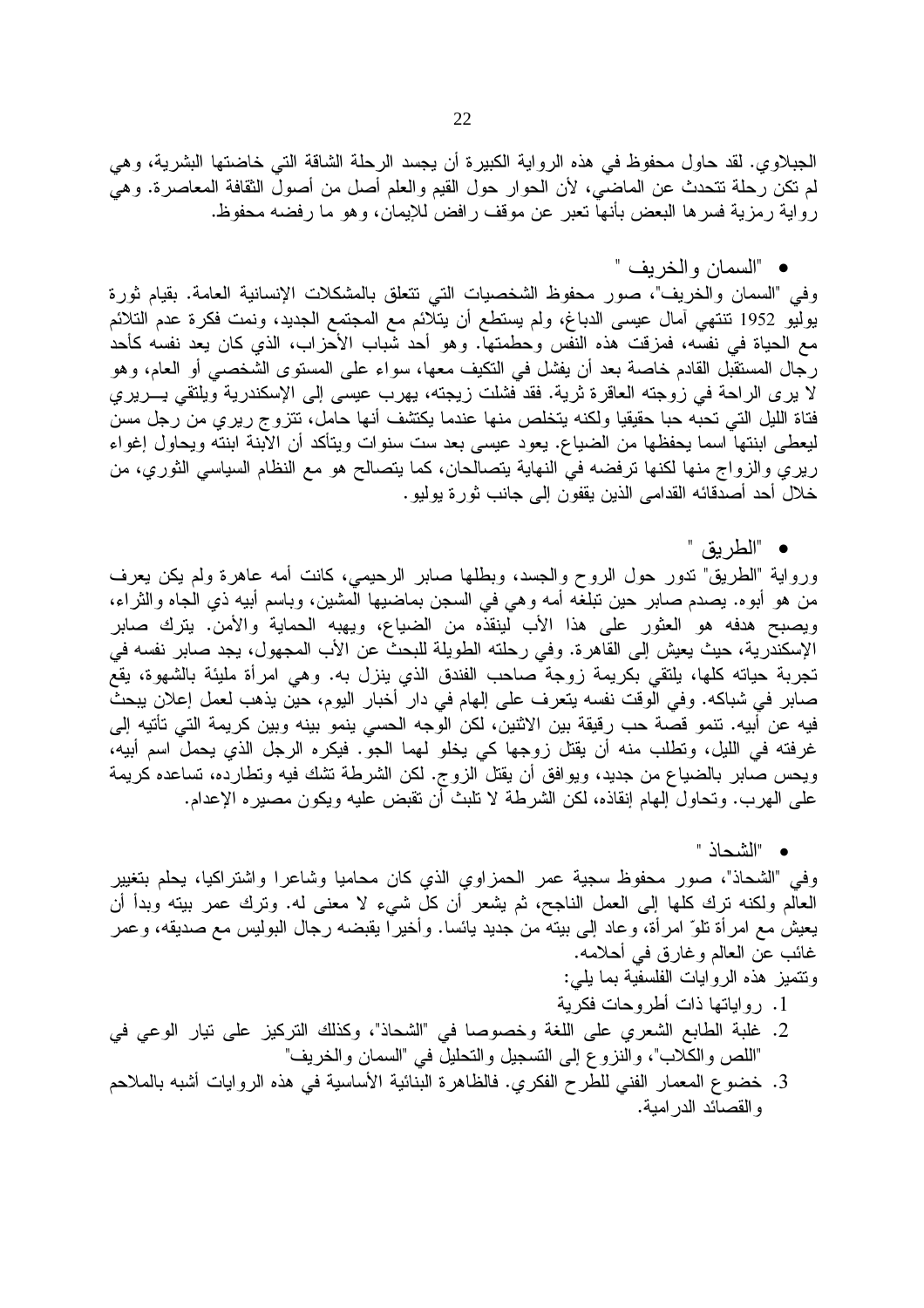الجبلاوي. لقد حاول محفوظ في هذه الرواية الكبيرة أن يجسد الرحلة الشاقة التي خاضتها البشرية، وهي لم تكن رحلة تتحدث عن الماضي، لأن الحوار حول القيم والعلم أصل من أصول الثقافة المعاصرة. وهي رواية رمزية فسرها البعض بأنها تعبر عن موقف رافض للإيمان، وهو ما رفضه محفوظ.

- "السمان والخريف "

وفي "السمان والخريف"، صور محفوظ الشخصيات التي تتعلق بالمشكلات الإنسانية العامة. بقيام ثورة يوليو 1952 تنتهي آمال عيسى الدباغ، ولم يستطع أن يتلائم مع المجتمع الجديد، ونمت فكرة عدم التلائم مع الحياة في نفسه، فمزقت هذه النفس وحطمتها. وهو أحد شباب الأحزاب، الذي كان يعد نفسه كأحد رجال المستقبل القادم خاصة بعد أن يفشل في التكيف معها، سواء على المستوى الشخصي أو العام، وهو لا يرى الراحة في زوجته العاقرة ثرية. فقد فشلت زيجته، يهرب عيسى إلى الإسكندرية ويلتقي بـــريري فتاة الليل التي تحبه حبا حقيقيا ولكنه يتخلص منها عندما يكتشف أنها حامل، تتزوج ريري من رجل مسن ليعطى ابنتها اسما يحفظها من الضياع. يعود عيسى بعد ست سنوات ويتأكد أن الابنة ابنته ويحاول إغواء ريري والزواج منها لكنها ترفضه في النهاية يتصالحان، كما يتصالح هو مع النظام السياسي الثوري، من خلال أحد أصدقائه القدامى الذين يقفون إلى جانب ثورة يوليو.

- "الطريق "

ورواية "الطريق" تدور حول الروح والجسد، وبطلها صابر الرحيمي، كانت أمه عاهرة ولم يكن يعرف من هو أبوه. يصدم صابر حين تبلغه أمه وهي في السجن بماضيها المشين، وباسم أبيه ذي الجاه والثراء، ويصبح هدفه هو العثور على هذا الأب لينقذه من الضياع، ويهبه الحماية والأمن. يترك صابر الإسكندرية، حيث يعيش إلى القاهرة. وفي رحلته الطويلة للبحث عن الأب المجهول، يجد صابر نفسه في تجربة حياته كلها، يلتقي بكريمة زوجة صاحب الفندق الذي ينزل به. وهي امرأة مليئة بالشهوة، يقع صابر في شباكه. وفي الوقت نفسه يتعرف على إلهام في دار أخبار اليوم، حين يذهب لعمل إعلان يبحث فيه عن أبيه. تنمو قصة حب رقيقة بين الاثنين، لكن الوجه الحسي ينمو بينه وبين كريمة التي تأتيه إلى غرفته في الليل، وتطلب منه أن يقتل زوجها كي يخلو لهما الجو. فيكره الرجل الذي يحمل اسم أبيه، ويحس صابر بالضياع من جديد، ويوافق أن يقتل الزوج. لكن الشرطة تشك فيه وتطارده، تساعده كريمة على الهرب. وتحاول إلهام إنقاذه، لكن الشرطة لا تلبث أن تقبض عليه ويكون مصيره الإعدام.

- "الشحاذ "

وفي "الشحاذ"، صور محفوظ سجية عمر الحمزاوي الذي كان محاميا وشاعرا واشتراكيا، يحلم بتغيير العالم ولكنه ترك كلها إلى العمل الناجح، ثم يشعر أن كل شيء لا معنى له. وترك عمر بيته وبدأ أن يعيش مع امرأة تلوّ امرأة، وعاد إلى بيته من جديد يائسا. وأخيرا يقبضه رجال البوليس مع صديقه، وعمر غائب عن العالم وغارق في أحلامه.

وتتميز هذه الروايات الفلسفية بما يلي:

1. رواياتها ذات أطروحات فكرية
2. غلبة الطابع الشعري على اللغة وخصوصا في "الشحاذ"، وكذلك التركيز على تيار الوعي في "اللص والكلاب"، والنزوع إلى التسجيل والتحليل في "السمان والخريف"
3. خضوع المعمار الفني للطرح الفكري. فالظاهرة البنائية الأساسية في هذه الروايات أشبه بالملاحم والقصائد الدرامية.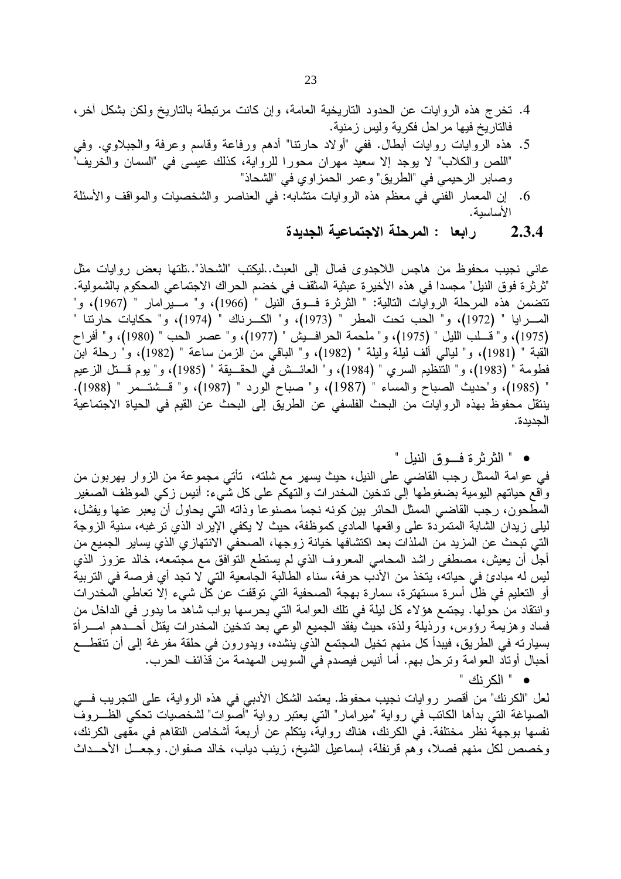4. تخرج هذه الروايات عن الحدود التاريخية العامة، وإن كانت مرتبطة بالتاريخ ولكن بشكل آخر، فالتاريخ فيها مراحل فكرية وليس زمنية.
5. هذه الروايات روايات أبطال. ففي "أولاد حارتنا" أدهم ورفاعة وقاسم وعرفة والجبلاوي. وفي "اللص والكلاب" لا يوجد إلا سعيد مهران محورا للرواية، كذلك عيسى في "السمان والخريف" وصابر الرحيمي في "الطريق" وعمر الحمزاوي في "الشحاذ"
6. إن المعمار الفني في معظم هذه الروايات متشابه: في العناصر والشخصيات والمواقف والأسئلة الأساسية.

### 2.3.4 رابعا : المرحلة الاجتماعية الجديدة

عاني نجيب محفوظ من هاجس اللاجدوى فمال إلى العبث..ليكتب "الشحاذ"..تلتها بعض روايات مثل "ثرثرة فوق النيل" مجسدا في هذه الأخيرة عبثية المثقف في خضم الحراك الاجتماعي المحكوم بالشمولية. تتضمن هذه المرحلة الروايات التالية: " الثرثرة فوق النيل " (1966)، و" ميرامار " (1967)، و" المرايا " (1972)، و" الحب تحت المطر " (1973)، و" الكرناك " (1974)، و" حكايات حارتنا " (1975)، و" قلب الليل " (1975)، و" ملحمة الحرافيش " (1977)، و" عصر الحب " (1980)، و" أفراح القبة " (1981)، و" ليالي ألف ليلة وليلة " (1982)، و" الباقي من الزمن ساعة " (1982)، و" رحلة ابن فطومة " (1983)، و" التنظيم السري " (1984)، و" العائش في الحقيقة " (1985)، و" يوم قتل الزعيم " (1985)، و"حديث الصباح والمساء " (1987)، و" صباح الورد " (1987)، و" قشتمر " (1988). ينتقل محفوظ بهذه الروايات من البحث الفلسفي عن الطريق إلى البحث عن القيم في الحياة الاجتماعية الجديدة.

- " الثرثرة فوق النيل "

في عوامة الممثل رجب القاضي على النيل، حيث يسهر مع شلته، تأتي مجموعة من الزوار يهربون من واقع حياتهم اليومية بضغوطها إلى تدخين المخدرات والتهكم على كل شيء: أنيس زكي الموظف الصغير المطحون، رجب القاضي الممثل الحائر بين كونه نجما مصنوعا وذاته التي يحاول أن يعبر عنها ويفشل، ليلى زيدان الشابة المتمردة على واقعها المادي كموظفة، حيث لا يكفي الإيراد الذي ترغبه، سنية الزوجة التي تبحث عن المزيد من الملذات بعد اكتشافها خيانة زوجها، الصحفي الانتهازي الذي يساير الجميع من أجل أن يعيش، مصطفى راشد المحامي المعروف الذي لم يستطع التوافق مع مجتمعه، خالد عزوز الذي ليس له مبادئ في حياته، يتخذ من الأدب حرفة، سناء الطالبة الجامعية التي لا تجد أي فرصة في التربية أو التعليم في ظل أسرة مستهترة، سمارة بهجة الصحفية التي توقفت عن كل شيء إلا تعاطي المخدرات وانتقاد من حولها. يجتمع هؤلاء كل ليلة في تلك العوامة التي يحرسها بواب شاهد ما يدور في الداخل من فساد وهزيمة رؤوس، ورذيلة ولذة، حيث يفقد الجميع الوعي بعد تدخين المخدرات يقتل أحدهم امرأة بسيارته في الطريق، فيبدأ كل منهم تخيل المجتمع الذي ينشده، ويدورون في حلقة مفرغة إلى أن تنقطع أحبال أوتاد العوامة وترحل بهم. أما أنيس فيصدم في السويس المهدمة من قذائف الحرب.

- " الكرنك "

لعل "الكرنك" من أقصر روايات نجيب محفوظ. يعتمد الشكل الأدبي في هذه الرواية، على التجريب في الصياغة التي بدأها الكاتب في رواية "ميرامار" التي يعتبر رواية "أصوات" لشخصيات تحكي الظروف نفسها بوجهة نظر مختلفة. في الكرنك، هناك رواية، يتكلم عن أربعة أشخاص التقاهم في مقهى الكرنك، وخصص لكل منهم فصلا، وهم قرنفلة، إسماعيل الشيخ، زينب دياب، خالد صفوان. وجعل الأحداث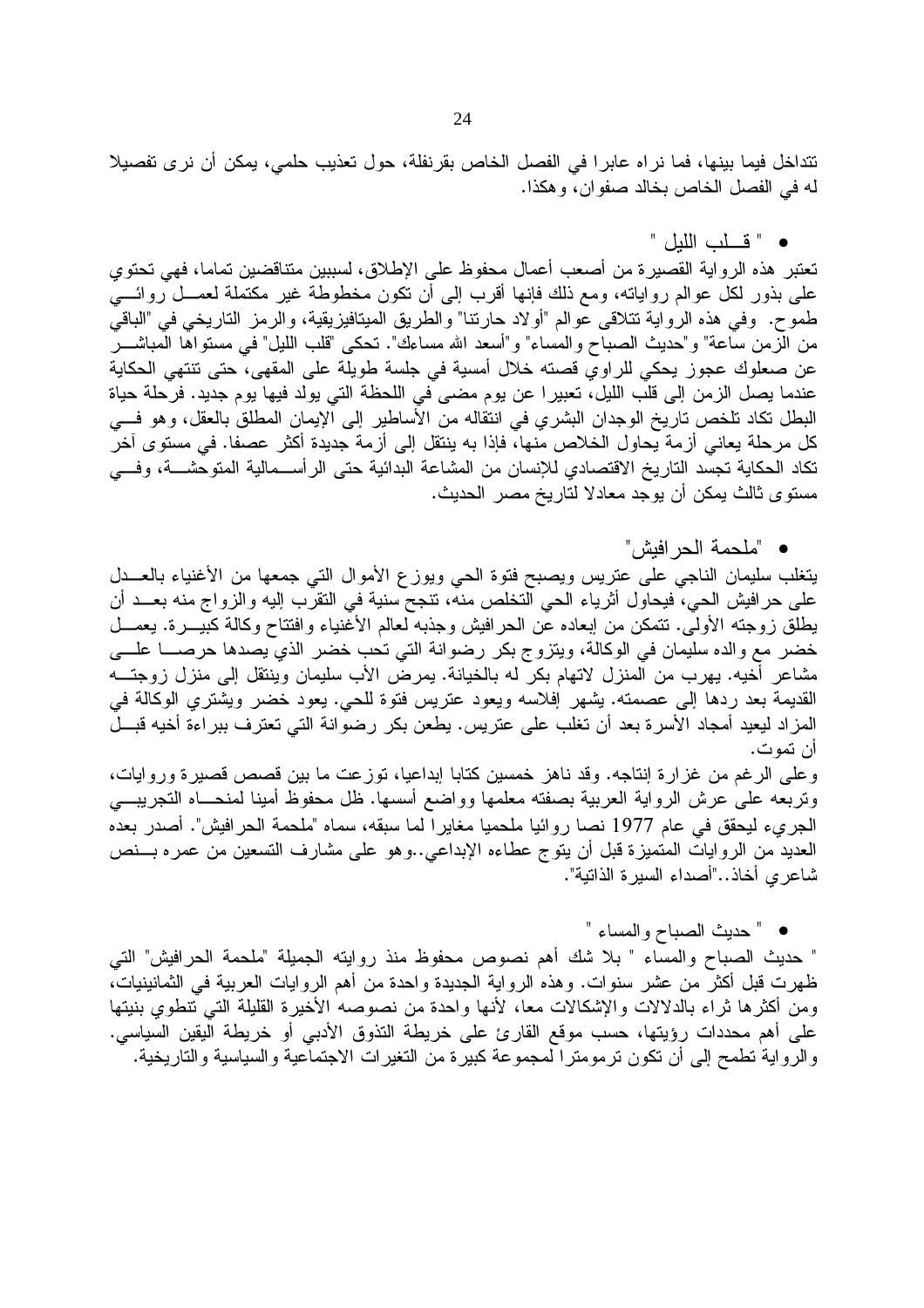تتداخل فيما بينها، فما نراه عابرا في الفصل الخاص بقرنفلة، حول تعذيب حلمي، يمكن أن نرى تفصيلا له في الفصل الخاص بخالد صفوان، وهكذا.

- " قلب الليل "

تعتبر هذه الرواية القصيرة من أصعب أعمال محفوظ على الإطلاق، لسببين متناقضين تماما، فهي تحتوي على بذور لكل عوالم رواياته، ومع ذلك فإنها أقرب إلى أن تكون مخطوطة غير مكتملة لعمل روائي طموح. وفي هذه الرواية تتلاقى عوالم "أولاد حارتنا" والطريق الميتافيزيقية، والرمز التاريخي في "الباقي من الزمن ساعة" و"حديث الصباح والمساء" و"أسعد الله مساءك". تحكي "قلب الليل" في مستواها المباشر عن صعلوك عجوز يحكي للراوي قصته خلال أمسية في جلسة طويلة على المقهى، حتى تنتهي الحكاية عندما يصل الزمن إلى قلب الليل، تعبيرا عن يوم مضى في اللحظة التي يولد فيها يوم جديد. فرحلة حياة البطل تكاد تلخص تاريخ الوجدان البشري في انتقاله من الأساطير إلى الإيمان المطلق بالعقل، وهو في كل مرحلة يعاني أزمة يحاول الخلاص منها، فإذا به ينتقل إلى أزمة جديدة أكثر عصفا. في مستوى آخر تكاد الحكاية تجسد التاريخ الاقتصادي للإنسان من المشاعة البدائية حتى الرأسمالية المتوحشة، وفي مستوى ثالث يمكن أن يوجد معادلا لتاريخ مصر الحديث.

- "ملحمة الحرافيش"

يتغلب سليمان الناجي على عتريس ويصبح فتوة الحي ويوزع الأموال التي جمعها من الأغنياء بالعدل على حرافيش الحي، فيحاول أثرياء الحي التخلص منه، تنجح سنية في التقرب إليه والزواج منه بعد أن يطلق زوجته الأولى. تتمكن من إبعاده عن الحرافيش وجذبه لعالم الأغنياء وافتتاح وكالة كبيرة. يعمل خضر مع والده سليمان في الوكالة، ويتزوج بكر رضوانة التي تحب خضر الذي يصدها حرصا على مشاعر أخيه. يهرب من المنزل لاتهام بكر له بالخيانة. يمرض الأب سليمان وينتقل إلى منزل زوجته القديمة بعد ردها إلى عصمته. يشهر إفلاسه ويعود عتريس فتوة للحي. يعود خضر ويشتري الوكالة في المزاد ليعيد أمجاد الأسرة بعد أن تغلب على عتريس. يطعن بكر رضوانة التي تعترف ببراءة أخيه قبل أن تموت.

وعلى الرغم من غزارة إنتاجه. وقد ناهز خمسين كتابا إبداعيا، توزعت ما بين قصص قصيرة وروايات، وتربعه على عرش الرواية العربية بصفته معلمها وواضع أسسها. ظل محفوظ أمينا لمنحاه التجريبي الجريء ليحقق في عام 1977 نصا روائيا ملحميا مغايرا لما سبقه، سماه "ملحمة الحرافيش". أصدر بعده العديد من الروايات المتميزة قبل أن يتوج عطاءه الإبداعي..وهو على مشارف التسعين من عمره بنص شاعري أخاذ.."أصداء السيرة الذاتية".

- " حديث الصباح والمساء "

" حديث الصباح والمساء " بلا شك أهم نصوص محفوظ منذ روايته الجميلة "ملحمة الحرافيش" التي ظهرت قبل أكثر من عشر سنوات. وهذه الرواية الجديدة واحدة من أهم الروايات العربية في الثمانينيات، ومن أكثرها ثراء بالدلالات والإشكالات معا، لأنها واحدة من نصوصه الأخيرة القليلة التي تنطوي بنيتها على أهم محددات رؤيتها، حسب موقع القارئ على خريطة التذوق الأدبي أو خريطة اليقين السياسي. والرواية تطمح إلى أن تكون ترمومترا لمجموعة كبيرة من التغيرات الاجتماعية والسياسية والتاريخية.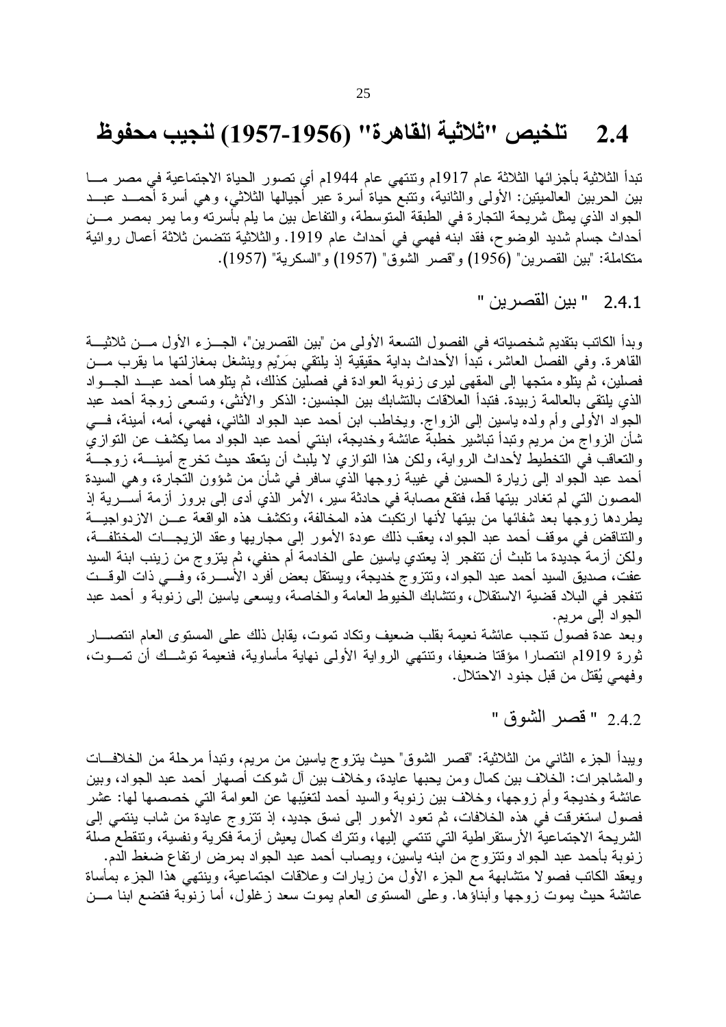## 2.4 تلخيص "ثلاثية القاهرة" (1956-1957) لنجيب محفوظ

تبدأ الثلاثية بأجزائها الثلاثة عام 1917م وتنتهي عام 1944م أي تصور الحياة الاجتماعية في مصر ما بين الحربين العالميتين: الأولى والثانية، وتتبع حياة أسرة عبر أجيالها الثلاثي، وهي أسرة أحمد عبد الجواد الذي يمثل شريحة التجارة في الطبقة المتوسطة، والتفاعل بين ما يلم بأسرته وما يمر بمصر من أحداث جسام شديد الوضوح، فقد ابنه فهمي في أحداث عام 1919. والثلاثية تتضمن ثلاثة أعمال روائية متكاملة: "بين القصرين" (1956) و"قصر الشوق" (1957) و"السكرية" (1957).

### 2.4.1 " بين القصرين "

وبدأ الكاتب بتقديم شخصياته في الفصول التسعة الأولى من "بين القصرين"، الجزء الأول من ثلاثية القاهرة. وفي الفصل العاشر، تبدأ الأحداث بداية حقيقية إذ يلتقي بمَرْيم وينشغل بمغازلتها ما يقرب من فصلين، ثم يتلوه متجها إلى المقهى ليرى زنوبة العوادة في فصلين كذلك، ثم يتلوهما أحمد عبد الجواد الذي يلتقي بالعالمة زبيدة. فتبدأ العلاقات بالتشابك بين الجنسين: الذكر والأنثى، وتسعى زوجة أحمد عبد الجواد الأولى وأم ولده ياسين إلى الزواج. ويخاطب ابن أحمد عبد الجواد الثاني، فهمي، أمه، أمينة، في شأن الزواج من مريم وتبدأ تباشير خطبة عائشة وخديجة، ابنتي أحمد عبد الجواد مما يكشف عن التوازي والتعاقب في التخطيط لأحداث الرواية، ولكن هذا التوازي لا يلبث أن يتعقد حيث تخرج أمينة، زوجة أحمد عبد الجواد إلى زيارة الحسين في غيبة زوجها الذي سافر في شأن من شؤون التجارة، وهي السيدة المصون التي لم تغادر بيتها قط، فتقع مصابة في حادثة سير، الأمر الذي أدى إلى بروز أزمة أسرية إذ يطردها زوجها بعد شفائها من بيتها لأنها ارتكبت هذه المخالفة، وتكشف هذه الواقعة عن الازدواجية والتناقض في موقف أحمد عبد الجواد، يعقب ذلك عودة الأمور إلى مجاريها وعقد الزيجات المختلفة، ولكن أزمة جديدة ما تلبث أن تتفجر إذ يعتدي ياسين على الخادمة أم حنفي، ثم يتزوج من زينب ابنة السيد عفت، صديق السيد أحمد عبد الجواد، وتتزوج خديجة، ويستقل بعض أفرد الأسرة، وفي ذات الوقت تنفجر في البلاد قضية الاستقلال، وتتشابك الخيوط العامة والخاصة، ويسعى ياسين إلى زنوبة و أحمد عبد الجواد إلى مريم.

وبعد عدة فصول تنجب عائشة نعيمة بقلب ضعيف وتكاد تموت، يقابل ذلك على المستوى العام انتصار ثورة 1919م انتصارا مؤقتا ضعيفا، وتنتهي الرواية الأولى نهاية مأساوية، فنعيمة توشك أن تموت، وفهمي يُقتل من قبل جنود الاحتلال.

### 2.4.2 " قصر الشوق "

ويبدأ الجزء الثاني من الثلاثية: "قصر الشوق" حيث يتزوج ياسين من مريم، وتبدأ مرحلة من الخلافات والمشاجرات: الخلاف بين كمال ومن يحبها عايدة، وخلاف بين آل شوكت أصهار أحمد عبد الجواد، وبين عائشة وخديجة وأم زوجها، وخلاف بين زنوبة والسيد أحمد لتغيّبها عن العوامة التي خصصها لها: عشر فصول استغرقت في هذه الخلافات، ثم تعود الأمور إلى نسق جديد، إذ تتزوج عايدة من شاب ينتمي إلى الشريحة الاجتماعية الأرستقراطية التي تنتمي إليها، وتترك كمال يعيش أزمة فكرية ونفسية، وتنقطع صلة زنوبة بأحمد عبد الجواد وتتزوج من ابنه ياسين، ويصاب أحمد عبد الجواد بمرض ارتفاع ضغط الدم.

ويعقد الكاتب فصولا متشابهة مع الجزء الأول من زيارات وعلاقات اجتماعية، وينتهي هذا الجزء بمأساة عائشة حيث يموت زوجها وأبناؤها. وعلى المستوى العام يموت سعد زغلول، أما زنوبة فتضع ابنا من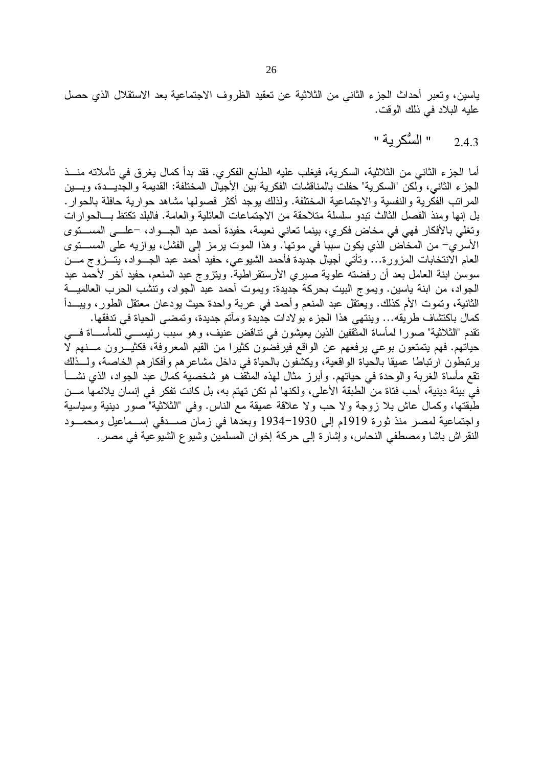ياسين، وتعبر أحداث الجزء الثاني من الثلاثية عن تعقيد الظروف الاجتماعية بعد الاستقلال الذي حصل عليه البلاد في ذلك الوقت.

### 2.4.3 " السُّكرية "

أما الجزء الثاني من الثلاثية، السكرية، فيغلب عليه الطابع الفكري. فقد بدأ كمال يغرق في تأملاته منذ الجزء الثاني، ولكن "السكرية" حفلت بالمناقشات الفكرية بين الأجيال المختلفة: القديمة والجديدة، وبين المراتب الفكرية والنفسية والاجتماعية المختلفة. ولذلك يوجد أكثر فصولها مشاهد حوارية حافلة بالحوار. بل إنها ومنذ الفصل الثالث تبدو سلسلة متلاحقة من الاجتماعات العائلية والعامة. فالبلد تكتظ بالحوارات وتغلي بالأفكار فهي في مخاض فكري، بينما تعاني نعيمة، حفيدة أحمد عبد الجواد، -على المستوى الأسري- من المخاض الذي يكون سببا في موتها. وهذا الموت يرمز إلى الفشل، يوازيه على المستوى العام الانتخابات المزورة... وتأتي أجيال جديدة فأحمد الشيوعي، حفيد أحمد عبد الجواد، يتزوج من سوسن ابنة العامل بعد أن رفضته علوية صبري الأرستقراطية. ويتزوج عبد المنعم، حفيد آخر لأحمد عبد الجواد، من ابنة ياسين. ويموج البيت بحركة جديدة: ويموت أحمد عبد الجواد، وتنشب الحرب العالمية الثانية، وتموت الأم كذلك. ويعتقل عبد المنعم وأحمد في عربة واحدة حيث يودعان معتقل الطور، ويبدأ كمال باكتشاف طريقه... وينتهي هذا الجزء بولادات جديدة ومآتم جديدة، وتمضى الحياة في تدفقها.

تقدم "الثلاثية" صورا لمأساة المثقفين الذين يعيشون في تناقض عنيف، وهو سبب رئيسي للمأساة في حياتهم. فهم يتمتعون بوعي يرفعهم عن الواقع فيرفضون كثيرا من القيم المعروفة، فكثيرون منهم لا يرتبطون ارتباطا عميقا بالحياة الواقعية، ويكشفون بالحياة في داخل مشاعرهم وأفكارهم الخاصة، ولذلك تقع مأساة الغربة والوحدة في حياتهم. وأبرز مثال لهذه المثقف هو شخصية كمال عبد الجواد، الذي نشأ في بيئة دينية، أحب فتاة من الطبقة الأعلى، ولكنها لم تكن تهتم به، بل كانت تفكر في إنسان يلائمها من طبقتها، وكمال عاش بلا زوجة ولا حب ولا علاقة عميقة مع الناس. وفي "الثلاثية" صور دينية وسياسية واجتماعية لمصر منذ ثورة 1919م إلى 1930-1934 وبعدها في زمان صدقي إسماعيل ومحمود النقراش باشا ومصطفي النحاس، وإشارة إلى حركة إخوان المسلمين وشيوع الشيوعية في مصر.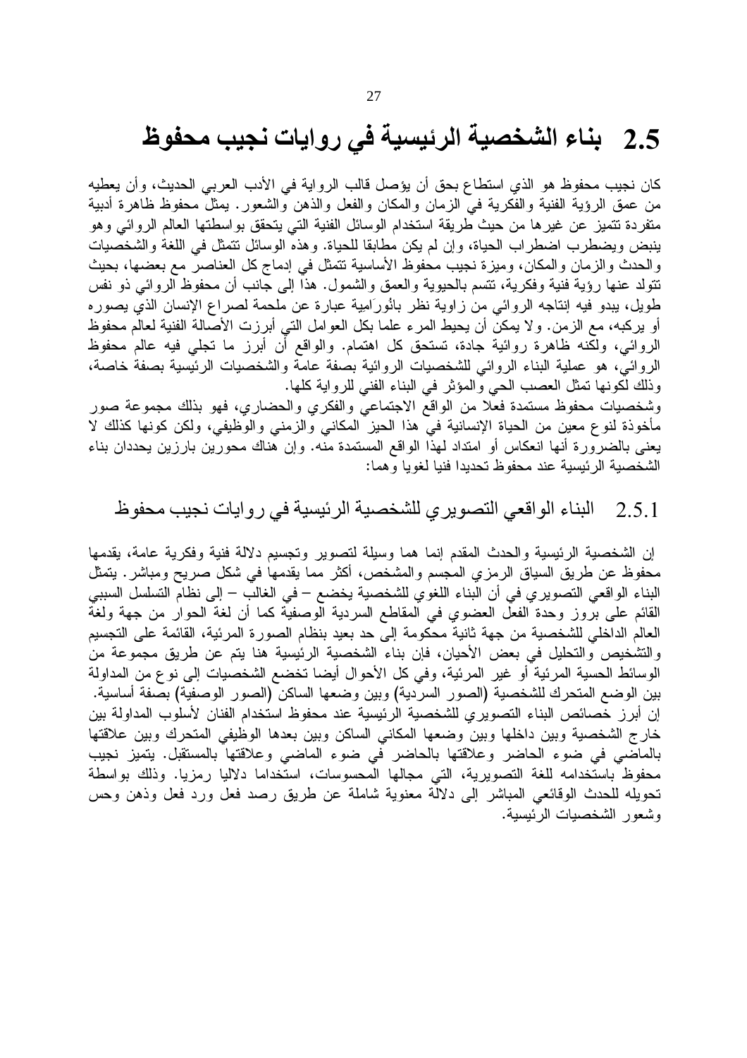## 2.5 بناء الشخصية الرئيسية في روايات نجيب محفوظ

كان نجيب محفوظ هو الذي استطاع بحق أن يؤصل قالب الرواية في الأدب العربي الحديث، وأن يعطيه من عمق الرؤية الفنية والفكرية في الزمان والمكان والفعل والذهن والشعور. يمثل محفوظ ظاهرة أدبية متفردة تتميز عن غيرها من حيث طريقة استخدام الوسائل الفنية التي يتحقق بواسطتها العالم الروائي وهو ينبض ويضطرب اضطراب الحياة، وإن لم يكن مطابقا للحياة. وهذه الوسائل تتمثل في اللغة والشخصيات والحدث والزمان والمكان، وميزة نجيب محفوظ الأساسية تتمثل في إدماج كل العناصر مع بعضها، بحيث تتولد عنها رؤية فنية وفكرية، تتسم بالحيوية والعمق والشمول. هذا إلى جانب أن محفوظ الروائي ذو نفس طويل، يبدو فيه إنتاجه الروائي من زاوية نظر بانورامية عبارة عن ملحمة لصراع الإنسان الذي يصوره أو يركبه، مع الزمن. ولا يمكن أن يحيط المرء علما بكل العوامل التي أبرزت الأصالة الفنية لعالم محفوظ الروائي، ولكنه ظاهرة روائية جادة، تستحق كل اهتمام. والواقع أن أبرز ما تجلي فيه عالم محفوظ الروائي، هو عملية البناء الروائي للشخصيات الروائية بصفة عامة والشخصيات الرئيسية بصفة خاصة، وذلك لكونها تمثل العصب الحي والمؤثر في البناء الفني للرواية كلها.

وشخصيات محفوظ مستمدة فعلا من الواقع الاجتماعي والفكري والحضاري، فهو بذلك مجموعة صور مأخوذة لنوع معين من الحياة الإنسانية في هذا الحيز المكاني والزمني والوظيفي، ولكن كونها كذلك لا يعنى بالضرورة أنها انعكاس أو امتداد لهذا الواقع المستمدة منه. وإن هناك محورين بارزين يحددان بناء الشخصية الرئيسية عند محفوظ تحديدا فنيا لغويا وهما:

### 2.5.1 البناء الواقعي التصويري للشخصية الرئيسية في روايات نجيب محفوظ

إن الشخصية الرئيسية والحدث المقدم إنما هما وسيلة لتصوير وتجسيم دلالة فنية وفكرية عامة، يقدمها محفوظ عن طريق السياق الرمزي المجسم والمشخص، أكثر مما يقدمها في شكل صريح ومباشر. يتمثل البناء الواقعي التصويري في أن البناء اللغوي للشخصية يخضع – في الغالب – إلى نظام التسلسل السببي القائم على بروز وحدة الفعل العضوي في المقاطع السردية الوصفية كما أن لغة الحوار من جهة ولغة العالم الداخلي للشخصية من جهة ثانية محكومة إلى حد بعيد بنظام الصورة المرئية، القائمة على التجسيم والتشخيص والتحليل في بعض الأحيان، فإن بناء الشخصية الرئيسية هنا يتم عن طريق مجموعة من الوسائط الحسية المرئية أو غير المرئية، وفي كل الأحوال أيضا تخضع الشخصيات إلى نوع من المداولة بين الوضع المتحرك للشخصية (الصور السردية) وبين وضعها الساكن (الصور الوصفية) بصفة أساسية.

إن أبرز خصائص البناء التصويري للشخصية الرئيسية عند محفوظ استخدام الفنان لأسلوب المداولة بين خارج الشخصية وبين داخلها وبين وضعها المكاني الساكن وبين بعدها الوظيفي المتحرك وبين علاقتها بالماضي في ضوء الحاضر وعلاقتها بالحاضر في ضوء الماضي وعلاقتها بالمستقبل. يتميز نجيب محفوظ باستخدامه للغة التصويرية، التي مجالها المحسوسات، استخداما دلاليا رمزيا. وذلك بواسطة تحويله للحدث الوقائعي المباشر إلى دلالة معنوية شاملة عن طريق رصد فعل ورد فعل وذهن وحس وشعور الشخصيات الرئيسية.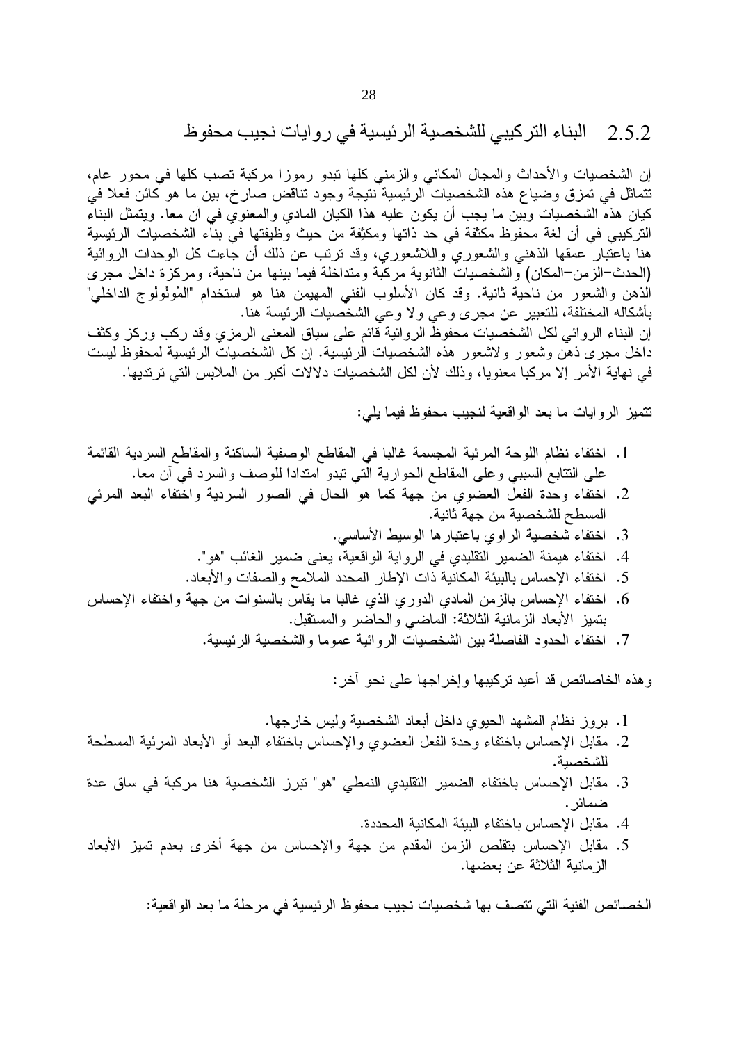## 2.5.2 البناء التركيبي للشخصية الرئيسية في روايات نجيب محفوظ

إن الشخصيات والأحداث والمجال المكاني والزمني كلها تبدو رموزا مركبة تصب كلها في محور عام، تتماثل في تمزق وضياع هذه الشخصيات الرئيسية نتيجة وجود تناقض صارخ، بين ما هو كائن فعلا في كيان هذه الشخصيات وبين ما يجب أن يكون عليه هذا الكيان المادي والمعنوي في آن معا. ويتمثل البناء التركيبي في أن لغة محفوظ مكثفة في حد ذاتها ومكثفة من حيث وظيفتها في بناء الشخصيات الرئيسية هنا باعتبار عمقها الذهني والشعوري واللاشعوري، وقد ترتب عن ذلك أن جاءت كل الوحدات الروائية (الحدث–الزمن–المكان) والشخصيات الثانوية مركبة ومتداخلة فيما بينها من ناحية، ومركزة داخل مجرى الذهن والشعور من ناحية ثانية. وقد كان الأسلوب الفني المهيمن هنا هو استخدام "المُونُولُوج الداخلي" بأشكاله المختلفة، للتعبير عن مجرى وعي ولا وعي الشخصيات الرئيسة هنا.

إن البناء الروائي لكل الشخصيات محفوظ الروائية قائم على سياق المعنى الرمزي وقد ركب وركز وكثف داخل مجرى ذهن وشعور ولاشعور هذه الشخصيات الرئيسية. إن كل الشخصيات الرئيسية لمحفوظ ليست في نهاية الأمر إلا مركبا معنويا، وذلك لأن لكل الشخصيات دلالات أكبر من الملابس التي ترتديها.

تتميز الروايات ما بعد الواقعية لنجيب محفوظ فيما يلي:

1. اختفاء نظام اللوحة المرئية المجسمة غالبا في المقاطع الوصفية الساكنة والمقاطع السردية القائمة على التتابع السببي وعلى المقاطع الحوارية التي تبدو امتدادا للوصف والسرد في آن معا.
2. اختفاء وحدة الفعل العضوي من جهة كما هو الحال في الصور السردية واختفاء البعد المرئي المسطح للشخصية من جهة ثانية.
3. اختفاء شخصية الراوي باعتبارها الوسيط الأساسي.
4. اختفاء هيمنة الضمير التقليدي في الرواية الواقعية، يعنى ضمير الغائب "هو".
5. اختفاء الإحساس بالبيئة المكانية ذات الإطار المحدد الملامح والصفات والأبعاد.
6. اختفاء الإحساس بالزمن المادي الدوري الذي غالبا ما يقاس بالسنوات من جهة واختفاء الإحساس بتميز الأبعاد الزمانية الثلاثة: الماضي والحاضر والمستقبل.
7. اختفاء الحدود الفاصلة بين الشخصيات الروائية عموما والشخصية الرئيسية.

وهذه الخاصائص قد أعيد تركيبها وإخراجها على نحو آخر:

1. بروز نظام المشهد الحيوي داخل أبعاد الشخصية وليس خارجها.
2. مقابل الإحساس باختفاء وحدة الفعل العضوي والإحساس باختفاء البعد أو الأبعاد المرئية المسطحة للشخصية.
3. مقابل الإحساس باختفاء الضمير التقليدي النمطي "هو" تبرز الشخصية هنا مركبة في ساق عدة ضمائر.
4. مقابل الإحساس باختفاء البيئة المكانية المحددة.
5. مقابل الإحساس بتقلص الزمن المقدم من جهة والإحساس من جهة أخرى بعدم تميز الأبعاد الزمانية الثلاثة عن بعضها.

الخصائص الفنية التي تتصف بها شخصيات نجيب محفوظ الرئيسية في مرحلة ما بعد الواقعية: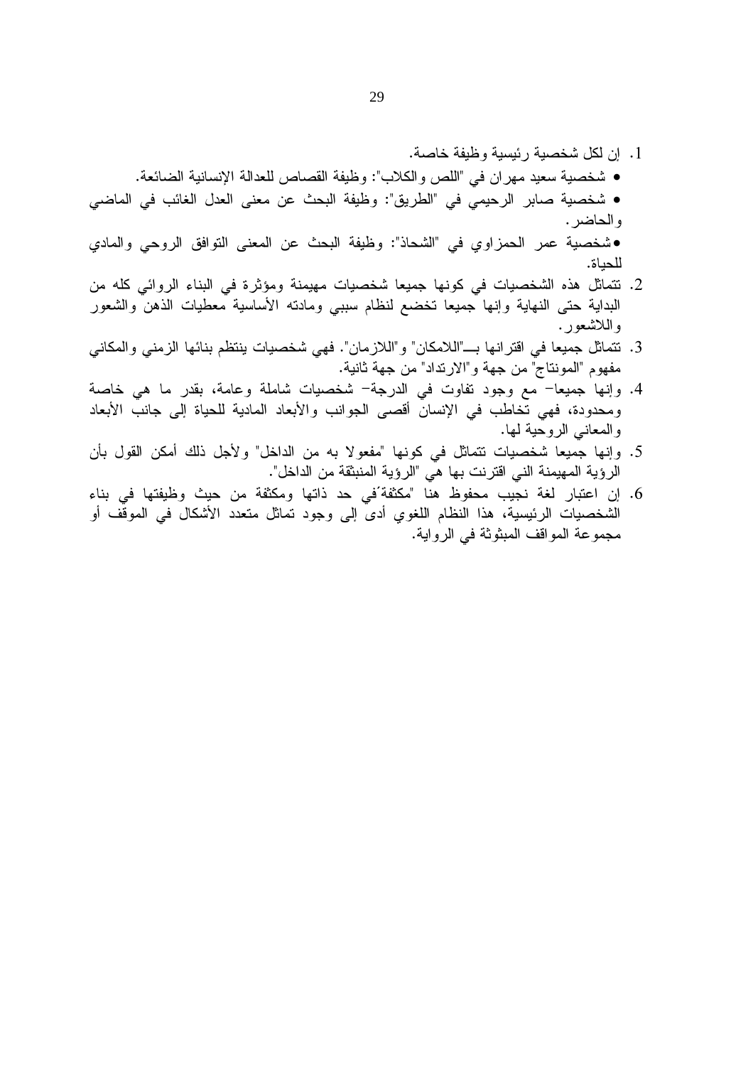1. إن لكل شخصية رئيسية وظيفة خاصة.
   - شخصية سعيد مهران في "اللص والكلاب": وظيفة القصاص للعدالة الإنسانية الضائعة.
   - شخصية صابر الرحيمي في "الطريق": وظيفة البحث عن معنى العدل الغائب في الماضي والحاضر.
   - شخصية عمر الحمزاوي في "الشحاذ": وظيفة البحث عن المعنى التوافق الروحي والمادي للحياة.
2. تتماثل هذه الشخصيات في كونها جميعا شخصيات مهيمنة ومؤثرة في البناء الروائي كله من البداية حتى النهاية وإنها جميعا تخضع لنظام سببي ومادته الأساسية معطيات الذهن والشعور واللاشعور.
3. تتماثل جميعا في اقترانها بـــ"اللامكان" و"اللازمان". فهي شخصيات ينتظم بنائها الزمني والمكاني مفهوم "المونتاج" من جهة و"الارتداد" من جهة ثانية.
4. وإنها جميعا– مع وجود تفاوت في الدرجة– شخصيات شاملة وعامة، بقدر ما هي خاصة ومحدودة، فهي تخاطب في الإنسان أقصى الجوانب والأبعاد المادية للحياة إلى جانب الأبعاد والمعاني الروحية لها.
5. وإنها جميعا شخصيات تتماثل في كونها "مفعولا به من الداخل" ولأجل ذلك أمكن القول بأن الرؤية المهيمنة التي اقترنت بها هي "الرؤية المنبثقة من الداخل".
6. إن اعتبار لغة نجيب محفوظ هنا "مكثفة ًفي حد ذاتها ومكثفة من حيث وظيفتها في بناء الشخصيات الرئيسية، هذا النظام اللغوي أدى إلى وجود تماثل متعدد الأشكال في الموقف أو مجموعة المواقف المبثوثة في الرواية.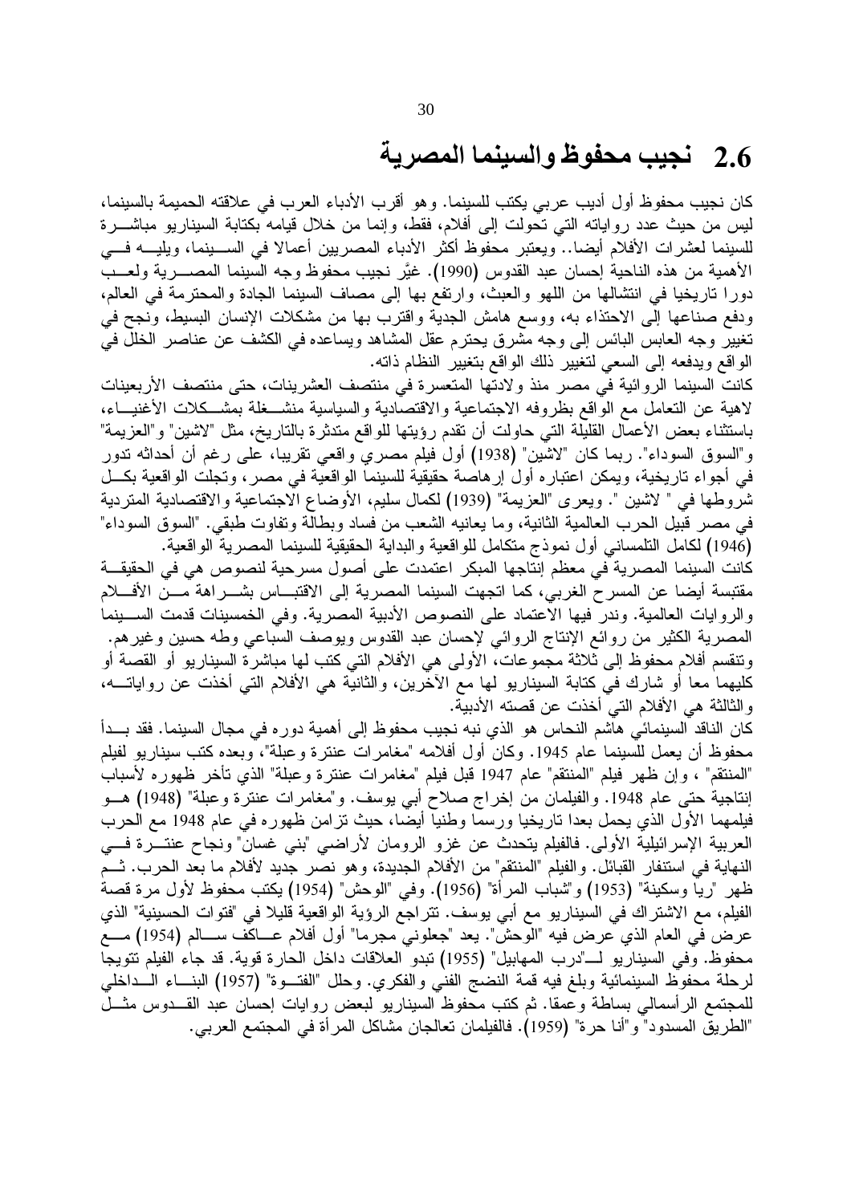## 2.6 نجيب محفوظ والسينما المصرية

كان نجيب محفوظ أول أديب عربي يكتب للسينما. وهو أقرب الأدباء العرب في علاقته الحميمة بالسينما، ليس من حيث عدد رواياته التي تحولت إلى أفلام، فقط، وإنما من خلال قيامه بكتابة السيناريو مباشرة للسينما لعشرات الأفلام أيضا.. ويعتبر محفوظ أكثر الأدباء المصريين أعمالا في السينما، ويليه في الأهمية من هذه الناحية إحسان عبد القدوس (1990). غيَّر نجيب محفوظ وجه السينما المصرية ولعب دورا تاريخيا في انتشالها من اللهو والعبث، وارتفع بها إلى مصاف السينما الجادة والمحترمة في العالم، ودفع صناعها إلى الاحتذاء به، ووسع هامش الجدية واقترب بها من مشكلات الإنسان البسيط، ونجح في تغيير وجه العابس البائس إلى وجه مشرق يحترم عقل المشاهد ويساعده في الكشف عن عناصر الخلل في الواقع ويدفعه إلى السعي لتغيير ذلك الواقع بتغيير النظام ذاته.

كانت السينما الروائية في مصر منذ ولادتها المتعسرة في منتصف العشرينات، حتى منتصف الأربعينات لاهية عن التعامل مع الواقع بظروفه الاجتماعية والاقتصادية والسياسية منشغلة بمشكلات الأغنياء، باستثناء بعض الأعمال القليلة التي حاولت أن تقدم رؤيتها للواقع متدثرة بالتاريخ، مثل "لاشين" و"العزيمة" و"السوق السوداء". ربما كان "لاشين" (1938) أول فيلم مصري واقعي تقريبا، على رغم أن أحداثه تدور في أجواء تاريخية، ويمكن اعتباره أول إرهاصة حقيقية للسينما الواقعية في مصر، وتجلت الواقعية بكل شروطها في " لاشين ". ويعرى "العزيمة" (1939) لكمال سليم، الأوضاع الاجتماعية والاقتصادية المتردية في مصر قبيل الحرب العالمية الثانية، وما يعانيه الشعب من فساد وبطالة وتفاوت طبقي. "السوق السوداء" (1946) لكامل التلمساني أول نموذج متكامل للواقعية والبداية الحقيقية للسينما المصرية الواقعية.

كانت السينما المصرية في معظم إنتاجها المبكر اعتمدت على أصول مسرحية لنصوص هي في الحقيقة مقتبسة أيضا عن المسرح الغربي، كما اتجهت السينما المصرية إلى الاقتباس بشراهة من الأفلام والروايات العالمية. وندر فيها الاعتماد على النصوص الأدبية المصرية. وفي الخمسينات قدمت السينما المصرية الكثير من روائع الإنتاج الروائي لإحسان عبد القدوس ويوسف السباعي وطه حسين وغيرهم. وتنقسم أفلام محفوظ إلى ثلاثة مجموعات، الأولى هي الأفلام التي كتب لها مباشرة السيناريو أو القصة أو كليهما معا أو شارك في كتابة السيناريو لها مع الآخرين، والثانية هي الأفلام التي أخذت عن رواياته، والثالثة هي الأفلام التي أخذت عن قصته الأدبية.

كان الناقد السينمائي هاشم النحاس هو الذي نبه نجيب محفوظ إلى أهمية دوره في مجال السينما. فقد بدأ محفوظ أن يعمل للسينما عام 1945. وكان أول أفلامه "مغامرات عنترة وعبلة"، وبعده كتب سيناريو لفيلم "المنتقم" ، وإن ظهر فيلم "المنتقم" عام 1947 قبل فيلم "مغامرات عنترة وعبلة" الذي تأخر ظهوره لأسباب إنتاجية حتى عام 1948. والفيلمان من إخراج صلاح أبي يوسف. و"مغامرات عنترة وعبلة" (1948) هو فيلمهما الأول الذي يحمل بعدا تاريخيا ورسما وطنيا أيضا، حيث تزامن ظهوره في عام 1948 مع الحرب العربية الإسرائيلية الأولى. فالفيلم يتحدث عن غزو الرومان لأراضي "بني غسان" ونجاح عنترة في النهاية في استنفار القبائل. والفيلم "المنتقم" من الأفلام الجديدة، وهو نصر جديد لأفلام ما بعد الحرب. ثم ظهر "ريا وسكينة" (1953) و"شباب المرأة" (1956). وفي "الوحش" (1954) يكتب محفوظ لأول مرة قصة الفيلم، مع الاشتراك في السيناريو مع أبي يوسف. تتراجع الرؤية الواقعية قليلا في "فتوات الحسينية" الذي عرض في العام الذي عرض فيه "الوحش". يعد "جعلوني مجرما" أول أفلام عاكف سالم (1954) مع محفوظ. وفي السيناريو لـ"درب المهابيل" (1955) تبدو العلاقات داخل الحارة قوية. قد جاء الفيلم تتويجا لرحلة محفوظ السينمائية وبلغ فيه قمة النضج الفني والفكري. وحلل "الفتوة" (1957) البناء الداخلي للمجتمع الرأسمالي بساطة وعمقا. ثم كتب محفوظ السيناريو لبعض روايات إحسان عبد القدوس مثل "الطريق المسدود" و"أنا حرة" (1959). فالفيلمان تعالجان مشاكل المرأة في المجتمع العربي.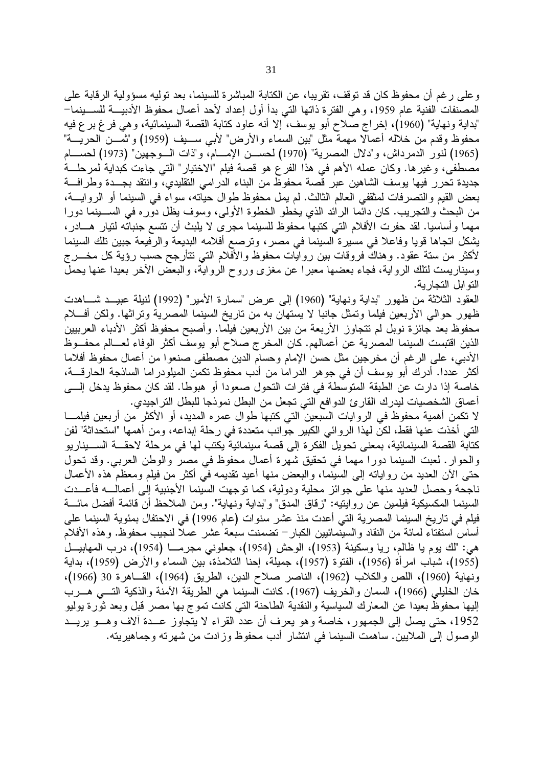وعلى رغم أن محفوظ كان قد توقف، تقريبا، عن الكتابة المباشرة للسينما، بعد توليه مسؤولية الرقابة على المصنفات الفنية عام 1959، وهي الفترة ذاتها التي بدأ أول إعداد لأحد أعمال محفوظ الأدبية للسينما- "بداية ونهاية" (1960)، إخراج صلاح أبو يوسف، إلا أنه عاود كتابة القصة السينمائية، وهي فرع برع فيه محفوظ وقدم من خلاله أعمالا مهمة مثل "بين السماء والأرض" لأبي سيف (1959) و"ثمن الحرية" (1965) لنور الدمرداش، و"دلال المصرية" (1970) لحسن الإمام، و"ذات الوجهين" (1973) لحسام مصطفى، وغيرها. وكان عمله الأهم في هذا الفرع هو قصة فيلم "الاختيار" التي جاءت كبداية لمرحلة جديدة تحرر فيها يوسف الشاهين عبر قصة محفوظ من البناء الدرامي التقليدي، وانتقد بجدة وطرافة بعض القيم والتصرفات لمثقفي العالم الثالث. لم يمل محفوظ طوال حياته، سواء في السينما أو الرواية، من البحث والتجريب. كان دائما الرائد الذي يخطو الخطوة الأولى، وسوف يظل دوره في السينما دورا مهما وأساسيا. لقد حفرت الأفلام التي كتبها محفوظ للسينما مجرى لا يلبث أن تتسع جنباته لتيار هادر، يشكل اتجاها قويا وفاعلا في مسيرة السينما في مصر، وترصع أفلامه البديعة والرفيعة جبين تلك السينما لأكثر من ستة عقود. وهناك فروقات بين روايات محفوظ والأفلام التي تتأرجح حسب رؤية كل مخرج وسيناريست لتلك الرواية، فجاء بعضها معبرا عن مغزى وروح الرواية، والبعض الآخر بعيدا عنها يحمل التوابل التجارية.

العقود الثلاثة من ظهور "بداية ونهاية" (1960) إلى عرض "سمارة الأمير" (1992) لنيلة عبيد شاهدت ظهور حوالي الأربعين فيلما وتمثل جانبا لا يستهان به من تاريخ السينما المصرية وتراثها. ولكن أفلام محفوظ بعد جائزة نوبل لم تتجاوز الأربعة من بين الأربعين فيلما. وأصبح محفوظ أكثر الأدباء العربيين الذين اقتبست السينما المصرية عن أعمالهم. كان المخرج صلاح أبو يوسف أكثر الوفاء لعالم محفوظ الأدبي، على الرغم أن مخرجين مثل حسن الإمام وحسام الدين مصطفى صنعوا من أعمال محفوظ أفلاما أكثر عددا. أدرك أبو يوسف أن في جوهر الدراما من أدب محفوظ تكمن الميلودراما الساذجة الحارقة، خاصة إذا دارت عن الطبقة المتوسطة في فترات التحول صعودا أو هبوطا. لقد كان محفوظ يدخل إلى أعماق الشخصيات ليدرك القارئ الدوافع التي تجعل من البطل نموذجا للبطل التراجيدي.

لا تكمن أهمية محفوظ في الروايات السبعين التي كتبها طوال عمره المديد، أو الأكثر من أربعين فيلما التي أخذت عنها فقط، لكن لهذا الروائي الكبير جوانب متعددة في رحلة إبداعه، ومن أهمها "استحداثة" لفن كتابة القصة السينمائية، بمعنى تحويل الفكرة إلى قصة سينمائية يكتب لها في مرحلة لاحقة السيناريو والحوار. لعبت السينما دورا مهما في تحقيق شهرة أعمال محفوظ في مصر والوطن العربي. وقد تحول حتى الآن العديد من رواياته إلى السينما، والبعض منها أعيد تقديمه في أكثر من فيلم ومعظم هذه الأعمال ناجحة وحصل العديد منها على جوائز محلية ودولية، كما توجهت السينما الأجنبية إلى أعماله فأعدت السينما المكسيكية فيلمين عن روايتيه: "زقاق المدق" و"بداية ونهاية". ومن الملاحظ أن قائمة أفضل مائة فيلم في تاريخ السينما المصرية التي أعدت منذ عشر سنوات (عام 1996) في الاحتفال بمئوية السينما على أساس استفتاء لمائة من النقاد والسينمائيين الكبار- تضمنت سبعة عشر عملا لنجيب محفوظ. وهذه الأفلام هي: "لك يوم يا ظالم، ريا وسكينة (1953)، الوحش (1954)، جعلوني مجرما (1954)، درب المهابيل (1955)، شباب امرأة (1956)، الفتوة (1957)، جميلة، إحنا التلامذة، بين السماء والأرض (1959)، بداية ونهاية (1960)، اللص والكلاب (1962)، الناصر صلاح الدين، الطريق (1964)، القاهرة 30 (1966)، خان الخليلي (1966)، السمان والخريف (1967). كانت السينما هي الطريقة الآمنة والذكية التي هرب إليها محفوظ بعيدا عن المعارك السياسية والنقدية الطاحنة التي كانت تموج بها مصر قبل وبعد ثورة يوليو 1952، حتى يصل إلى الجمهور، خاصة وهو يعرف أن عدد القراء لا يتجاوز عدة آلاف وهو يريد الوصول إلى الملايين. ساهمت السينما في انتشار أدب محفوظ وزادت من شهرته وجماهيريته.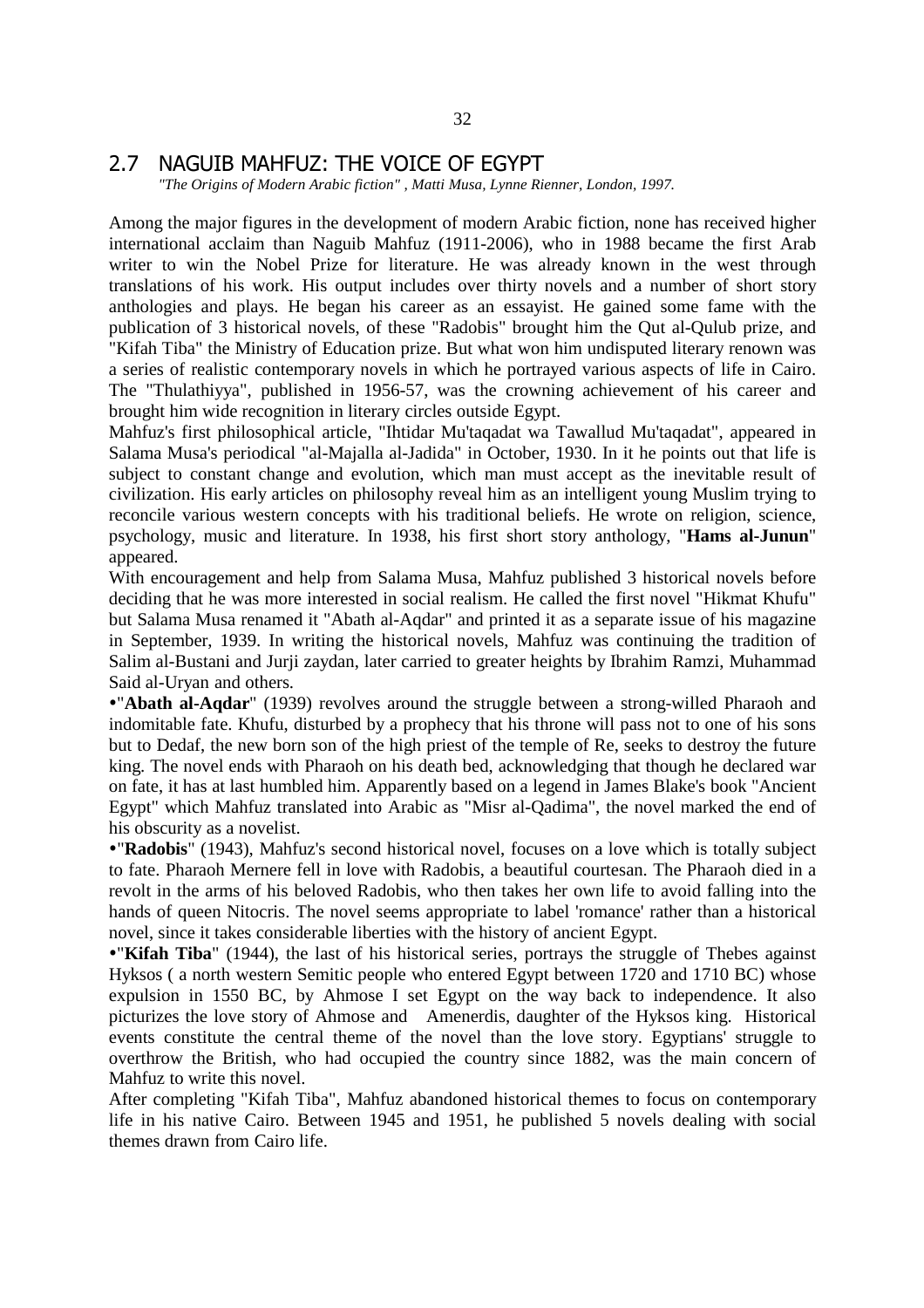## 2.7 NAGUIB MAHFUZ: THE VOICE OF EGYPT

*"The Origins of Modern Arabic fiction" , Matti Musa, Lynne Rienner, London, 1997.*

Among the major figures in the development of modern Arabic fiction, none has received higher international acclaim than Naguib Mahfuz (1911-2006), who in 1988 became the first Arab writer to win the Nobel Prize for literature. He was already known in the west through translations of his work. His output includes over thirty novels and a number of short story anthologies and plays. He began his career as an essayist. He gained some fame with the publication of 3 historical novels, of these "Radobis" brought him the Qut al-Qulub prize, and "Kifah Tiba" the Ministry of Education prize. But what won him undisputed literary renown was a series of realistic contemporary novels in which he portrayed various aspects of life in Cairo. The "Thulathiyya", published in 1956-57, was the crowning achievement of his career and brought him wide recognition in literary circles outside Egypt.

Mahfuz's first philosophical article, "Ihtidar Mu'taqadat wa Tawallud Mu'taqadat", appeared in Salama Musa's periodical "al-Majalla al-Jadida" in October, 1930. In it he points out that life is subject to constant change and evolution, which man must accept as the inevitable result of civilization. His early articles on philosophy reveal him as an intelligent young Muslim trying to reconcile various western concepts with his traditional beliefs. He wrote on religion, science, psychology, music and literature. In 1938, his first short story anthology, "**Hams al-Junun**" appeared.

With encouragement and help from Salama Musa, Mahfuz published 3 historical novels before deciding that he was more interested in social realism. He called the first novel "Hikmat Khufu" but Salama Musa renamed it "Abath al-Aqdar" and printed it as a separate issue of his magazine in September, 1939. In writing the historical novels, Mahfuz was continuing the tradition of Salim al-Bustani and Jurji zaydan, later carried to greater heights by Ibrahim Ramzi, Muhammad Said al-Uryan and others.

- "**Abath al-Aqdar**" (1939) revolves around the struggle between a strong-willed Pharaoh and indomitable fate. Khufu, disturbed by a prophecy that his throne will pass not to one of his sons but to Dedaf, the new born son of the high priest of the temple of Re, seeks to destroy the future king. The novel ends with Pharaoh on his death bed, acknowledging that though he declared war on fate, it has at last humbled him. Apparently based on a legend in James Blake's book "Ancient Egypt" which Mahfuz translated into Arabic as "Misr al-Qadima", the novel marked the end of his obscurity as a novelist.
- "**Radobis**" (1943), Mahfuz's second historical novel, focuses on a love which is totally subject to fate. Pharaoh Mernere fell in love with Radobis, a beautiful courtesan. The Pharaoh died in a revolt in the arms of his beloved Radobis, who then takes her own life to avoid falling into the hands of queen Nitocris. The novel seems appropriate to label 'romance' rather than a historical novel, since it takes considerable liberties with the history of ancient Egypt.
- "**Kifah Tiba**" (1944), the last of his historical series, portrays the struggle of Thebes against Hyksos ( a north western Semitic people who entered Egypt between 1720 and 1710 BC) whose expulsion in 1550 BC, by Ahmose I set Egypt on the way back to independence. It also picturizes the love story of Ahmose and Amenerdis, daughter of the Hyksos king. Historical events constitute the central theme of the novel than the love story. Egyptians' struggle to overthrow the British, who had occupied the country since 1882, was the main concern of Mahfuz to write this novel.

After completing "Kifah Tiba", Mahfuz abandoned historical themes to focus on contemporary life in his native Cairo. Between 1945 and 1951, he published 5 novels dealing with social themes drawn from Cairo life.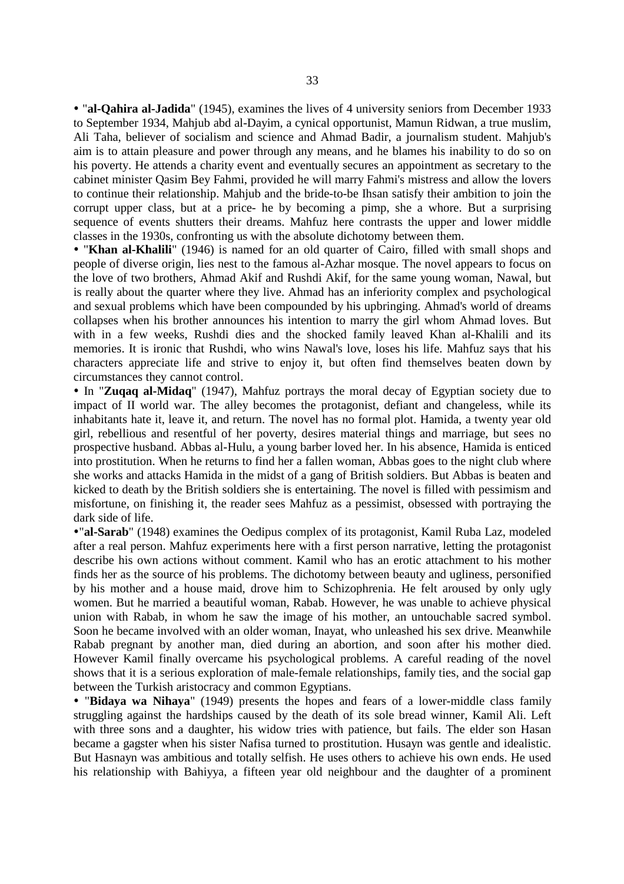- "**al-Qahira al-Jadida**" (1945), examines the lives of 4 university seniors from December 1933 to September 1934, Mahjub abd al-Dayim, a cynical opportunist, Mamun Ridwan, a true muslim, Ali Taha, believer of socialism and science and Ahmad Badir, a journalism student. Mahjub's aim is to attain pleasure and power through any means, and he blames his inability to do so on his poverty. He attends a charity event and eventually secures an appointment as secretary to the cabinet minister Qasim Bey Fahmi, provided he will marry Fahmi's mistress and allow the lovers to continue their relationship. Mahjub and the bride-to-be Ihsan satisfy their ambition to join the corrupt upper class, but at a price- he by becoming a pimp, she a whore. But a surprising sequence of events shutters their dreams. Mahfuz here contrasts the upper and lower middle classes in the 1930s, confronting us with the absolute dichotomy between them.
- "**Khan al-Khalili**" (1946) is named for an old quarter of Cairo, filled with small shops and people of diverse origin, lies nest to the famous al-Azhar mosque. The novel appears to focus on the love of two brothers, Ahmad Akif and Rushdi Akif, for the same young woman, Nawal, but is really about the quarter where they live. Ahmad has an inferiority complex and psychological and sexual problems which have been compounded by his upbringing. Ahmad's world of dreams collapses when his brother announces his intention to marry the girl whom Ahmad loves. But with in a few weeks, Rushdi dies and the shocked family leaved Khan al-Khalili and its memories. It is ironic that Rushdi, who wins Nawal's love, loses his life. Mahfuz says that his characters appreciate life and strive to enjoy it, but often find themselves beaten down by circumstances they cannot control.
- In "**Zuqaq al-Midaq**" (1947), Mahfuz portrays the moral decay of Egyptian society due to impact of II world war. The alley becomes the protagonist, defiant and changeless, while its inhabitants hate it, leave it, and return. The novel has no formal plot. Hamida, a twenty year old girl, rebellious and resentful of her poverty, desires material things and marriage, but sees no prospective husband. Abbas al-Hulu, a young barber loved her. In his absence, Hamida is enticed into prostitution. When he returns to find her a fallen woman, Abbas goes to the night club where she works and attacks Hamida in the midst of a gang of British soldiers. But Abbas is beaten and kicked to death by the British soldiers she is entertaining. The novel is filled with pessimism and misfortune, on finishing it, the reader sees Mahfuz as a pessimist, obsessed with portraying the dark side of life.
- "**al-Sarab**" (1948) examines the Oedipus complex of its protagonist, Kamil Ruba Laz, modeled after a real person. Mahfuz experiments here with a first person narrative, letting the protagonist describe his own actions without comment. Kamil who has an erotic attachment to his mother finds her as the source of his problems. The dichotomy between beauty and ugliness, personified by his mother and a house maid, drove him to Schizophrenia. He felt aroused by only ugly women. But he married a beautiful woman, Rabab. However, he was unable to achieve physical union with Rabab, in whom he saw the image of his mother, an untouchable sacred symbol. Soon he became involved with an older woman, Inayat, who unleashed his sex drive. Meanwhile Rabab pregnant by another man, died during an abortion, and soon after his mother died. However Kamil finally overcame his psychological problems. A careful reading of the novel shows that it is a serious exploration of male-female relationships, family ties, and the social gap between the Turkish aristocracy and common Egyptians.
- "**Bidaya wa Nihaya**" (1949) presents the hopes and fears of a lower-middle class family struggling against the hardships caused by the death of its sole bread winner, Kamil Ali. Left with three sons and a daughter, his widow tries with patience, but fails. The elder son Hasan became a gagster when his sister Nafisa turned to prostitution. Husayn was gentle and idealistic. But Hasnayn was ambitious and totally selfish. He uses others to achieve his own ends. He used his relationship with Bahiyya, a fifteen year old neighbour and the daughter of a prominent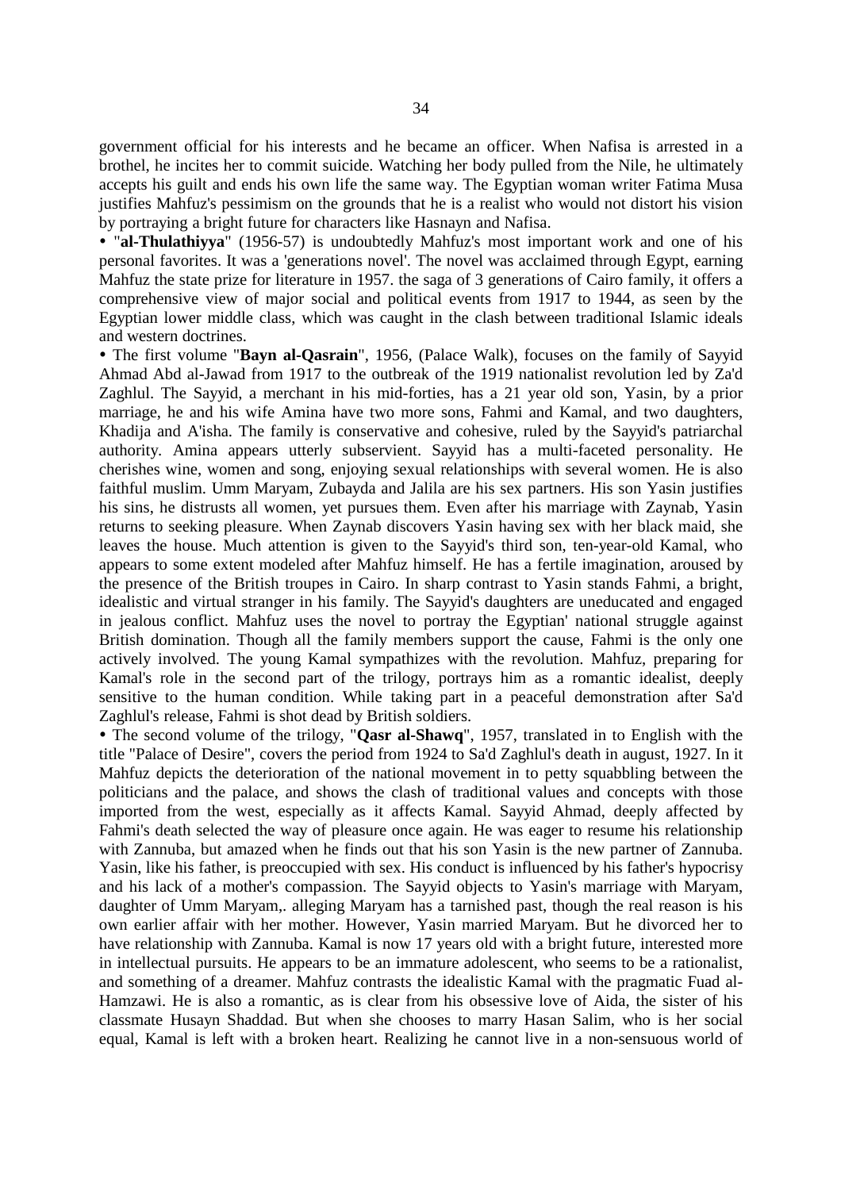government official for his interests and he became an officer. When Nafisa is arrested in a brothel, he incites her to commit suicide. Watching her body pulled from the Nile, he ultimately accepts his guilt and ends his own life the same way. The Egyptian woman writer Fatima Musa justifies Mahfuz's pessimism on the grounds that he is a realist who would not distort his vision by portraying a bright future for characters like Hasnayn and Nafisa.

- "**al-Thulathiyya**" (1956-57) is undoubtedly Mahfuz's most important work and one of his personal favorites. It was a 'generations novel'. The novel was acclaimed through Egypt, earning Mahfuz the state prize for literature in 1957. the saga of 3 generations of Cairo family, it offers a comprehensive view of major social and political events from 1917 to 1944, as seen by the Egyptian lower middle class, which was caught in the clash between traditional Islamic ideals and western doctrines.
- The first volume "**Bayn al-Qasrain**", 1956, (Palace Walk), focuses on the family of Sayyid Ahmad Abd al-Jawad from 1917 to the outbreak of the 1919 nationalist revolution led by Za'd Zaghlul. The Sayyid, a merchant in his mid-forties, has a 21 year old son, Yasin, by a prior marriage, he and his wife Amina have two more sons, Fahmi and Kamal, and two daughters, Khadija and A'isha. The family is conservative and cohesive, ruled by the Sayyid's patriarchal authority. Amina appears utterly subservient. Sayyid has a multi-faceted personality. He cherishes wine, women and song, enjoying sexual relationships with several women. He is also faithful muslim. Umm Maryam, Zubayda and Jalila are his sex partners. His son Yasin justifies his sins, he distrusts all women, yet pursues them. Even after his marriage with Zaynab, Yasin returns to seeking pleasure. When Zaynab discovers Yasin having sex with her black maid, she leaves the house. Much attention is given to the Sayyid's third son, ten-year-old Kamal, who appears to some extent modeled after Mahfuz himself. He has a fertile imagination, aroused by the presence of the British troupes in Cairo. In sharp contrast to Yasin stands Fahmi, a bright, idealistic and virtual stranger in his family. The Sayyid's daughters are uneducated and engaged in jealous conflict. Mahfuz uses the novel to portray the Egyptian' national struggle against British domination. Though all the family members support the cause, Fahmi is the only one actively involved. The young Kamal sympathizes with the revolution. Mahfuz, preparing for Kamal's role in the second part of the trilogy, portrays him as a romantic idealist, deeply sensitive to the human condition. While taking part in a peaceful demonstration after Sa'd Zaghlul's release, Fahmi is shot dead by British soldiers.
- The second volume of the trilogy, "**Qasr al-Shawq**", 1957, translated in to English with the title "Palace of Desire", covers the period from 1924 to Sa'd Zaghlul's death in august, 1927. In it Mahfuz depicts the deterioration of the national movement in to petty squabbling between the politicians and the palace, and shows the clash of traditional values and concepts with those imported from the west, especially as it affects Kamal. Sayyid Ahmad, deeply affected by Fahmi's death selected the way of pleasure once again. He was eager to resume his relationship with Zannuba, but amazed when he finds out that his son Yasin is the new partner of Zannuba. Yasin, like his father, is preoccupied with sex. His conduct is influenced by his father's hypocrisy and his lack of a mother's compassion. The Sayyid objects to Yasin's marriage with Maryam, daughter of Umm Maryam,. alleging Maryam has a tarnished past, though the real reason is his own earlier affair with her mother. However, Yasin married Maryam. But he divorced her to have relationship with Zannuba. Kamal is now 17 years old with a bright future, interested more in intellectual pursuits. He appears to be an immature adolescent, who seems to be a rationalist, and something of a dreamer. Mahfuz contrasts the idealistic Kamal with the pragmatic Fuad al-Hamzawi. He is also a romantic, as is clear from his obsessive love of Aida, the sister of his classmate Husayn Shaddad. But when she chooses to marry Hasan Salim, who is her social equal, Kamal is left with a broken heart. Realizing he cannot live in a non-sensuous world of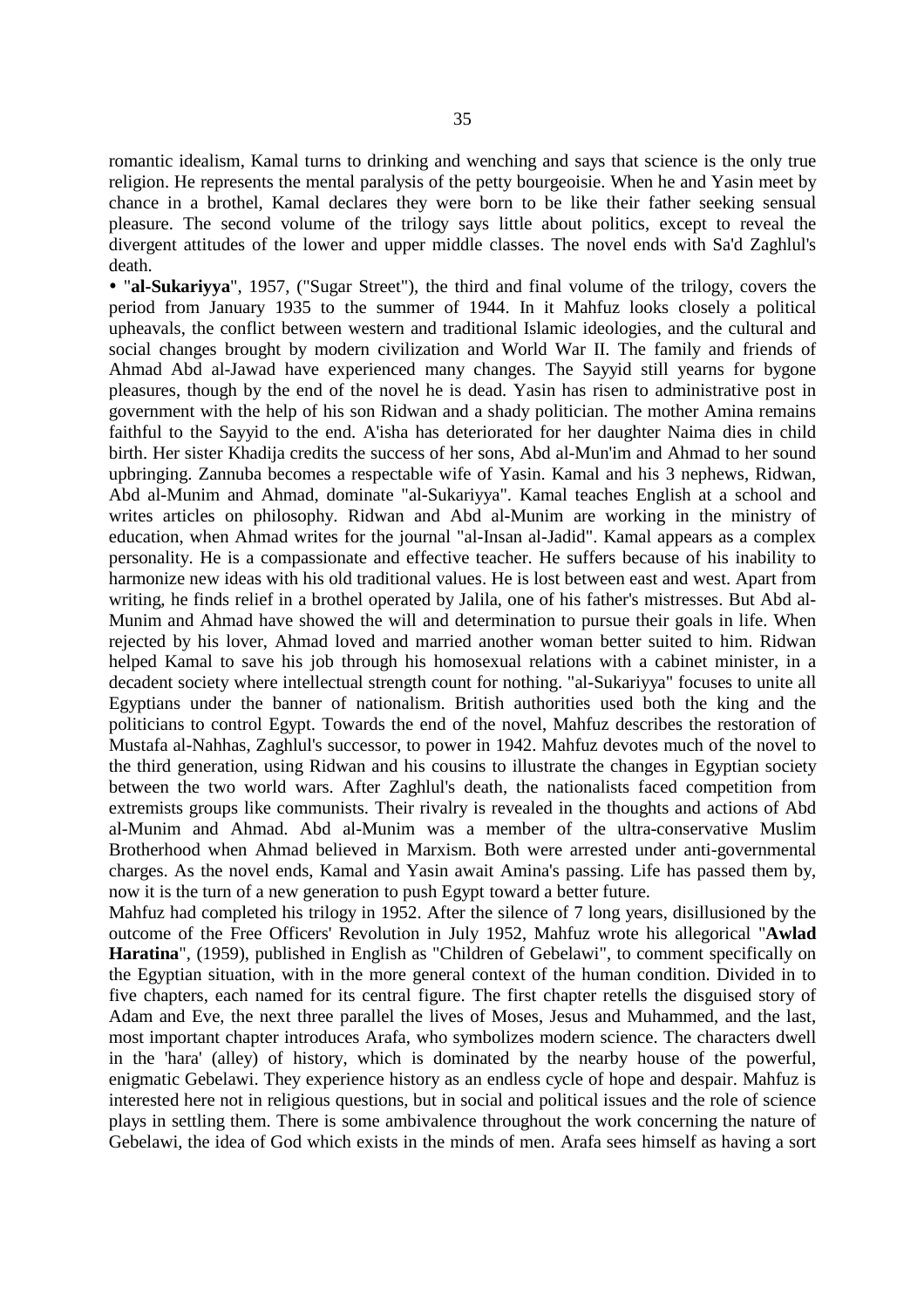romantic idealism, Kamal turns to drinking and wenching and says that science is the only true religion. He represents the mental paralysis of the petty bourgeoisie. When he and Yasin meet by chance in a brothel, Kamal declares they were born to be like their father seeking sensual pleasure. The second volume of the trilogy says little about politics, except to reveal the divergent attitudes of the lower and upper middle classes. The novel ends with Sa'd Zaghlul's death.

- "**al-Sukariyya**", 1957, ("Sugar Street"), the third and final volume of the trilogy, covers the period from January 1935 to the summer of 1944. In it Mahfuz looks closely a political upheavals, the conflict between western and traditional Islamic ideologies, and the cultural and social changes brought by modern civilization and World War II. The family and friends of Ahmad Abd al-Jawad have experienced many changes. The Sayyid still yearns for bygone pleasures, though by the end of the novel he is dead. Yasin has risen to administrative post in government with the help of his son Ridwan and a shady politician. The mother Amina remains faithful to the Sayyid to the end. A'isha has deteriorated for her daughter Naima dies in child birth. Her sister Khadija credits the success of her sons, Abd al-Mun'im and Ahmad to her sound upbringing. Zannuba becomes a respectable wife of Yasin. Kamal and his 3 nephews, Ridwan, Abd al-Munim and Ahmad, dominate "al-Sukariyya". Kamal teaches English at a school and writes articles on philosophy. Ridwan and Abd al-Munim are working in the ministry of education, when Ahmad writes for the journal "al-Insan al-Jadid". Kamal appears as a complex personality. He is a compassionate and effective teacher. He suffers because of his inability to harmonize new ideas with his old traditional values. He is lost between east and west. Apart from writing, he finds relief in a brothel operated by Jalila, one of his father's mistresses. But Abd al-Munim and Ahmad have showed the will and determination to pursue their goals in life. When rejected by his lover, Ahmad loved and married another woman better suited to him. Ridwan helped Kamal to save his job through his homosexual relations with a cabinet minister, in a decadent society where intellectual strength count for nothing. "al-Sukariyya" focuses to unite all Egyptians under the banner of nationalism. British authorities used both the king and the politicians to control Egypt. Towards the end of the novel, Mahfuz describes the restoration of Mustafa al-Nahhas, Zaghlul's successor, to power in 1942. Mahfuz devotes much of the novel to the third generation, using Ridwan and his cousins to illustrate the changes in Egyptian society between the two world wars. After Zaghlul's death, the nationalists faced competition from extremists groups like communists. Their rivalry is revealed in the thoughts and actions of Abd al-Munim and Ahmad. Abd al-Munim was a member of the ultra-conservative Muslim Brotherhood when Ahmad believed in Marxism. Both were arrested under anti-governmental charges. As the novel ends, Kamal and Yasin await Amina's passing. Life has passed them by, now it is the turn of a new generation to push Egypt toward a better future.

Mahfuz had completed his trilogy in 1952. After the silence of 7 long years, disillusioned by the outcome of the Free Officers' Revolution in July 1952, Mahfuz wrote his allegorical "**Awlad Haratina**", (1959), published in English as "Children of Gebelawi", to comment specifically on the Egyptian situation, with in the more general context of the human condition. Divided in to five chapters, each named for its central figure. The first chapter retells the disguised story of Adam and Eve, the next three parallel the lives of Moses, Jesus and Muhammed, and the last, most important chapter introduces Arafa, who symbolizes modern science. The characters dwell in the 'hara' (alley) of history, which is dominated by the nearby house of the powerful, enigmatic Gebelawi. They experience history as an endless cycle of hope and despair. Mahfuz is interested here not in religious questions, but in social and political issues and the role of science plays in settling them. There is some ambivalence throughout the work concerning the nature of Gebelawi, the idea of God which exists in the minds of men. Arafa sees himself as having a sort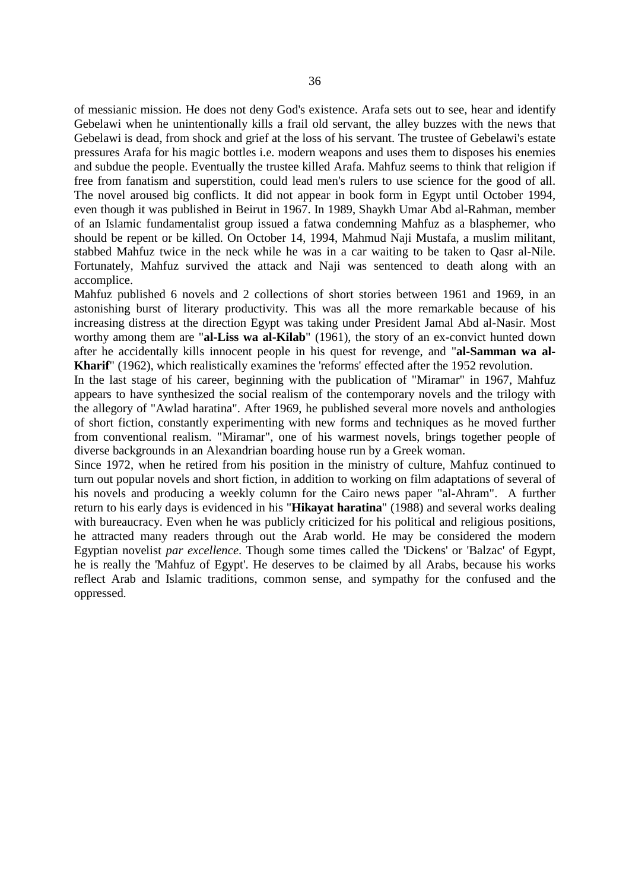of messianic mission. He does not deny God's existence. Arafa sets out to see, hear and identify Gebelawi when he unintentionally kills a frail old servant, the alley buzzes with the news that Gebelawi is dead, from shock and grief at the loss of his servant. The trustee of Gebelawi's estate pressures Arafa for his magic bottles i.e. modern weapons and uses them to disposes his enemies and subdue the people. Eventually the trustee killed Arafa. Mahfuz seems to think that religion if free from fanatism and superstition, could lead men's rulers to use science for the good of all. The novel aroused big conflicts. It did not appear in book form in Egypt until October 1994, even though it was published in Beirut in 1967. In 1989, Shaykh Umar Abd al-Rahman, member of an Islamic fundamentalist group issued a fatwa condemning Mahfuz as a blasphemer, who should be repent or be killed. On October 14, 1994, Mahmud Naji Mustafa, a muslim militant, stabbed Mahfuz twice in the neck while he was in a car waiting to be taken to Qasr al-Nile. Fortunately, Mahfuz survived the attack and Naji was sentenced to death along with an accomplice.

Mahfuz published 6 novels and 2 collections of short stories between 1961 and 1969, in an astonishing burst of literary productivity. This was all the more remarkable because of his increasing distress at the direction Egypt was taking under President Jamal Abd al-Nasir. Most worthy among them are "**al-Liss wa al-Kilab**" (1961), the story of an ex-convict hunted down after he accidentally kills innocent people in his quest for revenge, and "**al-Samman wa al-Kharif**" (1962), which realistically examines the 'reforms' effected after the 1952 revolution.

In the last stage of his career, beginning with the publication of "Miramar" in 1967, Mahfuz appears to have synthesized the social realism of the contemporary novels and the trilogy with the allegory of "Awlad haratina". After 1969, he published several more novels and anthologies of short fiction, constantly experimenting with new forms and techniques as he moved further from conventional realism. "Miramar", one of his warmest novels, brings together people of diverse backgrounds in an Alexandrian boarding house run by a Greek woman.

Since 1972, when he retired from his position in the ministry of culture, Mahfuz continued to turn out popular novels and short fiction, in addition to working on film adaptations of several of his novels and producing a weekly column for the Cairo news paper "al-Ahram". A further return to his early days is evidenced in his "**Hikayat haratina**" (1988) and several works dealing with bureaucracy. Even when he was publicly criticized for his political and religious positions, he attracted many readers through out the Arab world. He may be considered the modern Egyptian novelist *par excellence*. Though some times called the 'Dickens' or 'Balzac' of Egypt, he is really the 'Mahfuz of Egypt'. He deserves to be claimed by all Arabs, because his works reflect Arab and Islamic traditions, common sense, and sympathy for the confused and the oppressed.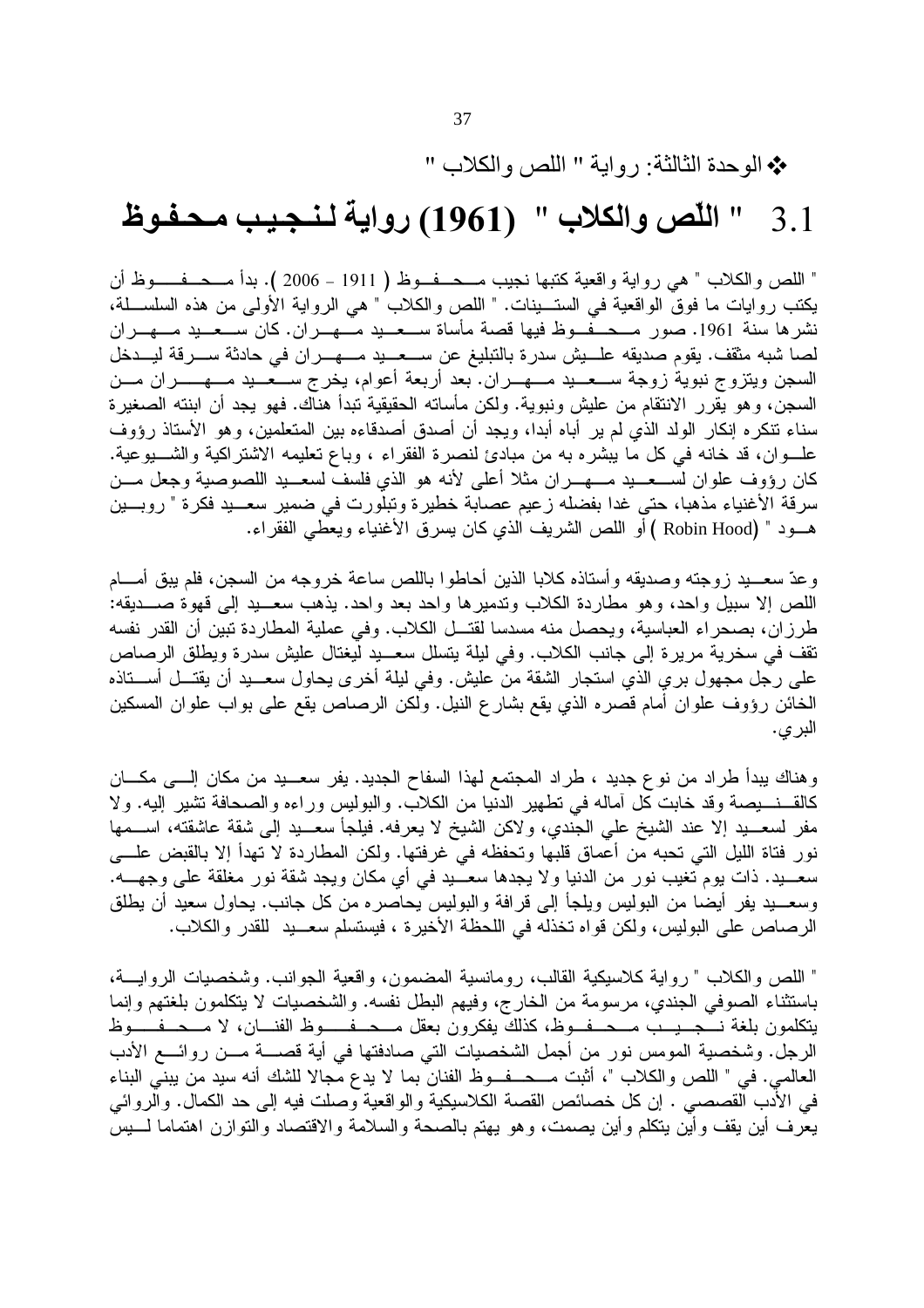❖ الوحدة الثالثة: رواية " اللص والكلاب "

# 3.1 " اللّص والكلاب " (1961) رواية لنجيب محفوظ

" اللص والكلاب " هي رواية واقعية كتبها نجيب محفوظ ( 1911 – 2006 ). بدأ محفوظ أن يكتب روايات ما فوق الواقعية في الستينات. " اللص والكلاب " هي الرواية الأولى من هذه السلسلة، نشرها سنة 1961. صور محفوظ فيها قصة مأساة سعيد مهران. كان سعيد مهران لصا شبه مثقف. يقوم صديقه عليش سدرة بالتبليغ عن سعيد مهران في حادثة سرقة ليدخل السجن ويتزوج نبوية زوجة سعيد مهران. بعد أربعة أعوام، يخرج سعيد مهران من السجن، وهو يقرر الانتقام من عليش ونبوية. ولكن مأساته الحقيقية تبدأ هناك. فهو يجد أن ابنته الصغيرة سناء تنكره إنكار الولد الذي لم ير أباه أبدا، ويجد أن أصدق أصدقاءه بين المتعلمين، وهو الأستاذ رؤوف علوان، قد خانه في كل ما يبشره به من مبادئ لنصرة الفقراء ، وباع تعليمه الاشتراكية والشيوعية. كان رؤوف علوان لسعيد مهران مثلا أعلى لأنه هو الذي فلسف لسعيد اللصوصية وجعل من سرقة الأغنياء مذهبا، حتى غدا بفضله زعيم عصابة خطيرة وتبلورت في ضمير سعيد فكرة " روبين هود " (Robin Hood ) أو اللص الشريف الذي كان يسرق الأغنياء ويعطي الفقراء.

وعدّ سعيد زوجته وصديقه وأستاذه كلابا الذين أحاطوا باللص ساعة خروجه من السجن، فلم يبق أمام اللص إلا سبيل واحد، وهو مطاردة الكلاب وتدميرها واحد بعد واحد. يذهب سعيد إلى قهوة صديقه: طرزان، بصحراء العباسية، ويحصل منه مسدسا لقتل الكلاب. وفي عملية المطاردة تبين أن القدر نفسه تقف في سخرية مريرة إلى جانب الكلاب. وفي ليلة يتسلل سعيد ليغتال عليش سدرة ويطلق الرصاص على رجل مجهول بري الذي استجار الشقة من عليش. وفي ليلة أخرى يحاول سعيد أن يقتل أستاذه الخائن رؤوف علوان أمام قصره الذي يقع بشارع النيل. ولكن الرصاص يقع على بواب علوان المسكين البري.

وهناك يبدأ طراد من نوع جديد ، طراد المجتمع لهذا السفاح الجديد. يفر سعيد من مكان إلى مكان كالقنيصة وقد خابت كل آماله في تطهير الدنيا من الكلاب. والبوليس وراءه والصحافة تشير إليه. ولا مفر لسعيد إلا عند الشيخ علي الجندي، ولاكن الشيخ لا يعرفه. فيلجأ سعيد إلى شقة عاشقته، اسمها نور فتاة الليل التي تحبه من أعماق قلبها وتحفظه في غرفتها. ولكن المطاردة لا تهدأ إلا بالقبض على سعيد. ذات يوم تغيب نور من الدنيا ولا يجدها سعيد في أي مكان ويجد شقة نور مغلقة على وجهه. وسعيد يفر أيضا من البوليس ويلجأ إلى قرافة والبوليس يحاصره من كل جانب. يحاول سعيد أن يطلق الرصاص على البوليس، ولكن قواه تخذله في اللحظة الأخيرة ، فيستسلم سعيد للقدر والكلاب.

" اللص والكلاب " رواية كلاسيكية القالب، رومانسية المضمون، واقعية الجوانب. وشخصيات الرواية، باستثناء الصوفي الجندي، مرسومة من الخارج، وفيهم البطل نفسه. والشخصيات لا يتكلمون بلغتهم وإنما يتكلمون بلغة نجيب محفوظ، كذلك يفكرون بعقل محفوظ الفنان، لا محفوظ الرجل. وشخصية المومس نور من أجمل الشخصيات التي صادفتها في أية قصة من روائع الأدب العالمي. في " اللص والكلاب "، أثبت محفوظ الفنان بما لا يدع مجالا للشك أنه سيد من يبني البناء في الأدب القصصي . إن كل خصائص القصة الكلاسيكية والواقعية وصلت فيه إلى حد الكمال. والروائي يعرف أين يقف وأين يتكلم وأين يصمت، وهو يهتم بالصحة والسلامة والاقتصاد والتوازن اهتماما ليس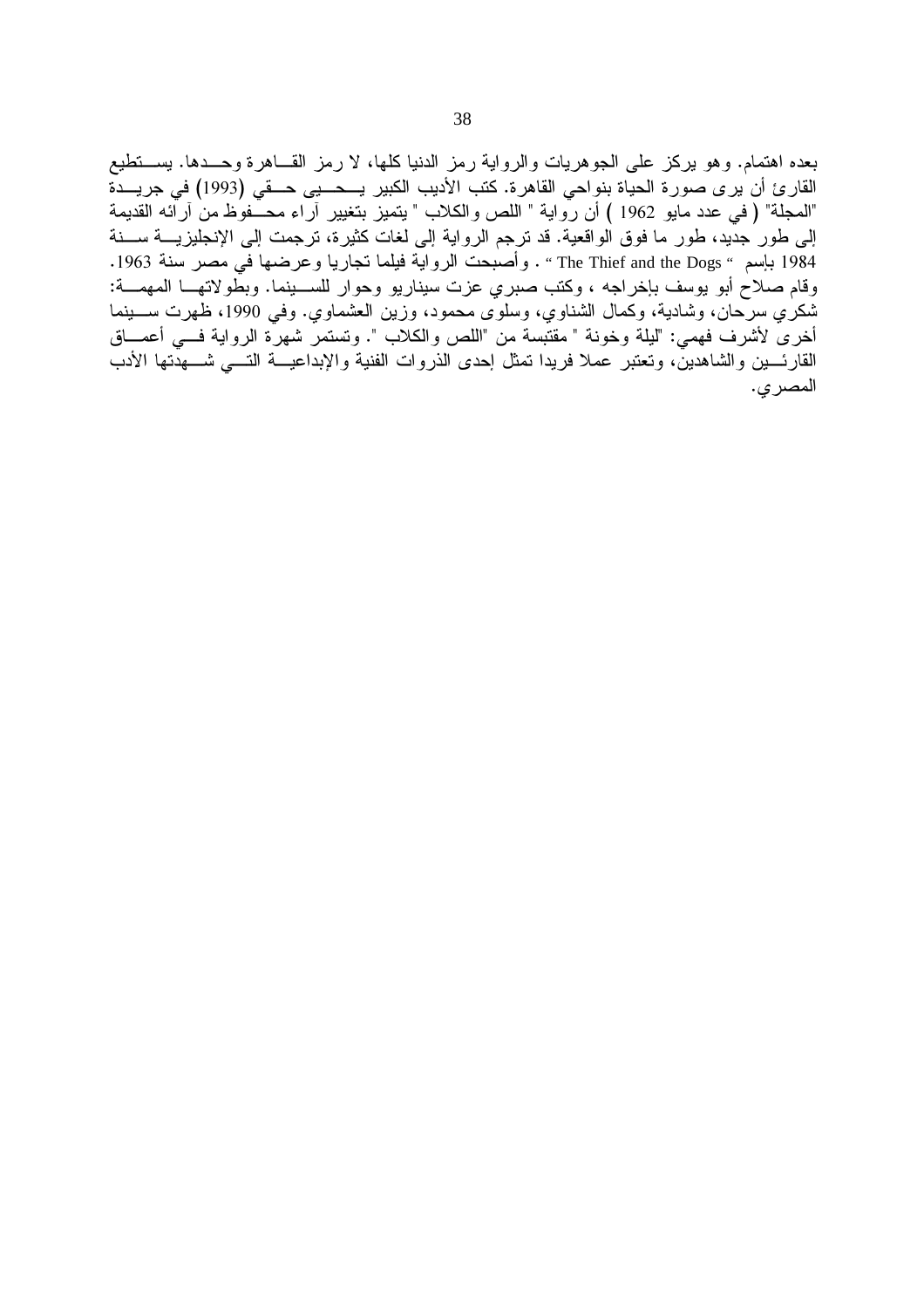بعده اهتمام. وهو يركز على الجوهريات والرواية رمز الدنيا كلها، لا رمز القاهرة وحدها. يستطيع القارئ أن يرى صورة الحياة بنواحي القاهرة. كتب الأديب الكبير يحيى حقي (1993) في جريدة "المجلة" ( في عدد مايو 1962 ) أن رواية " اللص والكلاب " يتميز بتغيير آراء محفوظ من آرائه القديمة إلى طور جديد، طور ما فوق الواقعية. قد ترجم الرواية إلى لغات كثيرة، ترجمت إلى الإنجليزية سنة 1984 بإسم " The Thief and the Dogs " . وأصبحت الرواية فيلما تجاريا وعرضها في مصر سنة 1963. وقام صلاح أبو يوسف بإخراجه ، وكتب صبري عزت سيناريو وحوار للسينما. وبطولاتها المهمة: شكري سرحان، وشادية، وكمال الشناوي، وسلوى محمود، وزين العشماوي. وفي 1990، ظهرت سينما أخرى لأشرف فهمي: "ليلة وخونة " مقتبسة من "اللص والكلاب ". وتستمر شهرة الرواية في أعماق القارئين والشاهدين، وتعتبر عملا فريدا تمثل إحدى الذروات الفنية والإبداعية التي شهدتها الأدب المصري.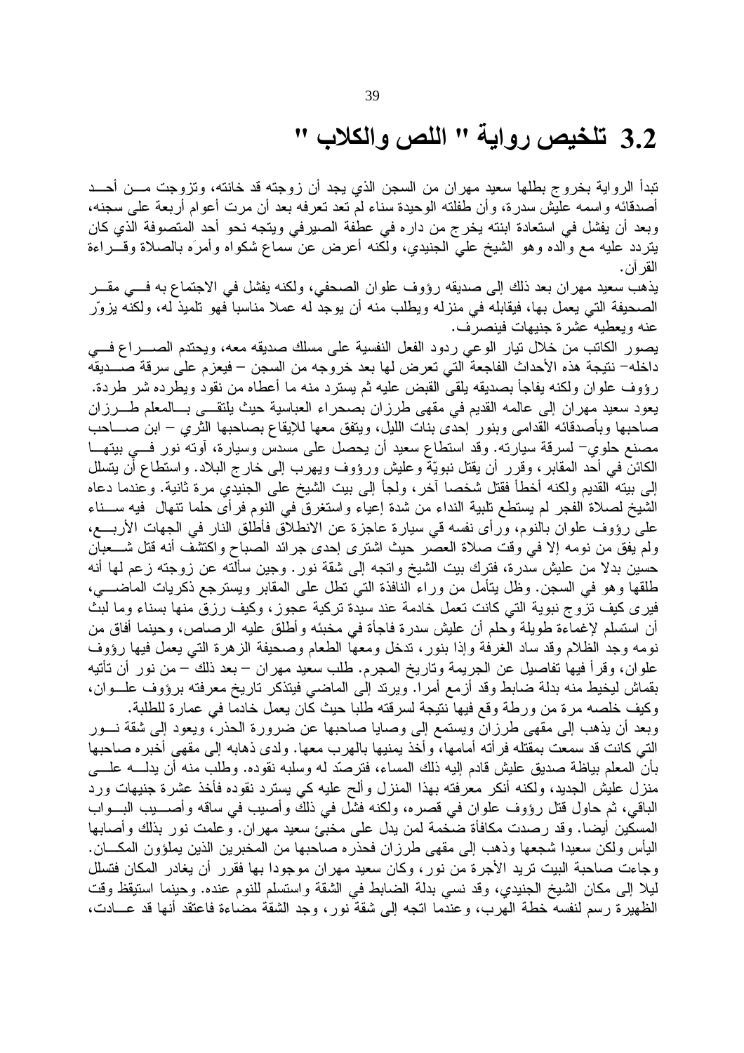## 3.2 تلخيص رواية " اللص والكلاب "

تبدأ الرواية بخروج بطلها سعيد مهران من السجن الذي يجد أن زوجته قد خانته، وتزوجت من أحد أصدقائه واسمه عليش سدرة، وأن طفلته الوحيدة سناء لم تعد تعرفه بعد أن مرت أعوام أربعة على سجنه، وبعد أن يفشل في استعادة ابنته يخرج من داره في عطفة الصيرفي ويتجه نحو أحد المتصوفة الذي كان يتردد عليه مع والده وهو الشيخ علي الجنيدي، ولكنه أعرض عن سماع شكواه وأمرَه بالصلاة وقراءة القرآن.

يذهب سعيد مهران بعد ذلك إلى صديقه رؤوف علوان الصحفي، ولكنه يفشل في الاجتماع به في مقر الصحيفة التي يعمل بها، فيقابله في منزله ويطلب منه أن يوجد له عملا مناسبا فهو تلميذ له، ولكنه يزوّر عنه ويعطيه عشرة جنيهات فينصرف.

يصور الكاتب من خلال تيار الوعي ردود الفعل النفسية على مسلك صديقه معه، ويحتدم الصراع في داخله- نتيجة هذه الأحداث الفاجعة التي تعرض لها بعد خروجه من السجن – فيعزم على سرقة صديقه رؤوف علوان ولكنه يفاجأ بصديقه يلقي القبض عليه ثم يسترد منه ما أعطاه من نقود ويطرده شر طردة.

يعود سعيد مهران إلى عالمه القديم في مقهى طرزان بصحراء العباسية حيث يلتقي بالمعلم طرزان صاحبها وبأصدقائه القدامى وبنور إحدى بنات الليل، ويتفق معها للإيقاع بصاحبها الثري – ابن صاحب مصنع حلوي– لسرقة سيارته. وقد استطاع سعيد أن يحصل على مسدس وسيارة، وآوته نور في بيتها الكائن في أحد المقابر، وقرر أن يقتل نبويّة وعليش ورؤوف ويهرب إلى خارج البلاد. واستطاع أن يتسلل إلى بيته القديم ولكنه أخطأ فقتل شخصا آخر، ولجأ إلى بيت الشيخ علي الجنيدي مرة ثانية. وعندما دعاه الشيخ لصلاة الفجر لم يستطع تلبية النداء من شدة إعياء واستغرق في النوم فرأى حلما تنهال فيه سناء على رؤوف علوان بالنوم، ورأى نفسه في سيارة عاجزة عن الانطلاق فأطلق النار في الجهات الأربع، ولم يفق من نومه إلا في وقت صلاة العصر حيث اشترى إحدى جرائد الصباح واكتشف أنه قتل شعبان حسين بدلا من عليش سدرة، فترك بيت الشيخ واتجه إلى شقة نور. وحين سألته عن زوجته زعم لها أنه طلقها وهو في السجن. وظل يتأمل من وراء النافذة التي تطل على المقابر ويسترجع ذكريات الماضي، فيرى كيف تزوج نبوية التي كانت تعمل خادمة عند سيدة تركية عجوز، وكيف رزق منها بسناء وما لبث أن استسلم لإغماءة طويلة وحلم أن عليش سدرة فاجأة في مخبئه وأطلق عليه الرصاص، وحينما أفاق من نومه وجد الظلام وقد ساد الغرفة وإذا بنور، تدخل ومعها الطعام وصحيفة الزهرة التي يعمل فيها رؤوف علوان، وقرأ فيها تفاصيل عن الجريمة وتاريخ المجرم. طلب سعيد مهران – بعد ذلك – من نور أن تأتيه بقماش ليخيط منه بدلة ضابط وقد أزمع أمرا. ويرتد إلى الماضي فيتذكر تاريخ معرفته برؤوف علوان، وكيف خلصه مرة من ورطة وقع فيها نتيجة لسرقته طلبا حيث كان يعمل خادما في عمارة للطلبة.

وبعد أن يذهب إلى مقهى طرزان ويستمع إلى وصايا صاحبها عن ضرورة الحذر، ويعود إلى شقة نور التي كانت قد سمعت بمقتله فرأته أمامها، وأخذ يمنيها بالهرب معها. ولدى ذهابه إلى مقهى أخبره صاحبها بأن المعلم بياظة صديق عليش قادم إليه ذلك المساء، فترصّد له وسلبه نقوده. وطلب منه أن يدله على منزل عليش الجديد، ولكنه أنكر معرفته بهذا المنزل وألح عليه كي يسترد نقوده فأخذ عشرة جنيهات ورد الباقي، ثم حاول قتل رؤوف علوان في قصره، ولكنه فشل في ذلك وأصيب في ساقه وأصيب البواب المسكين أيضا. وقد رصدت مكافأة ضخمة لمن يدل على مخبئ سعيد مهران. وعلمت نور بذلك وأصابها اليأس ولكن سعيدا شجعها وذهب إلى مقهى طرزان فحذره صاحبها من المخبرين الذين يملؤون المكان. وجاءت صاحبة البيت تريد الأجرة من نور، وكان سعيد مهران موجودا بها فقرر أن يغادر المكان فتسلل ليلا إلى مكان الشيخ الجنيدي، وقد نسي بدلة الضابط في الشقة واستسلم للنوم عنده. وحينما استيقظ وقت الظهيرة رسم لنفسه خطة الهرب، وعندما اتجه إلى شقة نور، وجد الشقة مضاءة فاعتقد أنها قد عادت،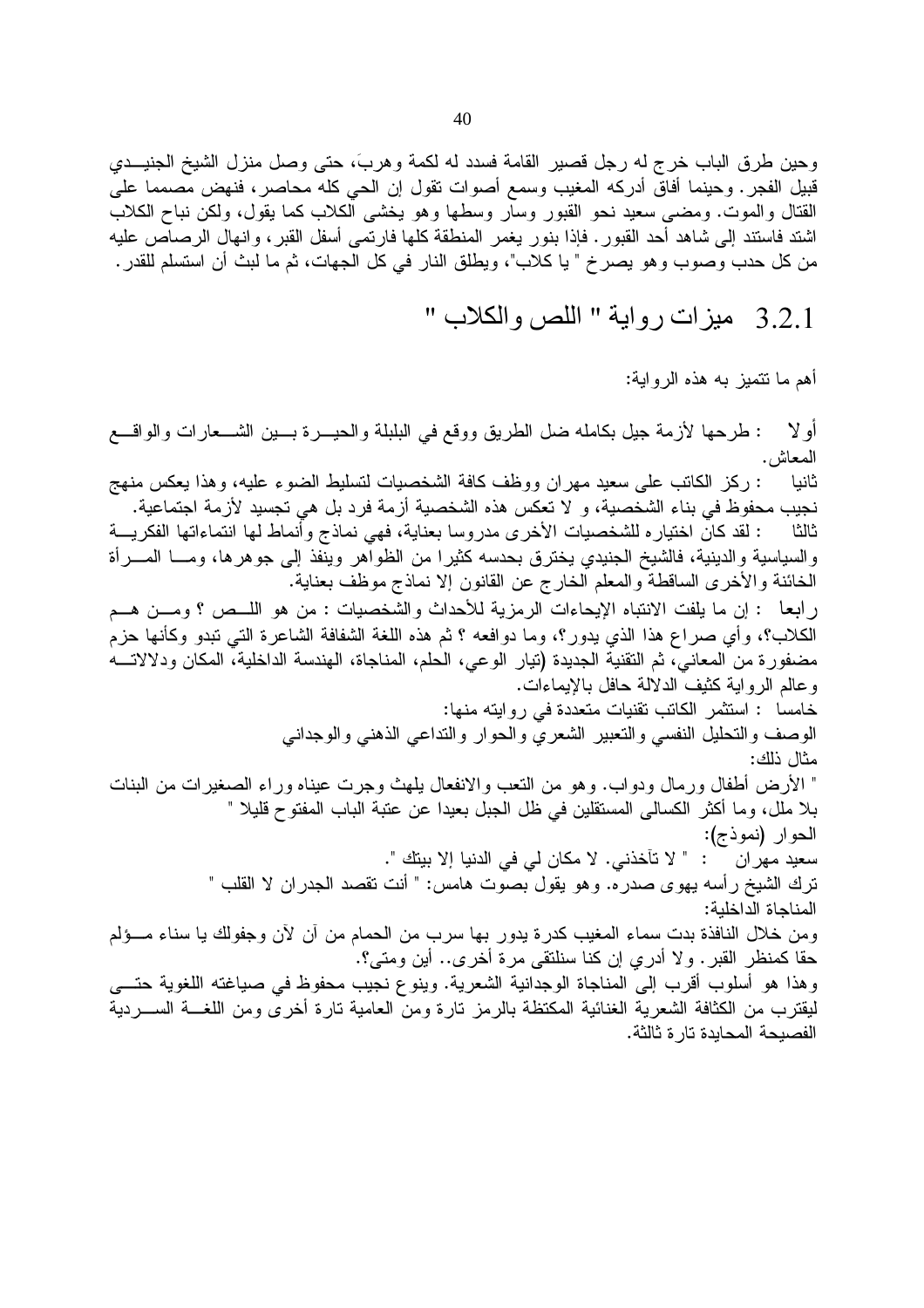وحين طرق الباب خرج له رجل قصير القامة فسدد له لكمة وهربَ، حتى وصل منزل الشيخ الجنيدي قبيل الفجر. وحينما أفاق أدركه المغيب وسمع أصوات تقول إن الحي كله محاصر، فنهض مصمما على القتال والموت. ومضى سعيد نحو القبور وسار وسطها وهو يخشى الكلاب كما يقول، ولكن نباح الكلاب اشتد فاستند إلى شاهد أحد القبور. فإذا بنور يغمر المنطقة كلها فارتمى أسفل القبر، وانهال الرصاص عليه من كل حدب وصوب وهو يصرخ " يا كلاب"، ويطلق النار في كل الجهات، ثم ما لبث أن استسلم للقدر.

## 3.2.1 ميزات رواية " اللص والكلاب "

أهم ما تتميز به هذه الرواية:

أولا : طرحها لأزمة جيل بكامله ضل الطريق ووقع في البلبلة والحيرة بين الشعارات والواقع المعاش.

ثانيا : ركز الكاتب على سعيد مهران ووظف كافة الشخصيات لتسليط الضوء عليه، وهذا يعكس منهج نجيب محفوظ في بناء الشخصية، و لا تعكس هذه الشخصية أزمة فرد بل هي تجسيد لأزمة اجتماعية.

ثالثا : لقد كان اختياره للشخصيات الأخرى مدروسا بعناية، فهي نماذج وأنماط لها انتماءاتها الفكرية والسياسية والدينية، فالشيخ الجنيدي يخترق بحدسه كثيرا من الظواهر وينفذ إلى جوهرها، ومــا المــرأة الخائنة والأخرى الساقطة والمعلم الخارج عن القانون إلا نماذج موظف بعناية.

رابعا : إن ما يلفت الانتباه الإيحاءات الرمزية للأحداث والشخصيات : من هو اللــص ؟ ومــن هــم الكلاب؟، وأي صراع هذا الذي يدور؟، وما دوافعه ؟ ثم هذه اللغة الشفافة الشاعرة التي تبدو وكأنها حزم مضفورة من المعاني، ثم التقنية الجديدة (تيار الوعي، الحلم، المناجاة، الهندسة الداخلية، المكان ودلالاتــه وعالم الرواية كثيف الدلالة حافل بالإيماءات.

خامسا : استثمر الكاتب تقنيات متعددة في روايته منها:

الوصف والتحليل النفسي والتعبير الشعري والحوار والتداعي الذهني والوجداني

مثال ذلك:

" الأرض أطفال ورمال ودواب. وهو من التعب والانفعال يلهث وجرت عيناه وراء الصغيرات من البنات بلا ملل، وما أكثر الكسالى المستقلين في ظل الجبل بعيدا عن عتبة الباب المفتوح قليلا "

الحوار (نموذج):

سعيد مهران : " لا تأخذني. لا مكان لي في الدنيا إلا بيتك ".

ترك الشيخ رأسه يهوى صدره. وهو يقول بصوت هامس: " أنت تقصد الجدران لا القلب "

المناجاة الداخلية:

ومن خلال النافذة بدت سماء المغيب كدرة يدور بها سرب من الحمام من آن لآن وجفولك يا سناء مــؤلم حقا كمنظر القبر. ولا أدري إن كنا سنلتقى مرة أخرى.. أين ومتى؟.

وهذا هو أسلوب أقرب إلى المناجاة الوجدانية الشعرية. وينوع نجيب محفوظ في صياغته اللغوية حتــى ليقترب من الكثافة الشعرية الغنائية المكتظة بالرمز تارة ومن العامية تارة أخرى ومن اللغــة الســردية الفصيحة المحايدة تارة ثالثة.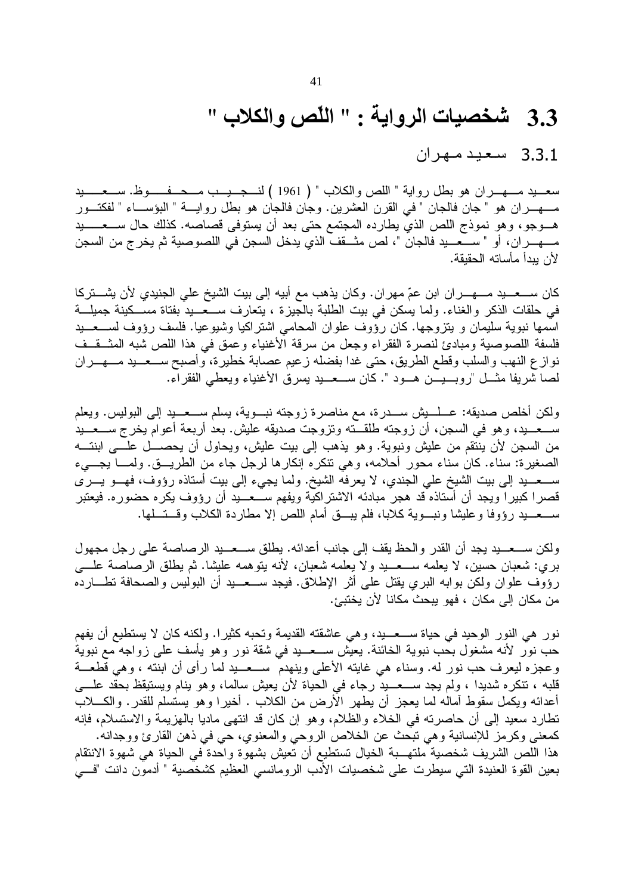## 3.3 شخصيات الرواية : " اللّص والكلاب "

### 3.3.1 سعيد مهران

سعيد مهران هو بطل رواية " اللص والكلاب " ( 1961 ) لنجيب محفوظ. سعيد مهران هو " جان فالجان " في القرن العشرين. وجان فالجان هو بطل رواية " البؤساء " لفكتور هوجو، وهو نموذج اللص الذي يطارده المجتمع حتى بعد أن يستوفى قصاصه. كذلك حال سعيد مهران، أو " سعيد فالجان "، لص مثقف الذي يدخل السجن في اللصوصية ثم يخرج من السجن لأن يبدأ مأساته الحقيقة.

كان سعيد مهران ابن عمّ مهران. وكان يذهب مع أبيه إلى بيت الشيخ علي الجنيدي لأن يشتركا في حلقات الذكر والغناء. ولما يسكن في بيت الطلبة بالجيزة ، يتعارف سعيد بفتاة مسكينة جميلة اسمها نبوية سليمان و يتزوجها. كان رؤوف علوان المحامي اشتراكيا وشيوعيا. فلسف رؤوف لسعيد فلسفة اللصوصية ومبادئ لنصرة الفقراء وجعل من سرقة الأغنياء وعمق في هذا اللص شبه المثقف نوازع النهب والسلب وقطع الطريق، حتى غدا بفضله زعيم عصابة خطيرة، وأصبح سعيد مهران لصا شريفا مثل "روبين هود ". كان سعيد يسرق الأغنياء ويعطي الفقراء.

ولكن أخلص صديقه: عليش سدرة، مع مناصرة زوجته نبوية، يسلم سعيد إلى البوليس. ويعلم سعيد، وهو في السجن، أن زوجته طلقته وتزوجت صديقه عليش. بعد أربعة أعوام يخرج سعيد من السجن لأن ينتقم من عليش ونبوية. وهو يذهب إلى بيت عليش، ويحاول أن يحصل على ابنته الصغيرة: سناء. كان سناء محور أحلامه، وهي تنكره إنكارها لرجل جاء من الطريق. ولما يجيء سعيد إلى بيت الشيخ علي الجندي، لا يعرفه الشيخ. ولما يجيء إلى بيت أستاذه رؤوف، فهو يرى قصرا كبيرا ويجد أن أستاذه قد هجر مبادئه الاشتراكية ويفهم سعيد أن رؤوف يكره حضوره. فيعتبر سعيد رؤوفا وعليشا ونبوية كلابا، فلم يبق أمام اللص إلا مطاردة الكلاب وقتلها.

ولكن سعيد يجد أن القدر والحظ يقف إلى جانب أعدائه. يطلق سعيد الرصاصة على رجل مجهول بري: شعبان حسين، لا يعلمه سعيد ولا يعلمه شعبان، لأنه يتوهمه عليشا. ثم يطلق الرصاصة على رؤوف علوان ولكن بوابه البري يقتل على أثر الإطلاق. فيجد سعيد أن البوليس والصحافة تطارده من مكان إلى مكان ، فهو يبحث مكانا لأن يختبئ.

نور هي النور الوحيد في حياة سعيد، وهي عاشقته القديمة وتحبه كثيرا. ولكنه كان لا يستطيع أن يفهم حب نور لأنه مشغول بحب نبوية الخائنة. يعيش سعيد في شقة نور وهو يأسف على زواجه مع نبوية وعجزه ليعرف حب نور له. وسناء هي غايته الأعلى وينهدم سعيد لما رأى أن ابنته ، وهي قطعة قلبه ، تنكره شديدا ، ولم يجد سعيد رجاء في الحياة لأن يعيش سالما، وهو ينام ويستيقظ بحقد على أعدائه ويكمل سقوط آماله لما يعجز أن يطهر الأرض من الكلاب . أخيرا وهو يستسلم للقدر. والكلاب تطارد سعيد إلى أن حاصرته في الخلاء والظلام، وهو إن كان قد انتهى ماديا بالهزيمة والاستسلام، فإنه كمعنى وكرمز للإنسانية وهي تبحث عن الخلاص الروحي والمعنوي، حي في ذهن القارئ ووجدانه.
هذا اللص الشريف شخصية ملتهبة الخيال تستطيع أن تعيش بشهوة واحدة في الحياة هي شهوة الانتقام بعين القوة العنيدة التي سيطرت على شخصيات الأدب الرومانسي العظيم كشخصية " أدمون دانت "في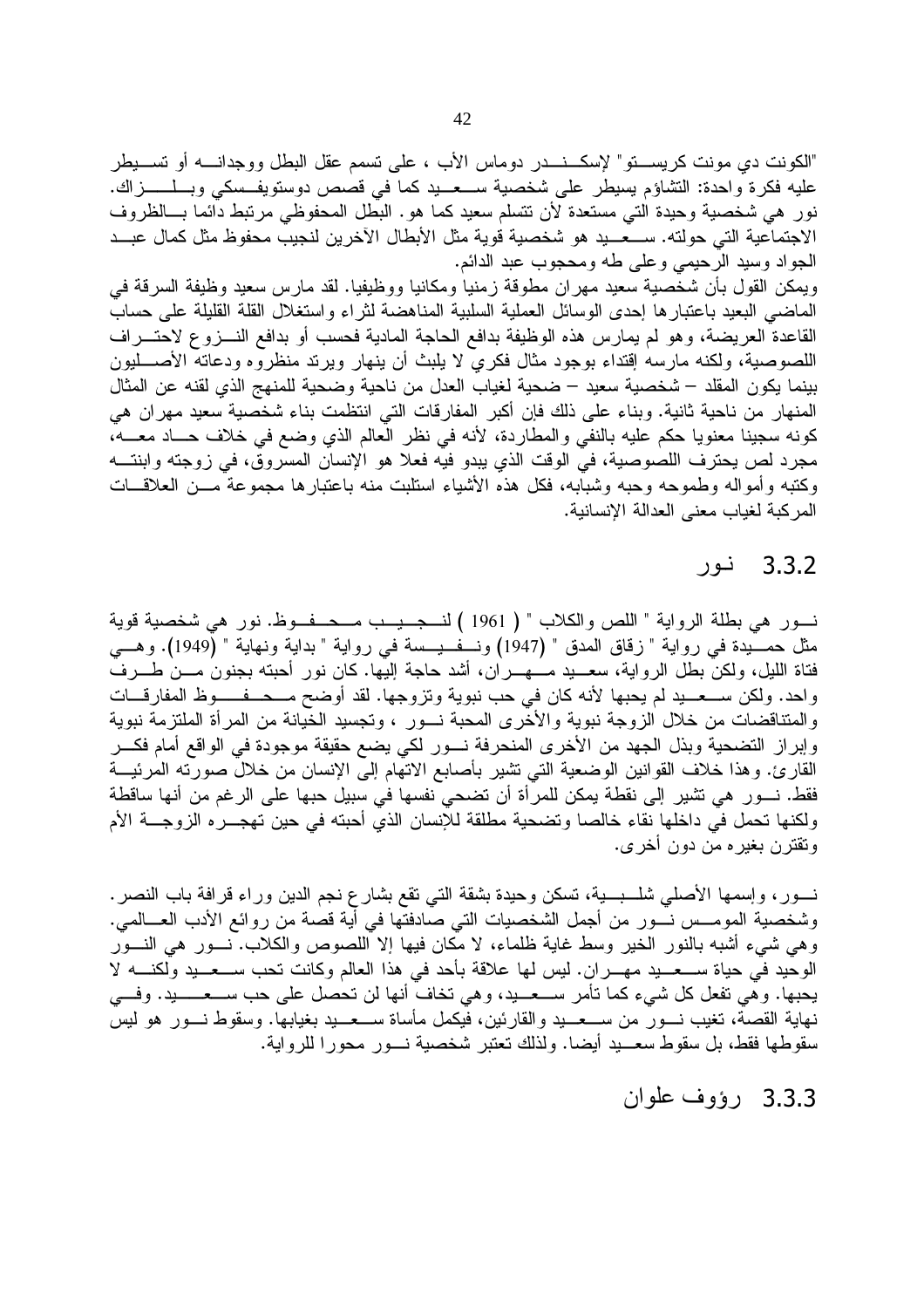"الكونت دي مونت كريستو" لإسكندر دوماس الأب ، على تسمم عقل البطل ووجدانه أو تسيطر عليه فكرة واحدة: التشاؤم يسيطر على شخصية سعيد كما في قصص دوستويفسكي وبلزاك. نور هي شخصية وحيدة التي مستعدة لأن تتسلم سعيد كما هو. البطل المحفوظي مرتبط دائما بالظروف الاجتماعية التي حولته. سعيد هو شخصية قوية مثل الأبطال الآخرين لنجيب محفوظ مثل كمال عبد الجواد وسيد الرحيمي وعلى طه ومحجوب عبد الدائم.

ويمكن القول بأن شخصية سعيد مهران مطوقة زمنيا ومكانيا ووظيفيا. لقد مارس سعيد وظيفة السرقة في الماضي البعيد باعتبارها إحدى الوسائل العملية السلبية المناهضة لثراء واستغلال القلة القليلة على حساب القاعدة العريضة، وهو لم يمارس هذه الوظيفة بدافع الحاجة المادية فحسب أو بدافع النزوع لاحتراف اللصوصية، ولكنه مارسه إقتداء بوجود مثال فكري لا يلبث أن ينهار ويرتد منظروه ودعاته الأصليون بينما يكون المقلد – شخصية سعيد – ضحية لغياب العدل من ناحية وضحية للمنهج الذي لقنه عن المثال المنهار من ناحية ثانية. وبناء على ذلك فإن أكبر المفارقات التي انتظمت بناء شخصية سعيد مهران هي كونه سجينا معنويا حكم عليه بالنفي والمطاردة، لأنه في نظر العالم الذي وضع في خلاف حاد معه، مجرد لص يحترف اللصوصية، في الوقت الذي يبدو فيه فعلا هو الإنسان المسروق، في زوجته وابنته وكتبه وأمواله وطموحه وحبه وشبابه، فكل هذه الأشياء استلبت منه باعتبارها مجموعة من العلاقات المركبة لغياب معنى العدالة الإنسانية.

### 3.3.2 نور

نور هي بطلة الرواية " اللص والكلاب " ( 1961 ) لنجيب محفوظ. نور هي شخصية قوية مثل حميدة في رواية " زقاق المدق " (1947) ونفيسة في رواية " بداية ونهاية " (1949). وهي فتاة الليل، ولكن بطل الرواية، سعيد مهران، أشد حاجة إليها. كان نور أحبته بجنون من طرف واحد. ولكن سعيد لم يحبها لأنه كان في حب نبوية وتزوجها. لقد أوضح محفوظ المفارقات والمتناقضات من خلال الزوجة نبوية والأخرى المحبة نور ، وتجسيد الخيانة من المرأة الملتزمة نبوية وإبراز التضحية وبذل الجهد من الأخرى المنحرفة نور لكي يضع حقيقة موجودة في الواقع أمام فكر القارئ. وهذا خلاف القوانين الوضعية التي تشير بأصابع الاتهام إلى الإنسان من خلال صورته المرئية فقط. نور هي تشير إلى نقطة يمكن للمرأة أن تضحي نفسها في سبيل حبها على الرغم من أنها ساقطة ولكنها تحمل في داخلها نقاء خالصا وتضحية مطلقة للإنسان الذي أحبته في حين تهجره الزوجة الأم وتقترن بغيره من دون أخرى.

نور، وإسمها الأصلي شلبية، تسكن وحيدة بشقة التي تقع بشارع نجم الدين وراء قرافة باب النصر. وشخصية المومس نور من أجمل الشخصيات التي صادفتها في أية قصة من روائع الأدب العالمي. وهي شيء أشبه بالنور الخير وسط غاية ظلماء، لا مكان فيها إلا اللصوص والكلاب. نور هي النور الوحيد في حياة سعيد مهران. ليس لها علاقة بأحد في هذا العالم وكانت تحب سعيد ولكنه لا يحبها. وهي تفعل كل شيء كما تأمر سعيد، وهي تخاف أنها لن تحصل على حب سعيد. وفي نهاية القصة، تغيب نور من سعيد والقارئين، فيكمل مأساة سعيد بغيابها. وسقوط نور هو ليس سقوطها فقط، بل سقوط سعيد أيضا. ولذلك تعتبر شخصية نور محورا للرواية.

### 3.3.3 رؤوف علوان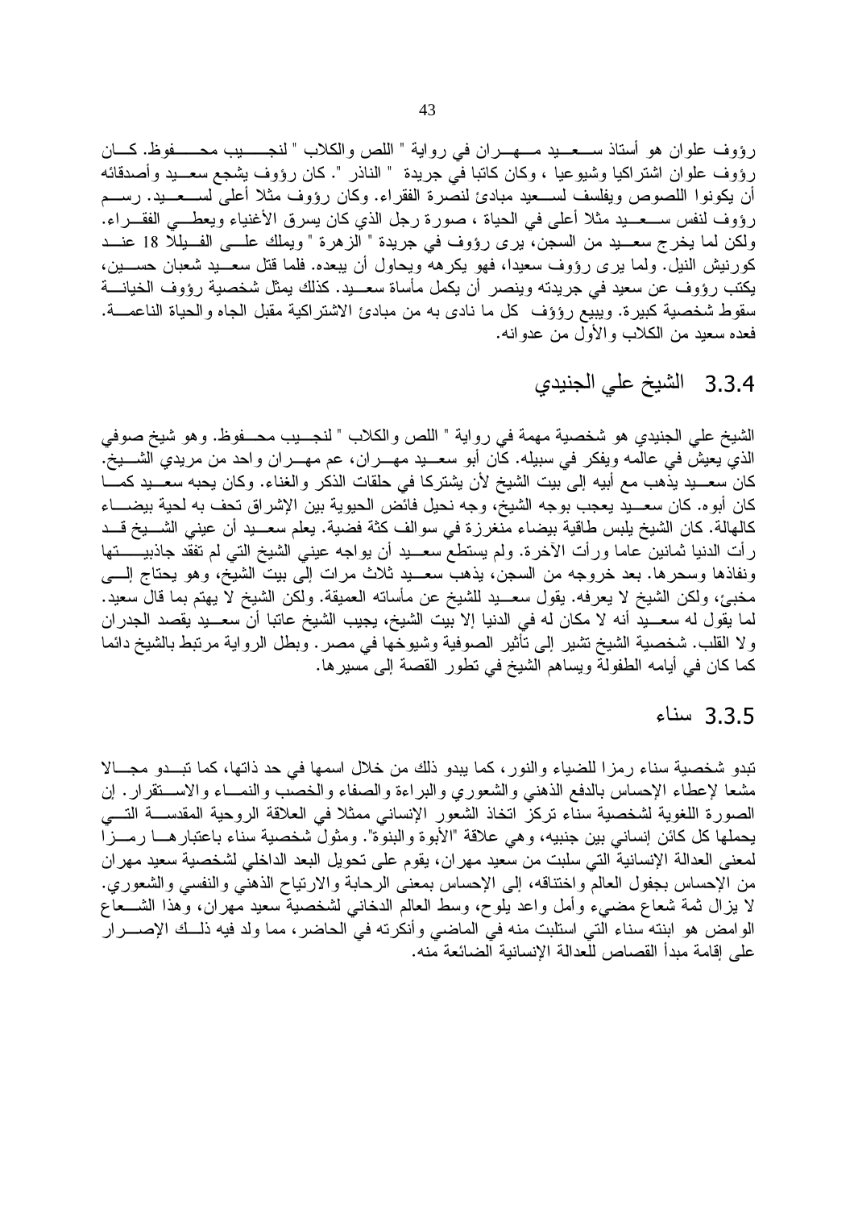رؤوف علوان هو أستاذ سعيد مهران في رواية " اللص والكلاب " لنجيب محفوظ. كان رؤوف علوان اشتراكيا وشيوعيا ، وكان كاتبا في جريدة " الناذر ". كان رؤوف يشجع سعيد وأصدقائه أن يكونوا اللصوص ويفلسف لسعيد مبادئ لنصرة الفقراء. وكان رؤوف مثلا أعلى لسعيد. رسم رؤوف لنفس سعيد مثلا أعلى في الحياة ، صورة رجل الذي كان يسرق الأغنياء ويعطي الفقراء. ولكن لما يخرج سعيد من السجن، يرى رؤوف في جريدة " الزهرة " ويملك على الفيلا 18 عند كورنيش النيل. ولما يرى رؤوف سعيدا، فهو يكرهه ويحاول أن يبعده. فلما قتل سعيد شعبان حسين، يكتب رؤوف عن سعيد في جريدته وينصر أن يكمل مأساة سعيد. كذلك يمثل شخصية رؤوف الخيانة سقوط شخصية كبيرة. ويبيع رؤؤف كل ما نادى به من مبادئ الاشتراكية مقبل الجاه والحياة الناعمة. فعده سعيد من الكلاب والأول من عدوانه.

## 3.3.4 الشيخ علي الجنيدي

الشيخ علي الجنيدي هو شخصية مهمة في رواية " اللص والكلاب " لنجيب محفوظ. وهو شيخ صوفي الذي يعيش في عالمه ويفكر في سبيله. كان أبو سعيد مهران، عم مهران واحد من مريدي الشيخ. كان سعيد يذهب مع أبيه إلى بيت الشيخ لأن يشتركا في حلقات الذكر والغناء. وكان يحبه سعيد كما كان أبوه. كان سعيد يعجب بوجه الشيخ، وجه نحيل فائض الحيوية بين الإشراق تحف به لحية بيضاء كالهالة. كان الشيخ يلبس طاقية بيضاء منغرزة في سوالف كثة فضية. يعلم سعيد أن عيني الشيخ قد رأت الدنيا ثمانين عاما ورأت الآخرة. ولم يستطع سعيد أن يواجه عيني الشيخ التي لم تفقد جاذبيتها ونفاذها وسحرها. بعد خروجه من السجن، يذهب سعيد ثلاث مرات إلى بيت الشيخ، وهو يحتاج إلى مخبئ، ولكن الشيخ لا يعرفه. يقول سعيد للشيخ عن مأساته العميقة. ولكن الشيخ لا يهتم بما قال سعيد. لما يقول له سعيد أنه لا مكان له في الدنيا إلا بيت الشيخ، يجيب الشيخ عاتبا أن سعيد يقصد الجدران ولا القلب. شخصية الشيخ تشير إلى تأثير الصوفية وشيوخها في مصر. وبطل الرواية مرتبط بالشيخ دائما كما كان في أيامه الطفولة ويساهم الشيخ في تطور القصة إلى مسيرها.

## 3.3.5 سناء

تبدو شخصية سناء رمزا للضياء والنور، كما يبدو ذلك من خلال اسمها في حد ذاتها، كما تبدو مجالا مشعا لإعطاء الإحساس بالدفع الذهني والشعوري والبراءة والصفاء والخصب والنماء والاستقرار. إن الصورة اللغوية لشخصية سناء تركز اتخاذ الشعور الإنساني ممثلا في العلاقة الروحية المقدسة التي يحملها كل كائن إنساني بين جنبيه، وهي علاقة "الأبوة والبنوة". ومثول شخصية سناء باعتبارها رمزا لمعنى العدالة الإنسانية التي سلبت من سعيد مهران، يقوم على تحويل البعد الداخلي لشخصية سعيد مهران من الإحساس بجفول العالم واختناقه، إلى الإحساس بمعنى الرحابة والارتياح الذهني والنفسي والشعوري. لا يزال ثمة شعاع مضيء وأمل واعد يلوح، وسط العالم الدخاني لشخصية سعيد مهران، وهذا الشعاع الوامض هو ابنته سناء التي استلبت منه في الماضي وأنكرته في الحاضر، مما ولد فيه ذلك الإصرار على إقامة مبدأ القصاص للعدالة الإنسانية الضائعة منه.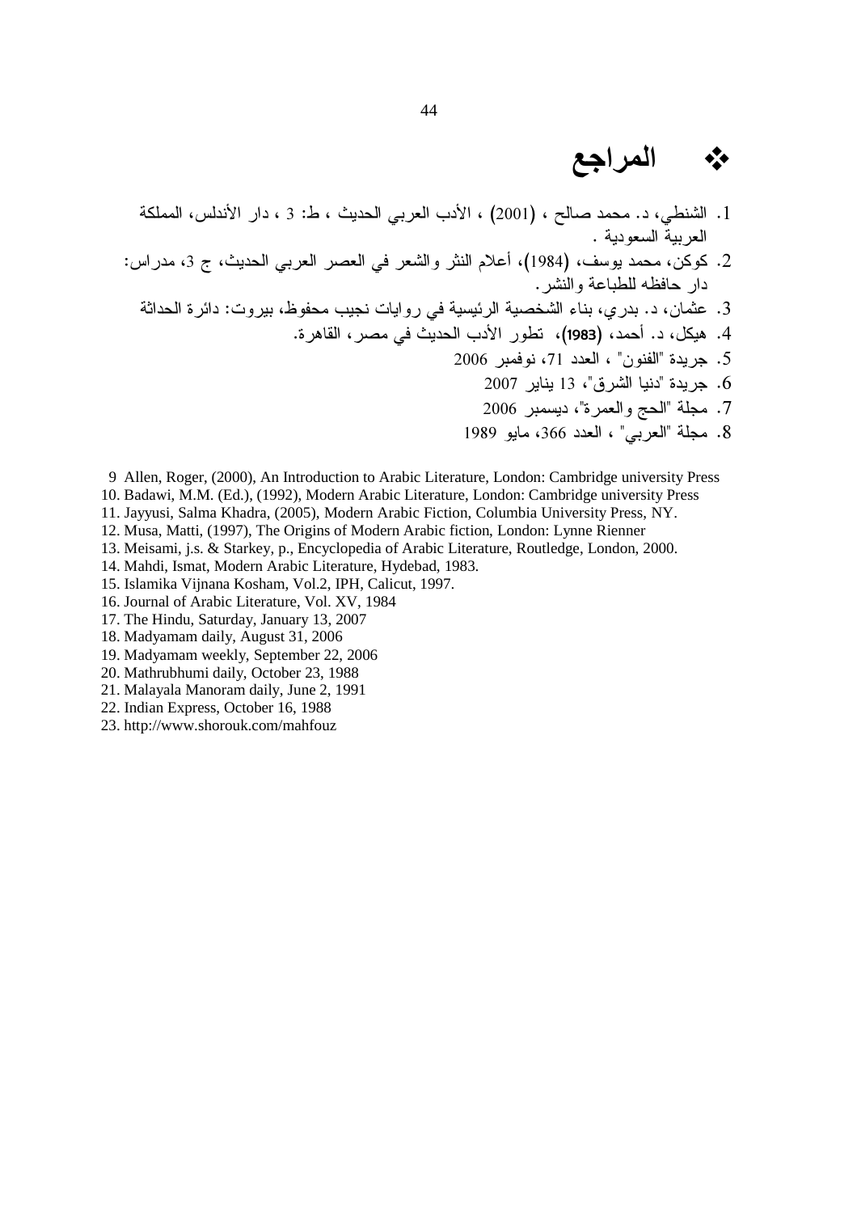# ❖ المراجع

1. الشنطي، د. محمد صالح ، (2001) ، الأدب العربي الحديث ، ط: 3 ، دار الأندلس، المملكة العربية السعودية .
2. كوكن، محمد يوسف، (1984)، أعلام النثر والشعر في العصر العربي الحديث، ج 3، مدراس: دار حافظه للطباعة والنشر.
3. عثمان، د. بدري، بناء الشخصية الرئيسية في روايات نجيب محفوظ، بيروت: دائرة الحداثة
4. هيكل، د. أحمد، (1983)، تطور الأدب الحديث في مصر، القاهرة.
5. جريدة "الفنون" ، العدد 71، نوفمبر 2006
6. جريدة "دنيا الشرق"، 13 يناير 2007
7. مجلة "الحج والعمرة"، ديسمبر 2006
8. مجلة "العربي" ، العدد 366، مايو 1989

9 Allen, Roger, (2000), An Introduction to Arabic Literature, London: Cambridge university Press
10. Badawi, M.M. (Ed.), (1992), Modern Arabic Literature, London: Cambridge university Press
11. Jayyusi, Salma Khadra, (2005), Modern Arabic Fiction, Columbia University Press, NY.
12. Musa, Matti, (1997), The Origins of Modern Arabic fiction, London: Lynne Rienner
13. Meisami, j.s. & Starkey, p., Encyclopedia of Arabic Literature, Routledge, London, 2000.
14. Mahdi, Ismat, Modern Arabic Literature, Hydebad, 1983.
15. Islamika Vijnana Kosham, Vol.2, IPH, Calicut, 1997.
16. Journal of Arabic Literature, Vol. XV, 1984
17. The Hindu, Saturday, January 13, 2007
18. Madyamam daily, August 31, 2006
19. Madyamam weekly, September 22, 2006
20. Mathrubhumi daily, October 23, 1988
21. Malayala Manoram daily, June 2, 1991
22. Indian Express, October 16, 1988
23. http://www.shorouk.com/mahfouz